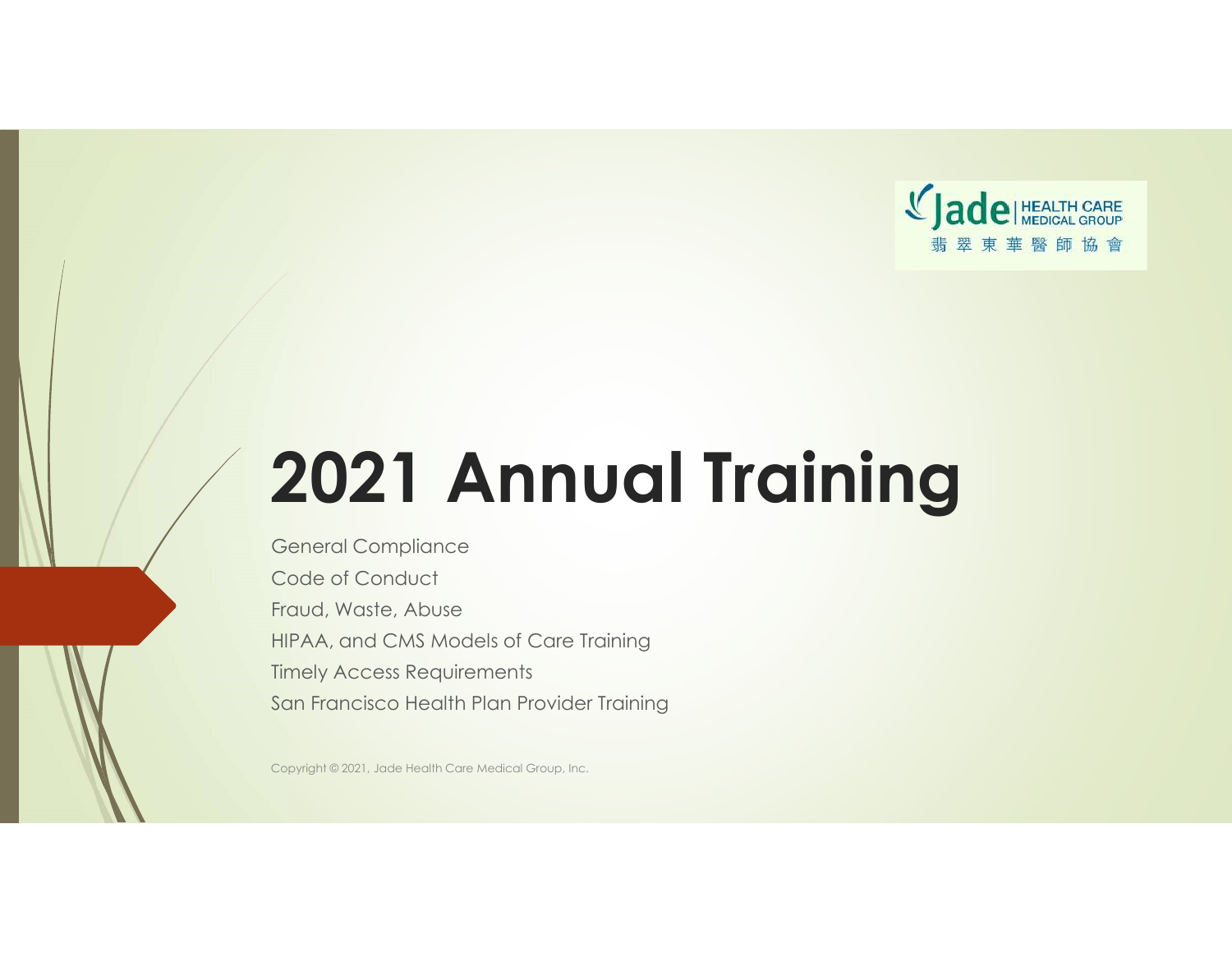Jade HEALTH CARE MEDICAL GROUP
翡翠東華醫師協會

# 2021 Annual Training

General Compliance
Code of Conduct
Fraud, Waste, Abuse
HIPAA, and CMS Models of Care Training
Timely Access Requirements
San Francisco Health Plan Provider Training

Copyright © 2021, Jade Health Care Medical Group, Inc.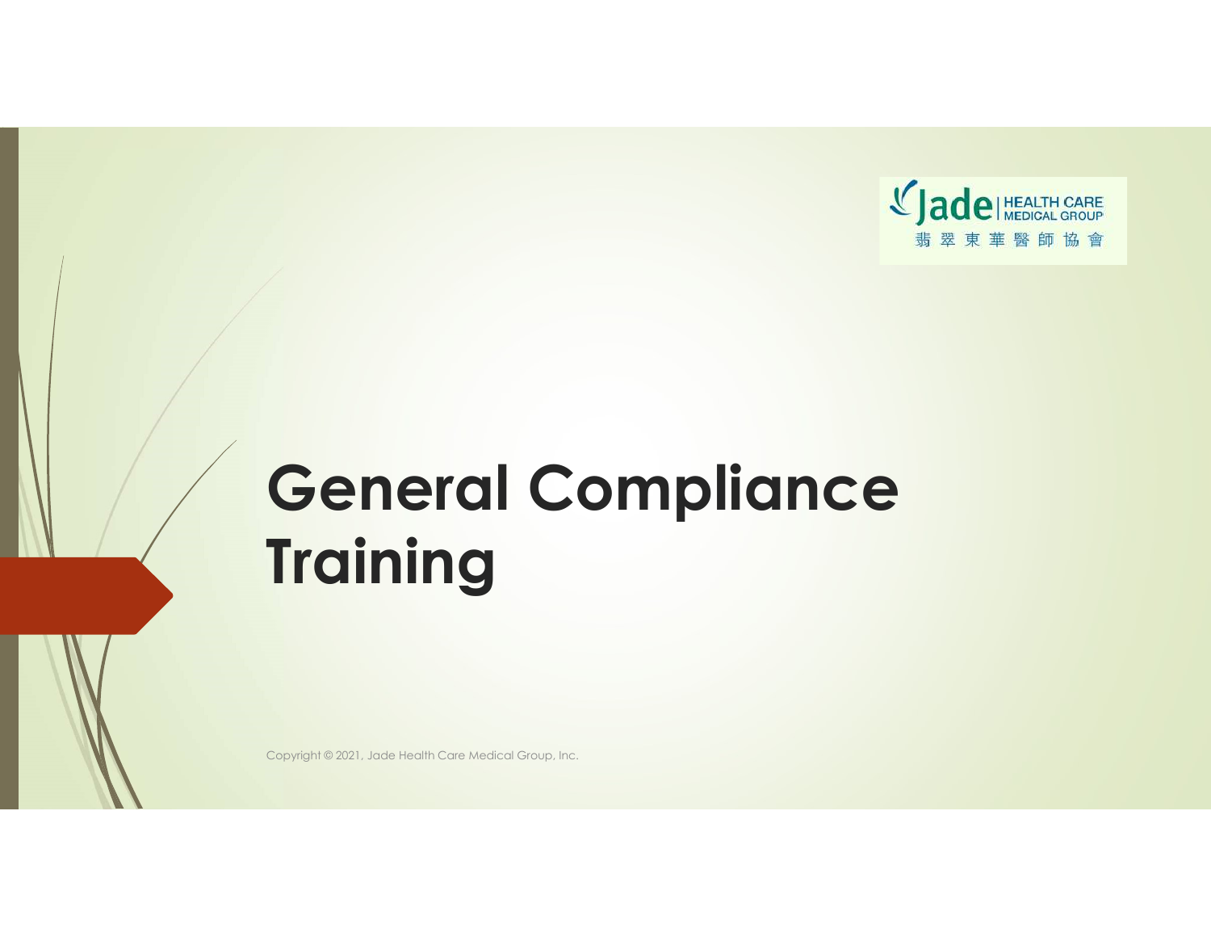# General Compliance Training

Copyright © 2021, Jade Health Care Medical Group, Inc.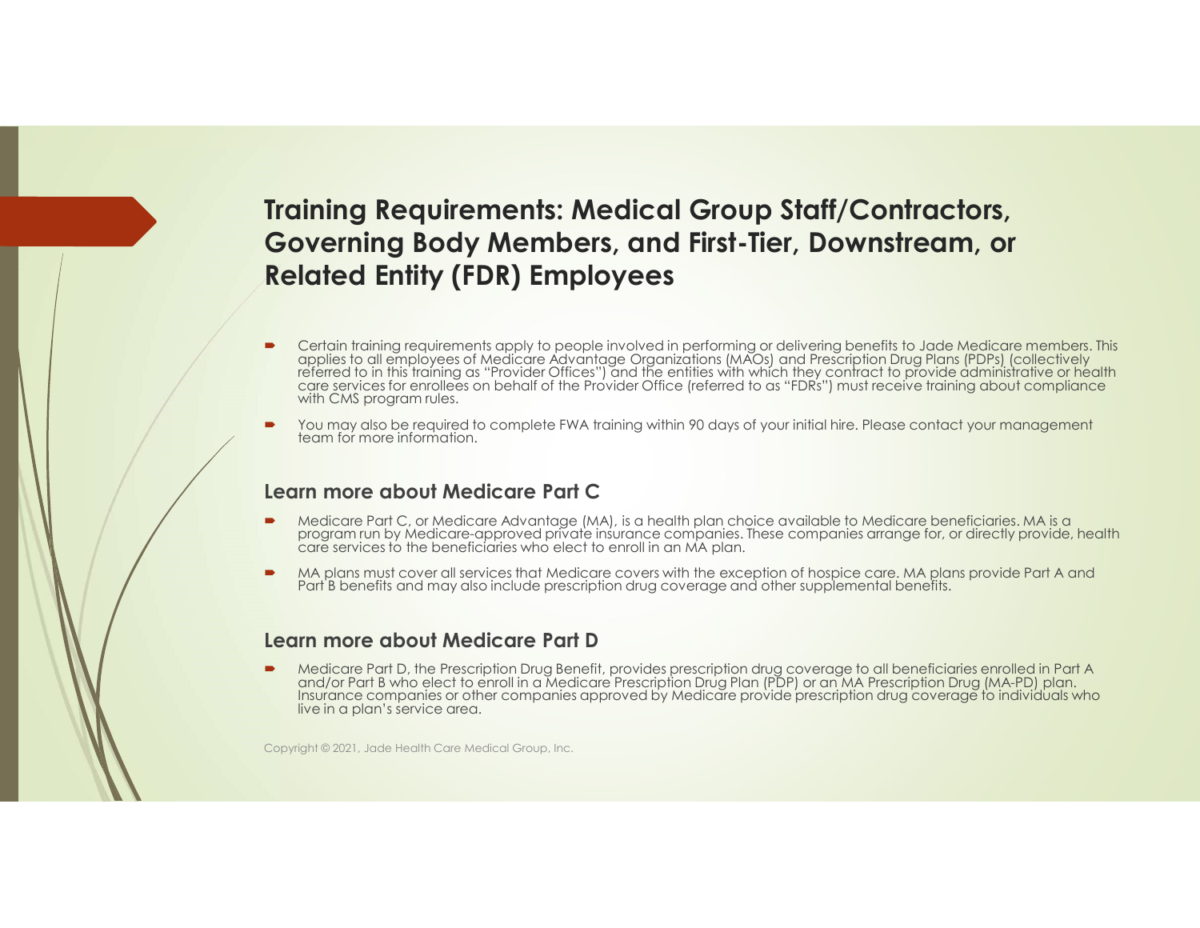## Training Requirements: Medical Group Staff/Contractors, Governing Body Members, and First-Tier, Downstream, or Related Entity (FDR) Employees

- Certain training requirements apply to people involved in performing or delivering benefits to Jade Medicare members. This applies to all employees of Medicare Advantage Organizations (MAOs) and Prescription Drug Plans (PDPs) (collectively referred to in this training as "Provider Offices") and the entities with which they contract to provide administrative or health care services for enrollees on behalf of the Provider Office (referred to as "FDRs") must receive training about compliance with CMS program rules.
- You may also be required to complete FWA training within 90 days of your initial hire. Please contact your management team for more information.

### Learn more about Medicare Part C

- Medicare Part C, or Medicare Advantage (MA), is a health plan choice available to Medicare beneficiaries. MA is a program run by Medicare-approved private insurance companies. These companies arrange for, or directly provide, health care services to the beneficiaries who elect to enroll in an MA plan.
- MA plans must cover all services that Medicare covers with the exception of hospice care. MA plans provide Part A and Part B benefits and may also include prescription drug coverage and other supplemental benefits.

### Learn more about Medicare Part D

- Medicare Part D, the Prescription Drug Benefit, provides prescription drug coverage to all beneficiaries enrolled in Part A and/or Part B who elect to enroll in a Medicare Prescription Drug Plan (PDP) or an MA Prescription Drug (MA-PD) plan. Insurance companies or other companies approved by Medicare provide prescription drug coverage to individuals who live in a plan's service area.

Copyright © 2021, Jade Health Care Medical Group, Inc.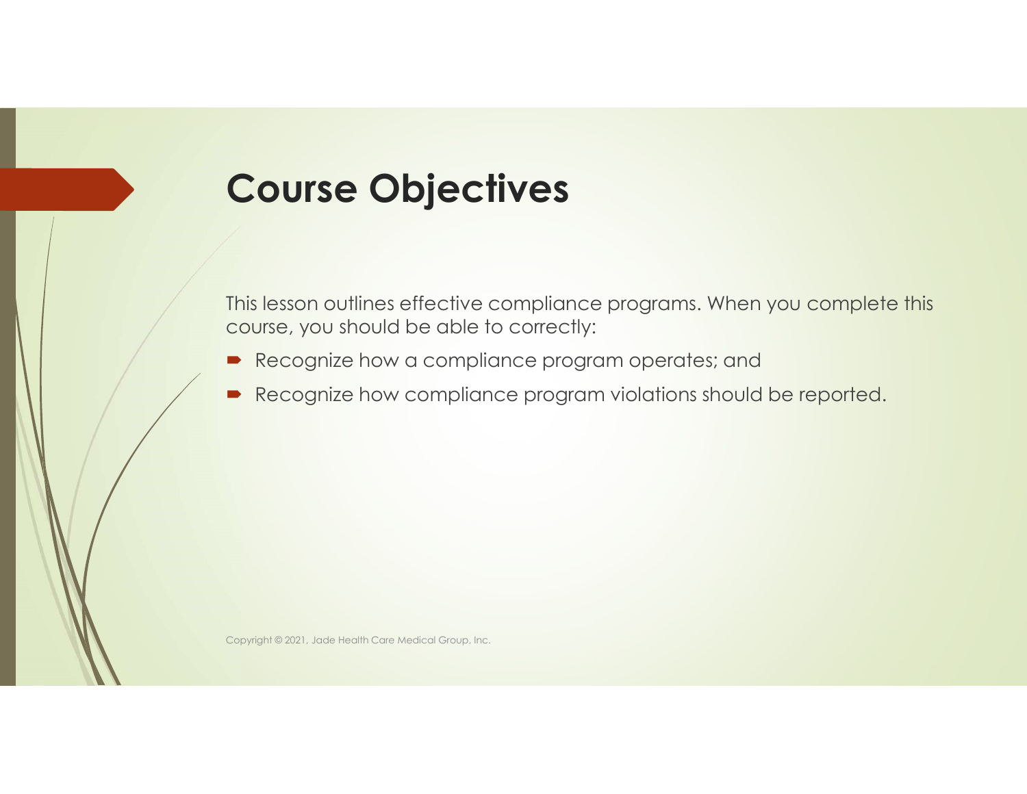# Course Objectives

This lesson outlines effective compliance programs. When you complete this course, you should be able to correctly:

- Recognize how a compliance program operates; and
- Recognize how compliance program violations should be reported.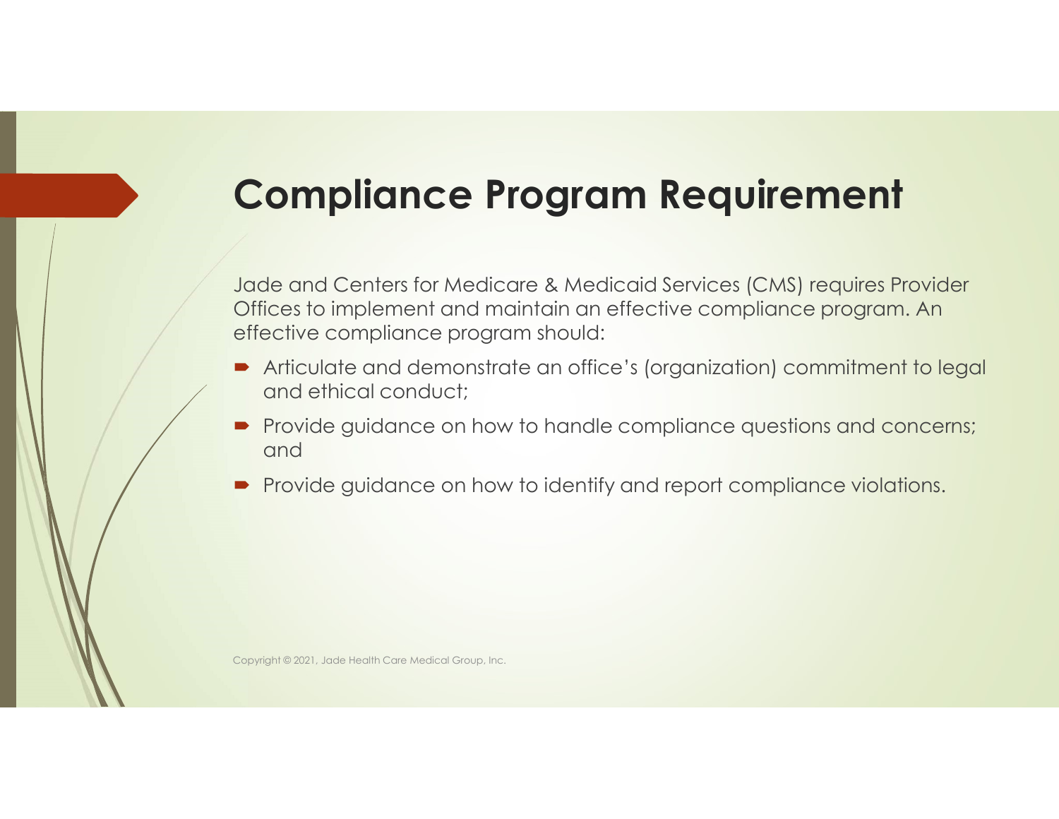# Compliance Program Requirement

Jade and Centers for Medicare & Medicaid Services (CMS) requires Provider Offices to implement and maintain an effective compliance program. An effective compliance program should:

- Articulate and demonstrate an office's (organization) commitment to legal and ethical conduct;
- Provide guidance on how to handle compliance questions and concerns; and
- Provide guidance on how to identify and report compliance violations.

Copyright © 2021, Jade Health Care Medical Group, Inc.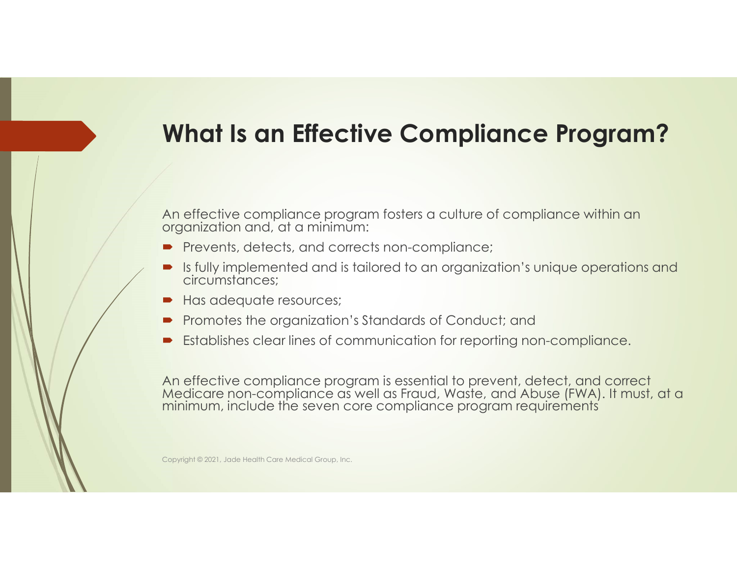## What Is an Effective Compliance Program?

An effective compliance program fosters a culture of compliance within an organization and, at a minimum:

- Prevents, detects, and corrects non-compliance;
- Is fully implemented and is tailored to an organization's unique operations and circumstances;
- Has adequate resources;
- Promotes the organization's Standards of Conduct; and
- Establishes clear lines of communication for reporting non-compliance.

An effective compliance program is essential to prevent, detect, and correct Medicare non-compliance as well as Fraud, Waste, and Abuse (FWA). It must, at a minimum, include the seven core compliance program requirements

Copyright © 2021, Jade Health Care Medical Group, Inc.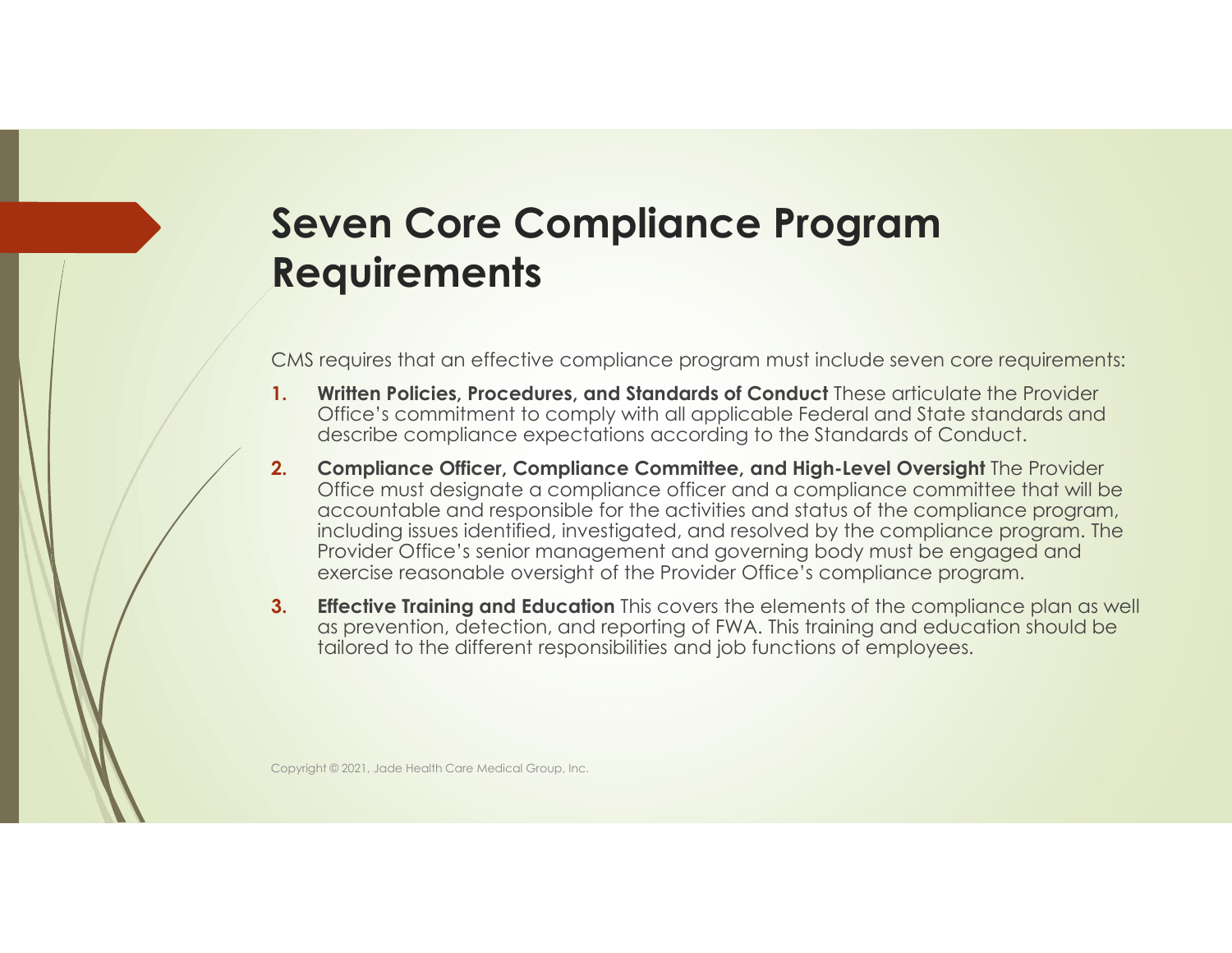# Seven Core Compliance Program Requirements

CMS requires that an effective compliance program must include seven core requirements:

1. **Written Policies, Procedures, and Standards of Conduct** These articulate the Provider Office's commitment to comply with all applicable Federal and State standards and describe compliance expectations according to the Standards of Conduct.
2. **Compliance Officer, Compliance Committee, and High-Level Oversight** The Provider Office must designate a compliance officer and a compliance committee that will be accountable and responsible for the activities and status of the compliance program, including issues identified, investigated, and resolved by the compliance program. The Provider Office's senior management and governing body must be engaged and exercise reasonable oversight of the Provider Office's compliance program.
3. **Effective Training and Education** This covers the elements of the compliance plan as well as prevention, detection, and reporting of FWA. This training and education should be tailored to the different responsibilities and job functions of employees.

Copyright © 2021, Jade Health Care Medical Group, Inc.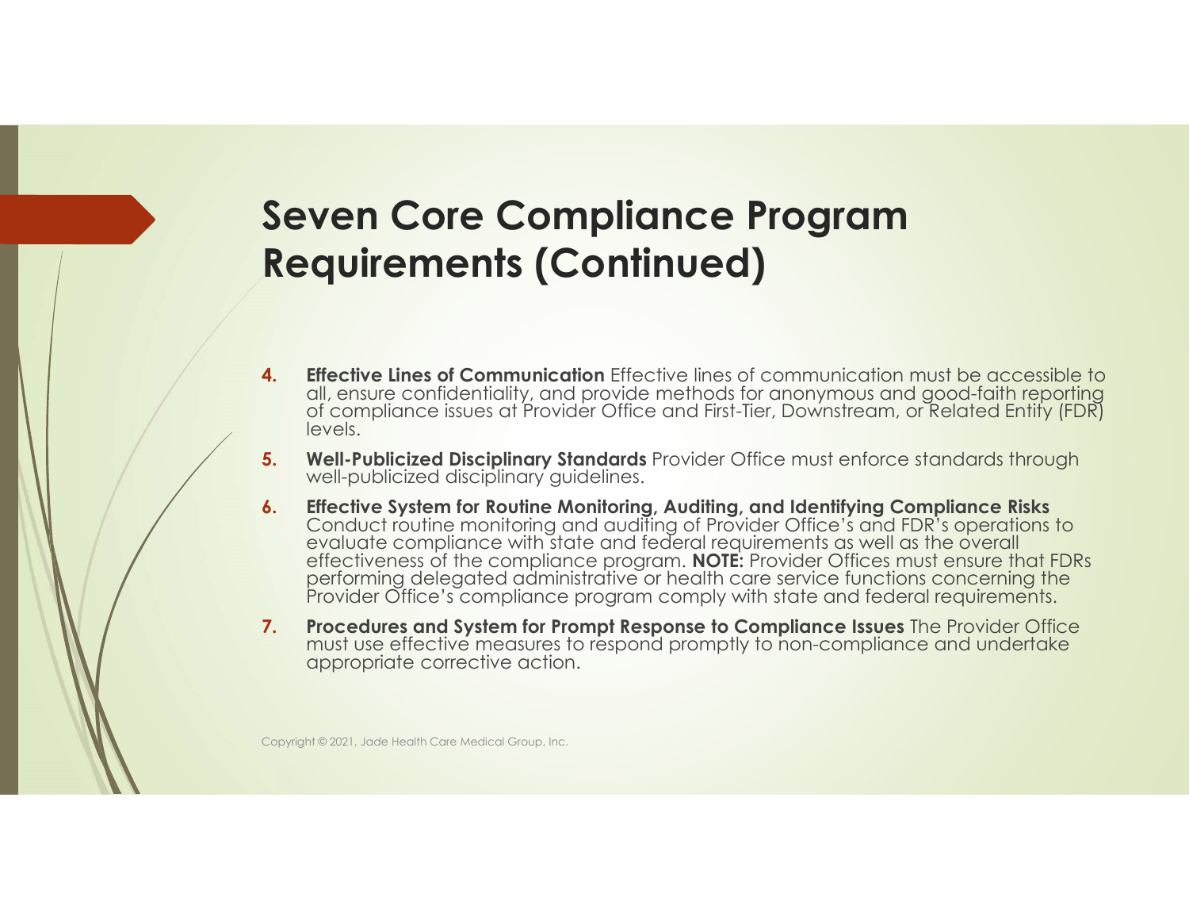# Seven Core Compliance Program Requirements (Continued)

4. **Effective Lines of Communication** Effective lines of communication must be accessible to all, ensure confidentiality, and provide methods for anonymous and good-faith reporting of compliance issues at Provider Office and First-Tier, Downstream, or Related Entity (FDR) levels.

5. **Well-Publicized Disciplinary Standards** Provider Office must enforce standards through well-publicized disciplinary guidelines.

6. **Effective System for Routine Monitoring, Auditing, and Identifying Compliance Risks** Conduct routine monitoring and auditing of Provider Office's and FDR's operations to evaluate compliance with state and federal requirements as well as the overall effectiveness of the compliance program. **NOTE:** Provider Offices must ensure that FDRs performing delegated administrative or health care service functions concerning the Provider Office's compliance program comply with state and federal requirements.

7. **Procedures and System for Prompt Response to Compliance Issues** The Provider Office must use effective measures to respond promptly to non-compliance and undertake appropriate corrective action.

Copyright © 2021, Jade Health Care Medical Group, Inc.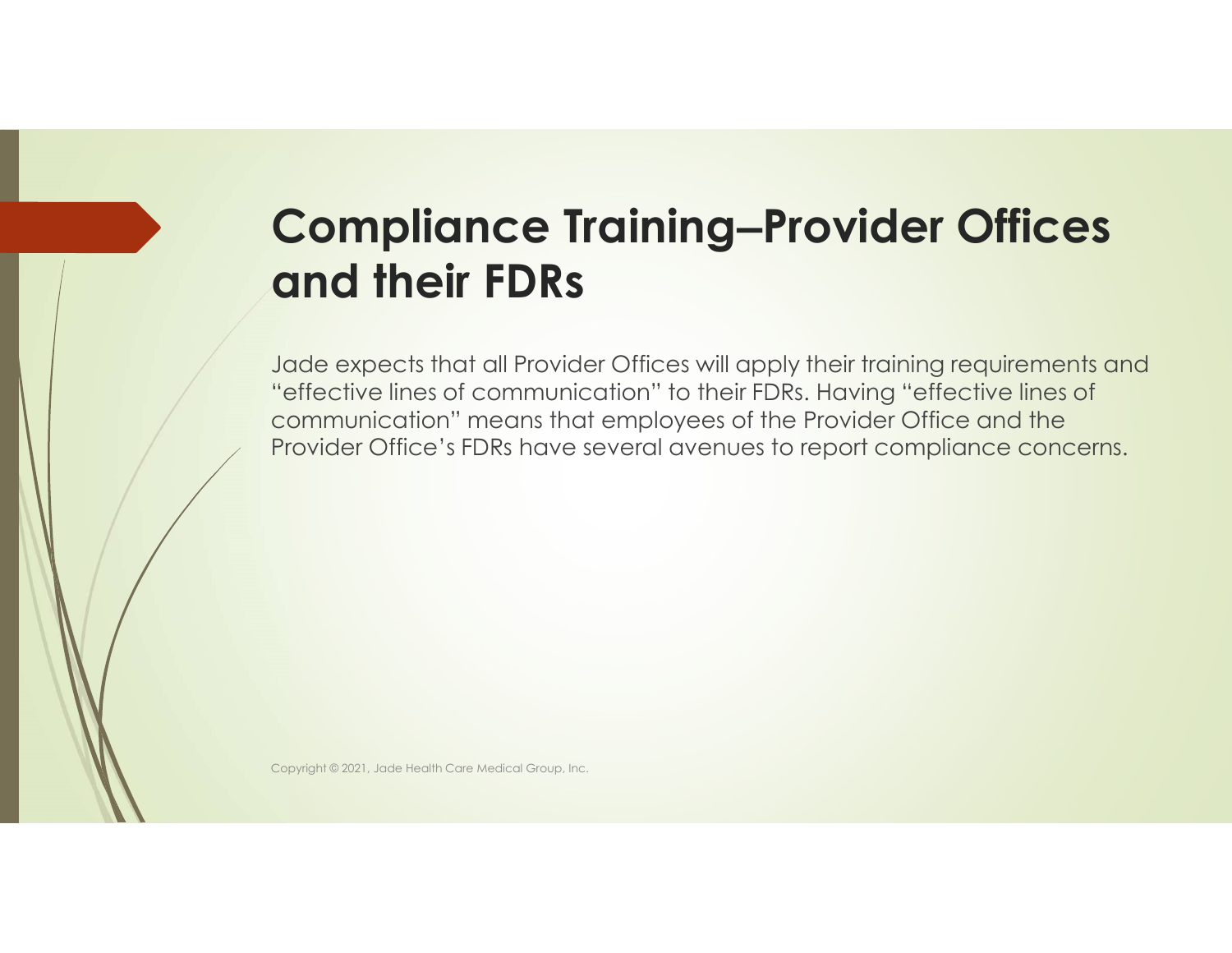# Compliance Training–Provider Offices and their FDRs

Jade expects that all Provider Offices will apply their training requirements and "effective lines of communication" to their FDRs. Having "effective lines of communication" means that employees of the Provider Office and the Provider Office's FDRs have several avenues to report compliance concerns.

Copyright © 2021, Jade Health Care Medical Group, Inc.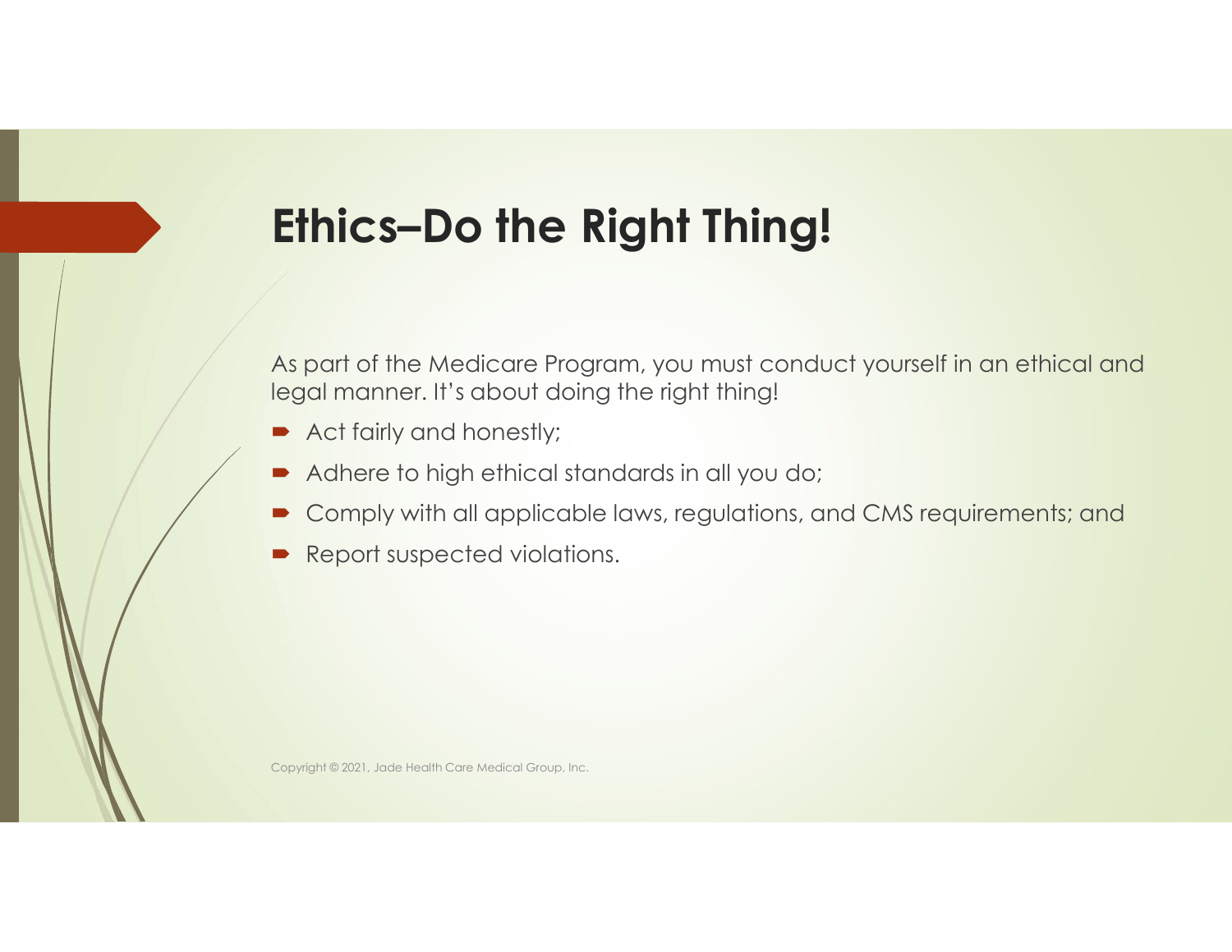# Ethics–Do the Right Thing!

As part of the Medicare Program, you must conduct yourself in an ethical and legal manner. It's about doing the right thing!

- Act fairly and honestly;
- Adhere to high ethical standards in all you do;
- Comply with all applicable laws, regulations, and CMS requirements; and
- Report suspected violations.

Copyright © 2021, Jade Health Care Medical Group, Inc.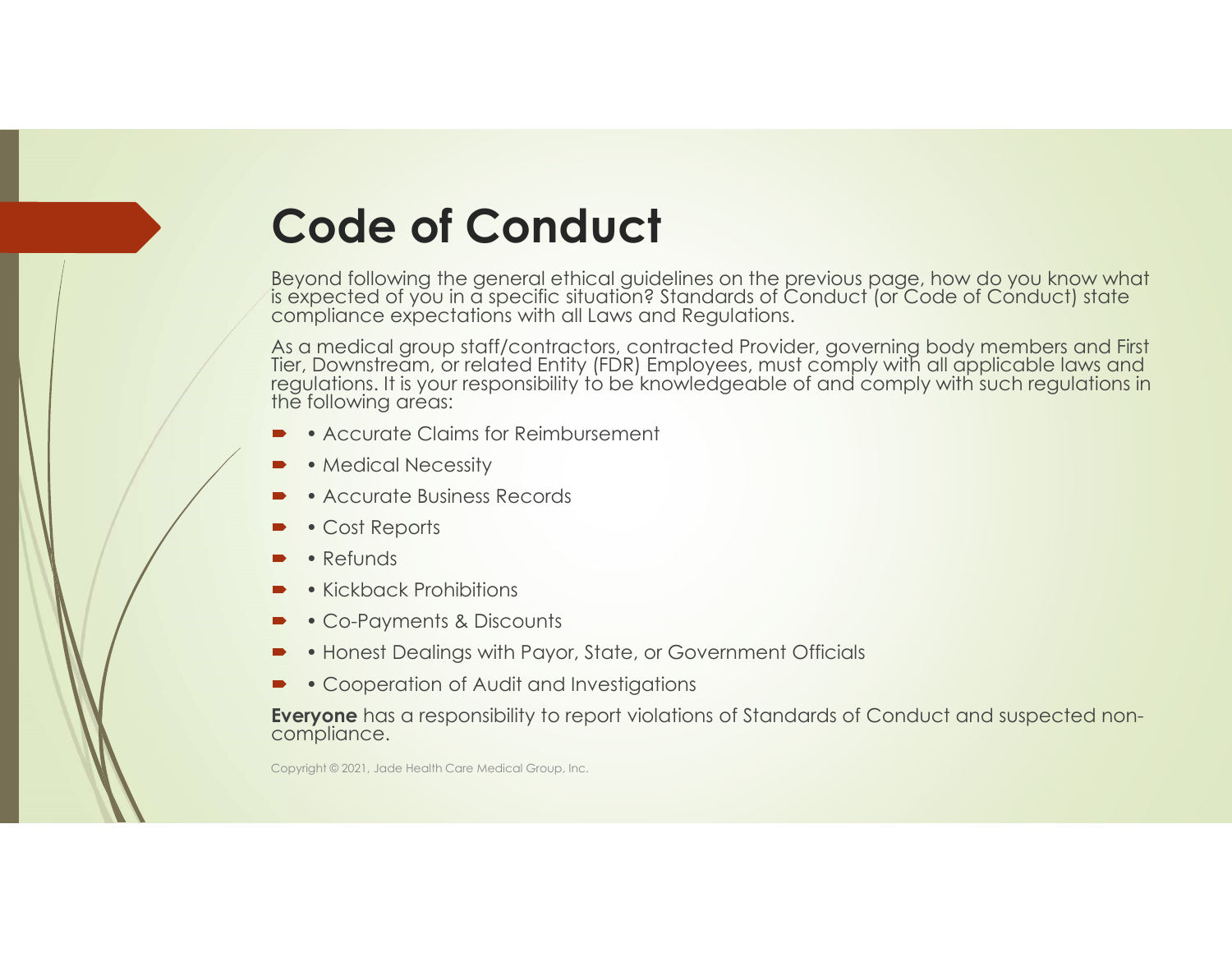# Code of Conduct

Beyond following the general ethical guidelines on the previous page, how do you know what is expected of you in a specific situation? Standards of Conduct (or Code of Conduct) state compliance expectations with all Laws and Regulations.

As a medical group staff/contractors, contracted Provider, governing body members and First Tier, Downstream, or related Entity (FDR) Employees, must comply with all applicable laws and regulations. It is your responsibility to be knowledgeable of and comply with such regulations in the following areas:

- • Accurate Claims for Reimbursement
- • Medical Necessity
- • Accurate Business Records
- • Cost Reports
- • Refunds
- • Kickback Prohibitions
- • Co-Payments & Discounts
- • Honest Dealings with Payor, State, or Government Officials
- • Cooperation of Audit and Investigations

**Everyone** has a responsibility to report violations of Standards of Conduct and suspected non-compliance.

Copyright © 2021, Jade Health Care Medical Group, Inc.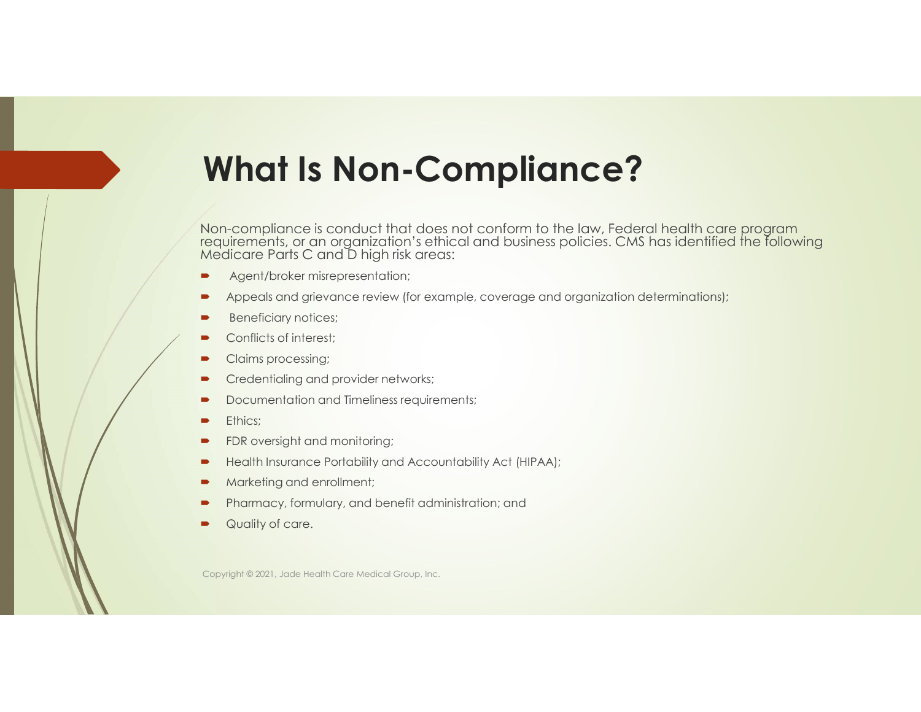# What Is Non-Compliance?

Non-compliance is conduct that does not conform to the law, Federal health care program requirements, or an organization's ethical and business policies. CMS has identified the following Medicare Parts C and D high risk areas:

- Agent/broker misrepresentation;
- Appeals and grievance review (for example, coverage and organization determinations);
- Beneficiary notices;
- Conflicts of interest;
- Claims processing;
- Credentialing and provider networks;
- Documentation and Timeliness requirements;
- Ethics;
- FDR oversight and monitoring;
- Health Insurance Portability and Accountability Act (HIPAA);
- Marketing and enrollment;
- Pharmacy, formulary, and benefit administration; and
- Quality of care.

Copyright © 2021, Jade Health Care Medical Group, Inc.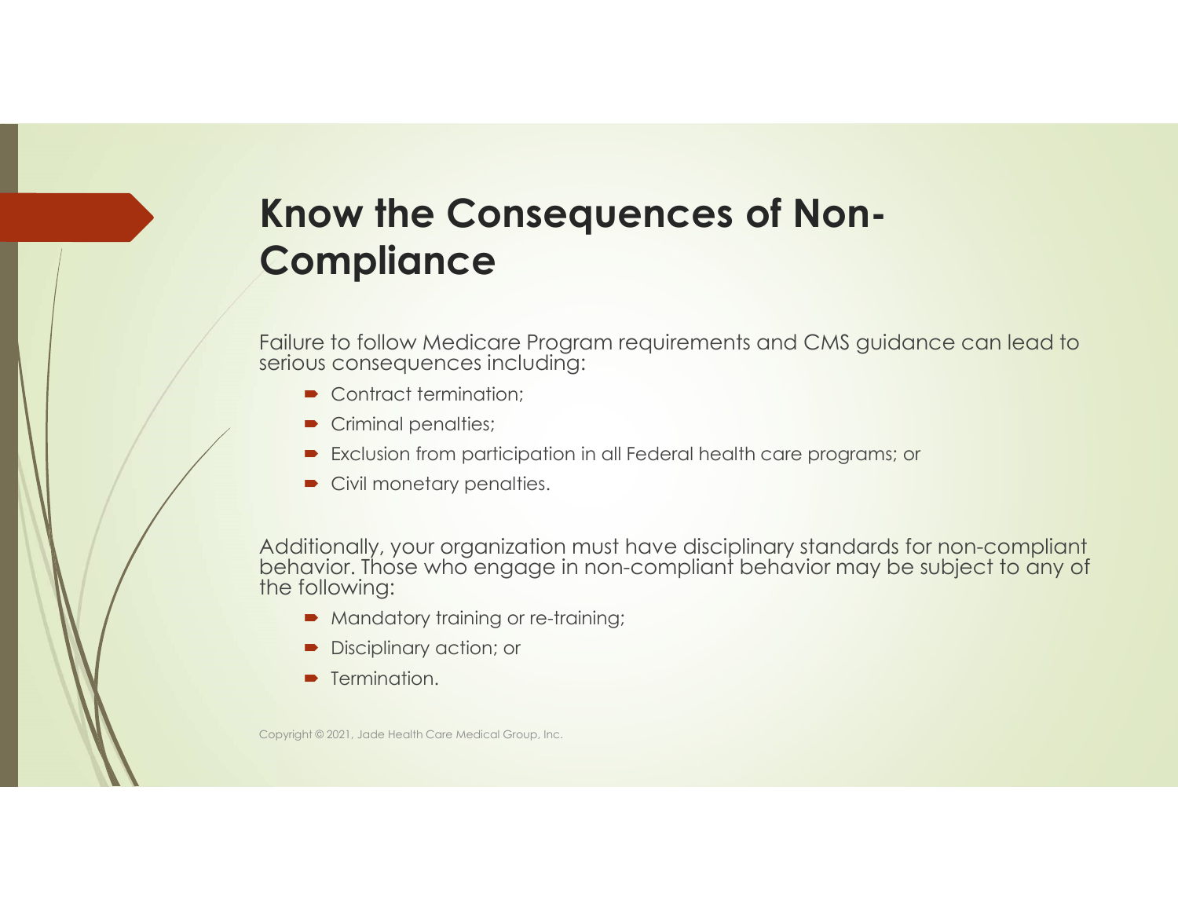# Know the Consequences of Non-Compliance

Failure to follow Medicare Program requirements and CMS guidance can lead to serious consequences including:

- Contract termination;
- Criminal penalties;
- Exclusion from participation in all Federal health care programs; or
- Civil monetary penalties.

Additionally, your organization must have disciplinary standards for non-compliant behavior. Those who engage in non-compliant behavior may be subject to any of the following:

- Mandatory training or re-training;
- Disciplinary action; or
- Termination.

Copyright © 2021, Jade Health Care Medical Group, Inc.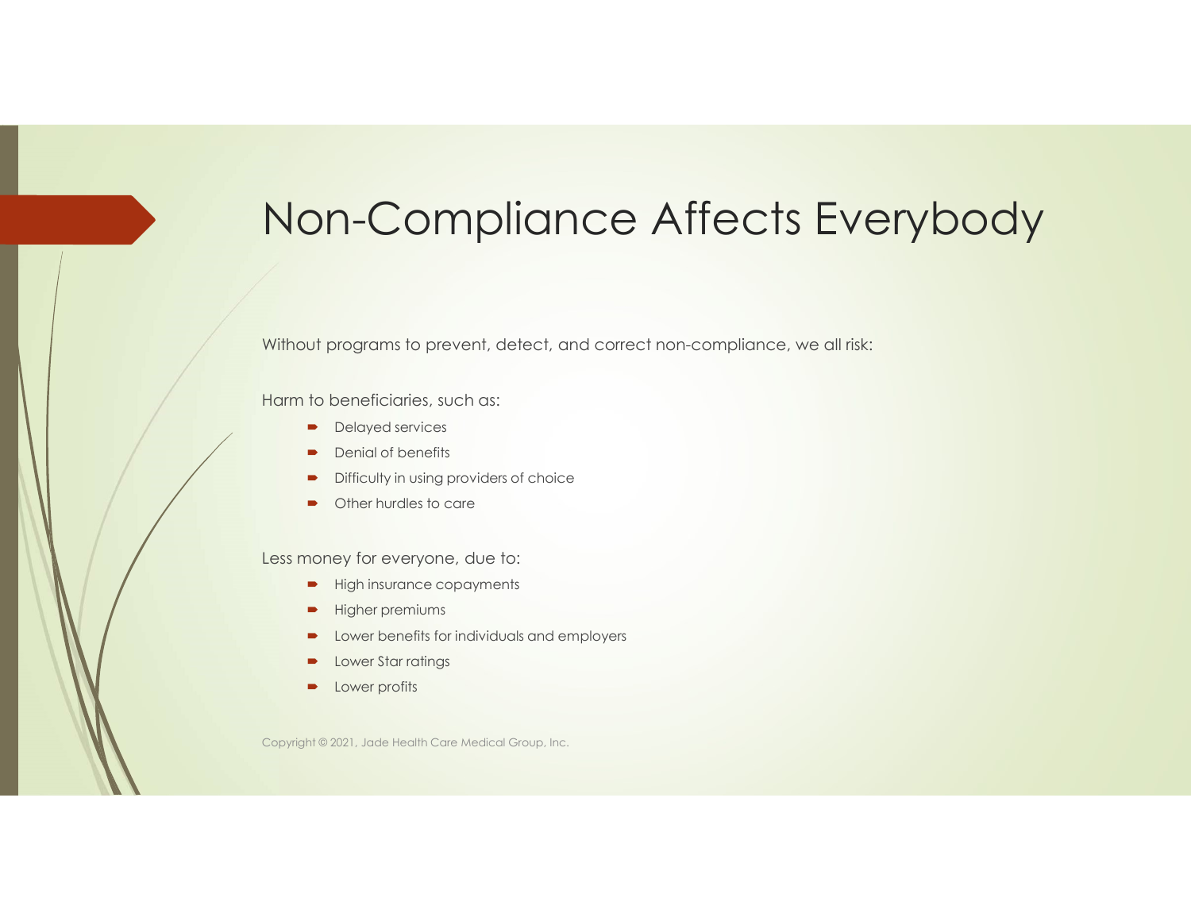# Non-Compliance Affects Everybody

Without programs to prevent, detect, and correct non-compliance, we all risk:

Harm to beneficiaries, such as:

- Delayed services
- Denial of benefits
- Difficulty in using providers of choice
- Other hurdles to care

Less money for everyone, due to:

- High insurance copayments
- Higher premiums
- Lower benefits for individuals and employers
- Lower Star ratings
- Lower profits

Copyright © 2021, Jade Health Care Medical Group, Inc.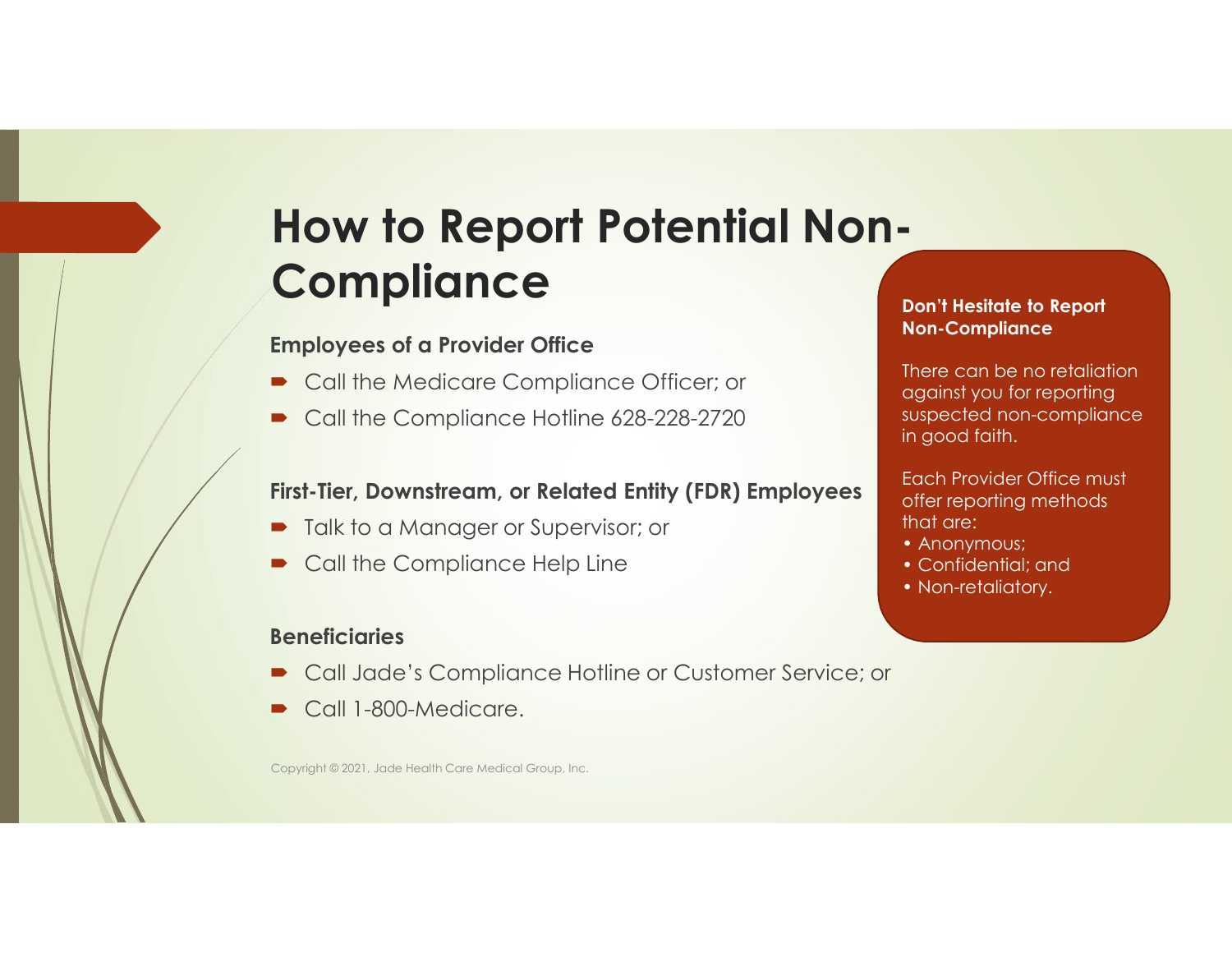# How to Report Potential Non-Compliance

**Employees of a Provider Office**

- Call the Medicare Compliance Officer; or
- Call the Compliance Hotline 628-228-2720

**First-Tier, Downstream, or Related Entity (FDR) Employees**

- Talk to a Manager or Supervisor; or
- Call the Compliance Help Line

**Beneficiaries**

- Call Jade's Compliance Hotline or Customer Service; or
- Call 1-800-Medicare.

**Don't Hesitate to Report Non-Compliance**

There can be no retaliation against you for reporting suspected non-compliance in good faith.

Each Provider Office must offer reporting methods that are:

- Anonymous;
- Confidential; and
- Non-retaliatory.

Copyright © 2021, Jade Health Care Medical Group, Inc.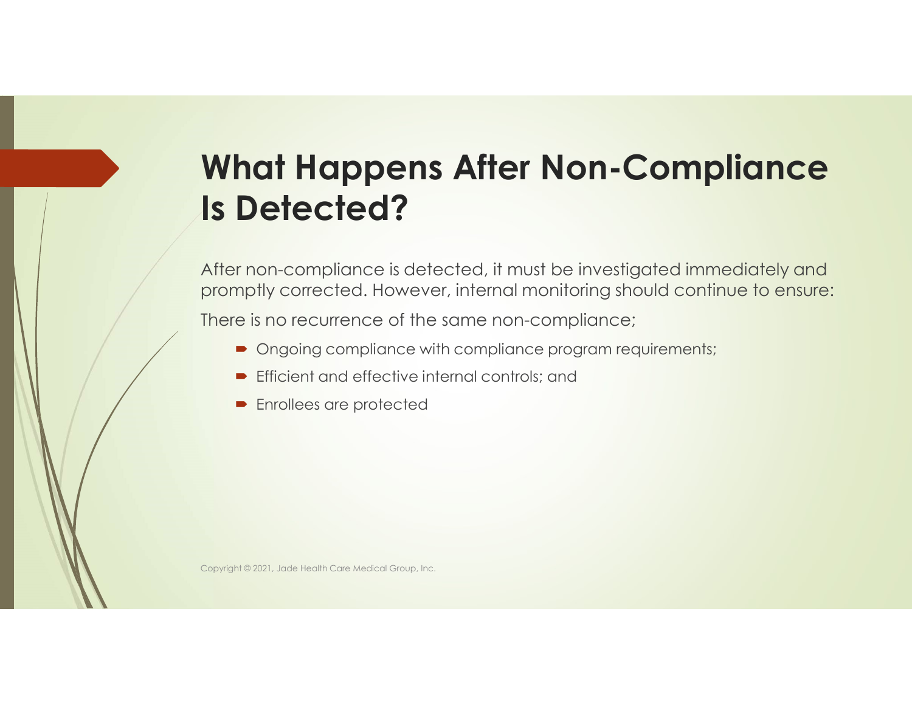# What Happens After Non-Compliance Is Detected?

After non-compliance is detected, it must be investigated immediately and promptly corrected. However, internal monitoring should continue to ensure:

There is no recurrence of the same non-compliance;

- Ongoing compliance with compliance program requirements;
- Efficient and effective internal controls; and
- Enrollees are protected

Copyright © 2021, Jade Health Care Medical Group, Inc.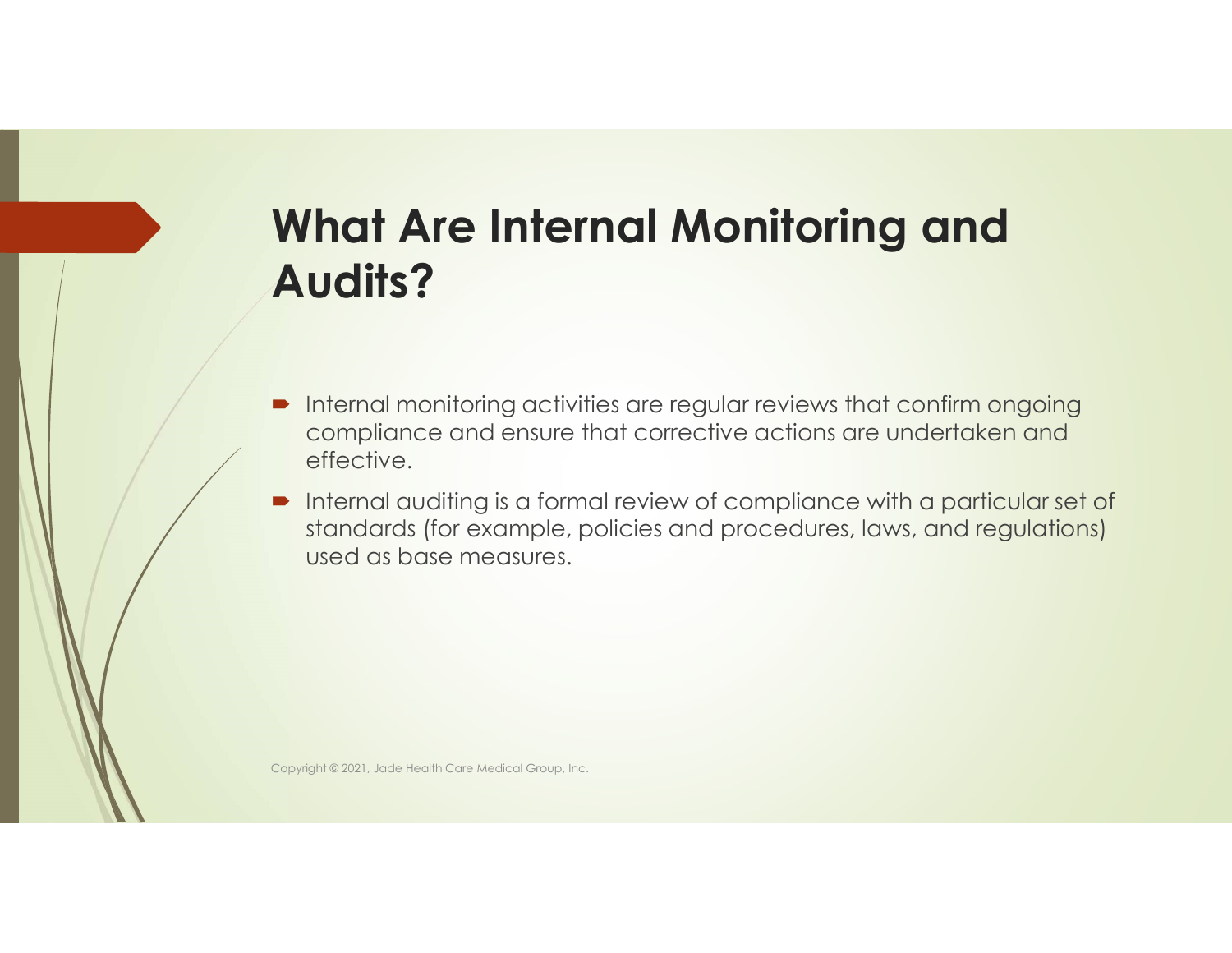# What Are Internal Monitoring and Audits?

- Internal monitoring activities are regular reviews that confirm ongoing compliance and ensure that corrective actions are undertaken and effective.
- Internal auditing is a formal review of compliance with a particular set of standards (for example, policies and procedures, laws, and regulations) used as base measures.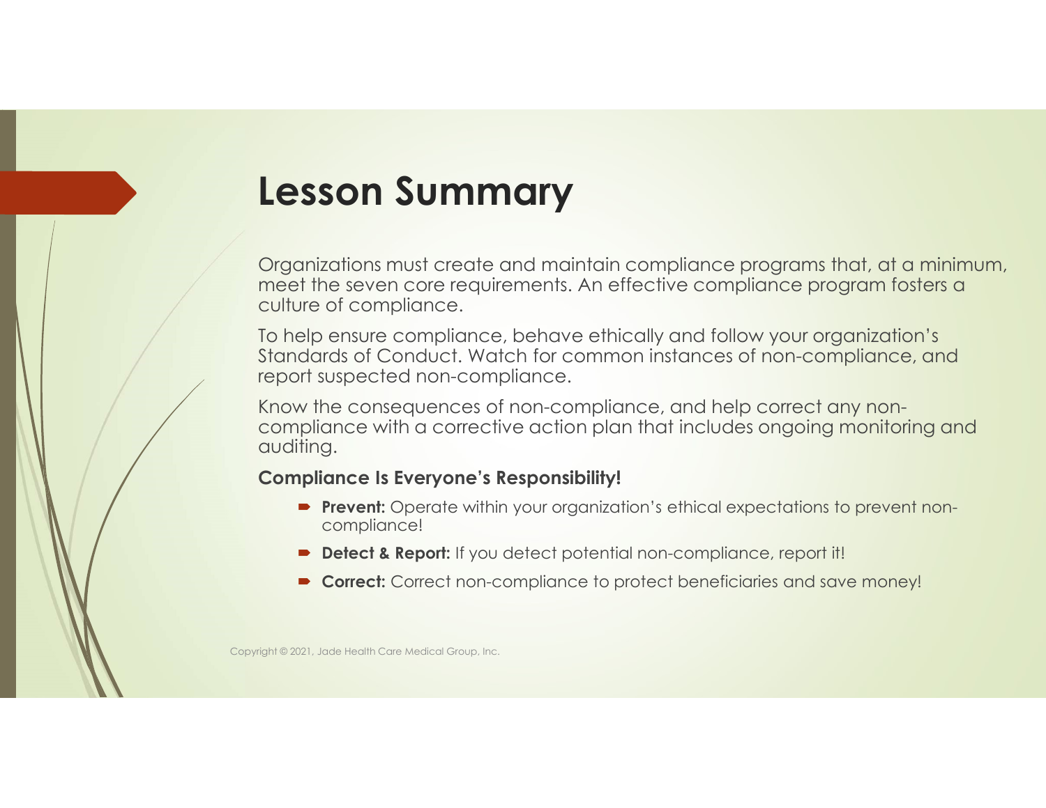# Lesson Summary

Organizations must create and maintain compliance programs that, at a minimum, meet the seven core requirements. An effective compliance program fosters a culture of compliance.

To help ensure compliance, behave ethically and follow your organization's Standards of Conduct. Watch for common instances of non-compliance, and report suspected non-compliance.

Know the consequences of non-compliance, and help correct any non-compliance with a corrective action plan that includes ongoing monitoring and auditing.

**Compliance Is Everyone's Responsibility!**

- **Prevent:** Operate within your organization's ethical expectations to prevent non-compliance!
- **Detect & Report:** If you detect potential non-compliance, report it!
- **Correct:** Correct non-compliance to protect beneficiaries and save money!

Copyright © 2021, Jade Health Care Medical Group, Inc.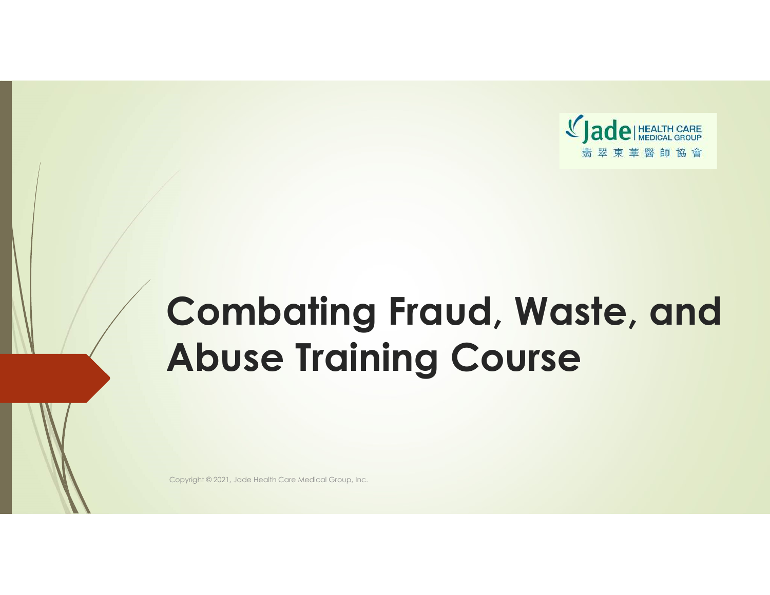Jade | HEALTH CARE MEDICAL GROUP
翡翠東華醫師協會

# Combating Fraud, Waste, and Abuse Training Course

Copyright © 2021, Jade Health Care Medical Group, Inc.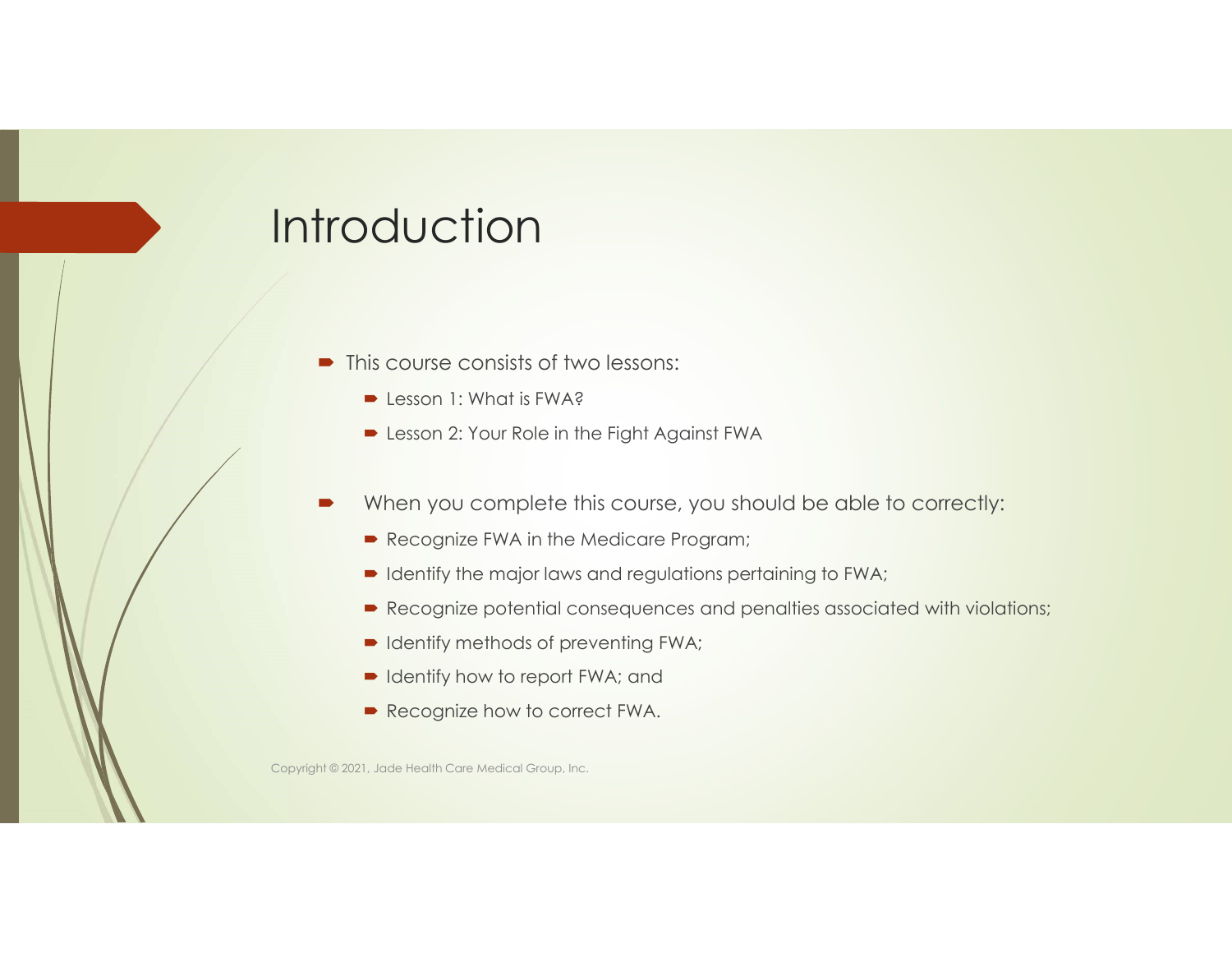# Introduction

- This course consists of two lessons:
  - Lesson 1: What is FWA?
  - Lesson 2: Your Role in the Fight Against FWA

- When you complete this course, you should be able to correctly:
  - Recognize FWA in the Medicare Program;
  - Identify the major laws and regulations pertaining to FWA;
  - Recognize potential consequences and penalties associated with violations;
  - Identify methods of preventing FWA;
  - Identify how to report FWA; and
  - Recognize how to correct FWA.

Copyright © 2021, Jade Health Care Medical Group, Inc.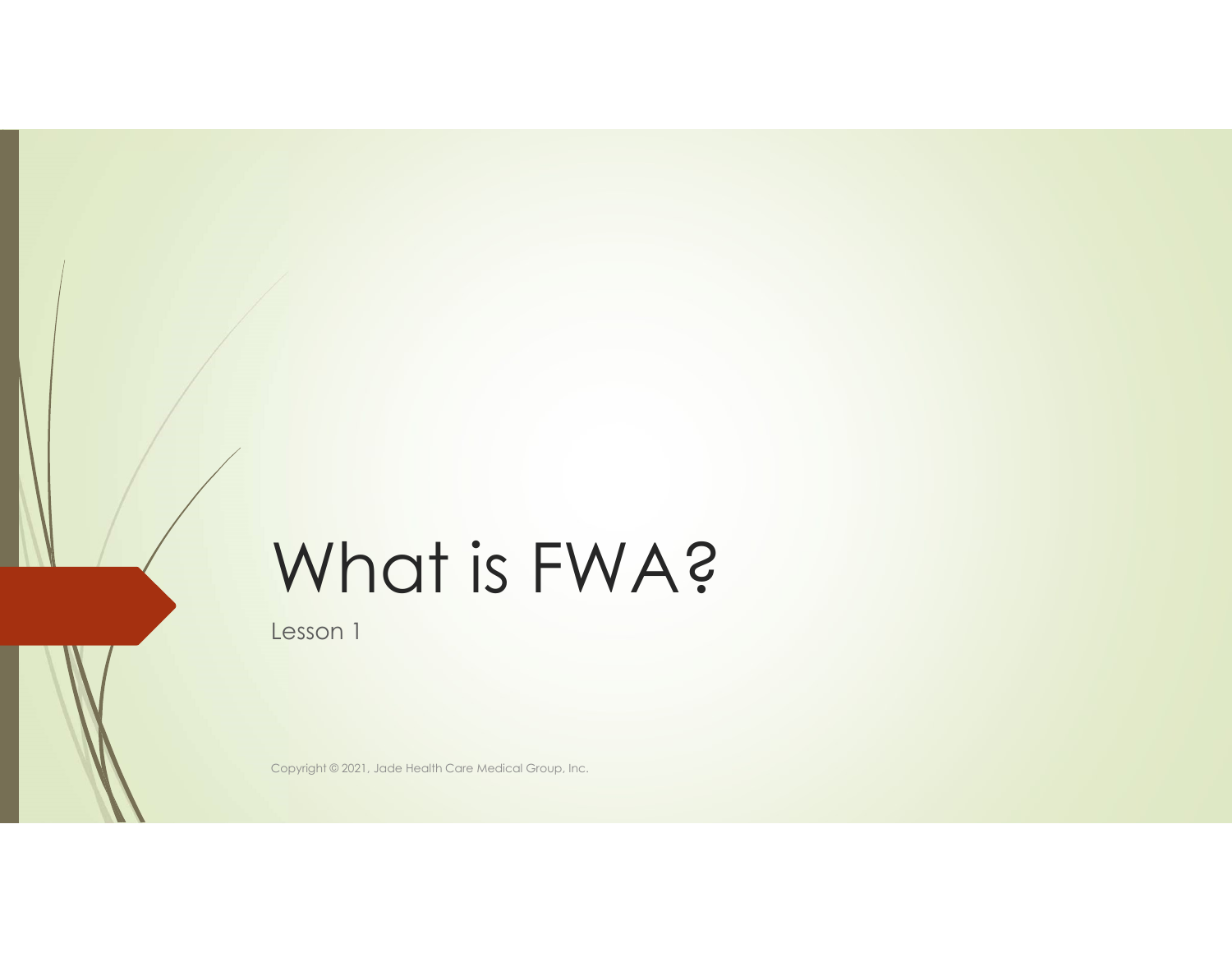# What is FWA?

Lesson 1

Copyright © 2021, Jade Health Care Medical Group, Inc.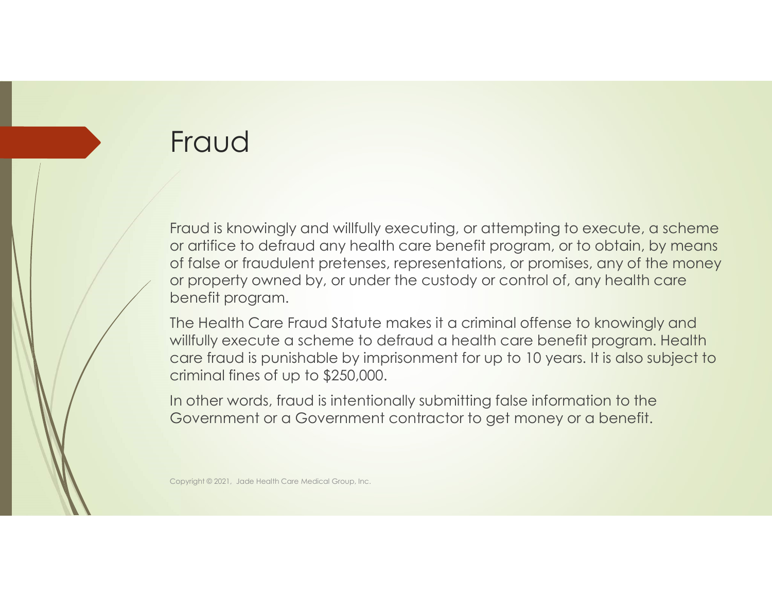# Fraud

Fraud is knowingly and willfully executing, or attempting to execute, a scheme or artifice to defraud any health care benefit program, or to obtain, by means of false or fraudulent pretenses, representations, or promises, any of the money or property owned by, or under the custody or control of, any health care benefit program.

The Health Care Fraud Statute makes it a criminal offense to knowingly and willfully execute a scheme to defraud a health care benefit program. Health care fraud is punishable by imprisonment for up to 10 years. It is also subject to criminal fines of up to $250,000.

In other words, fraud is intentionally submitting false information to the Government or a Government contractor to get money or a benefit.

Copyright © 2021, Jade Health Care Medical Group, Inc.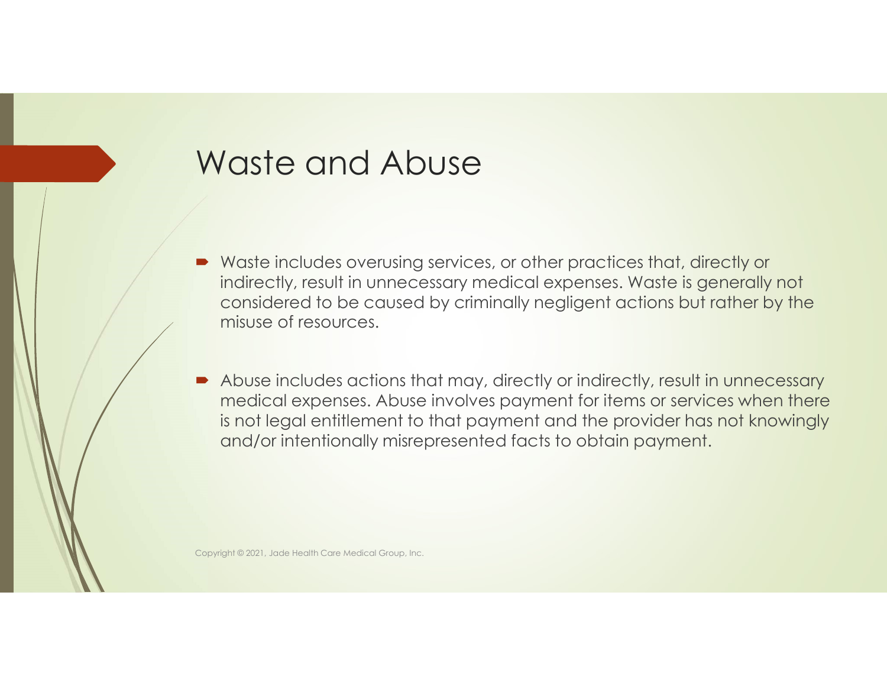# Waste and Abuse

- Waste includes overusing services, or other practices that, directly or indirectly, result in unnecessary medical expenses. Waste is generally not considered to be caused by criminally negligent actions but rather by the misuse of resources.

- Abuse includes actions that may, directly or indirectly, result in unnecessary medical expenses. Abuse involves payment for items or services when there is not legal entitlement to that payment and the provider has not knowingly and/or intentionally misrepresented facts to obtain payment.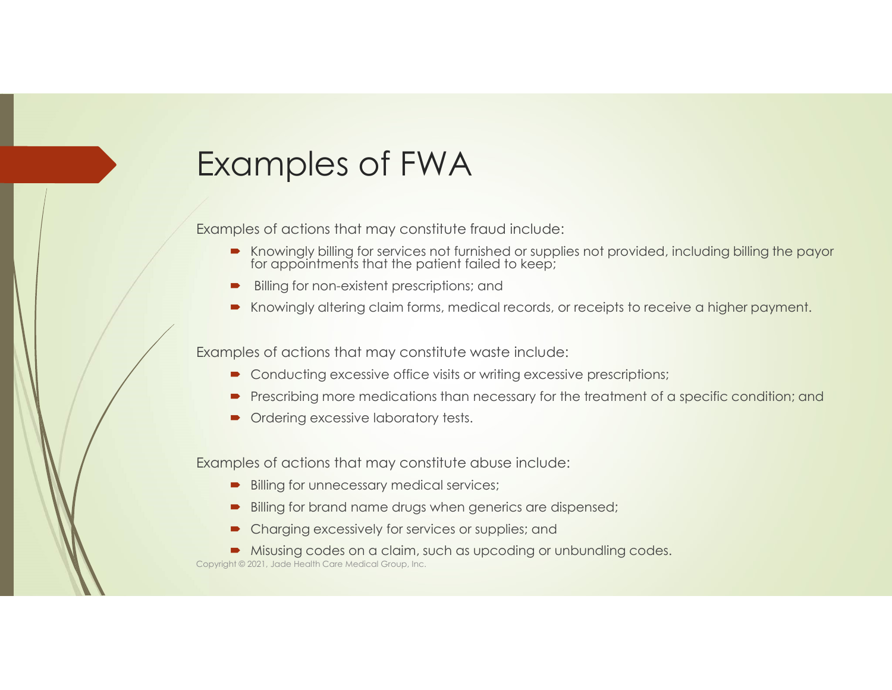# Examples of FWA

Examples of actions that may constitute fraud include:

- Knowingly billing for services not furnished or supplies not provided, including billing the payor for appointments that the patient failed to keep;
- Billing for non-existent prescriptions; and
- Knowingly altering claim forms, medical records, or receipts to receive a higher payment.

Examples of actions that may constitute waste include:

- Conducting excessive office visits or writing excessive prescriptions;
- Prescribing more medications than necessary for the treatment of a specific condition; and
- Ordering excessive laboratory tests.

Examples of actions that may constitute abuse include:

- Billing for unnecessary medical services;
- Billing for brand name drugs when generics are dispensed;
- Charging excessively for services or supplies; and
- Misusing codes on a claim, such as upcoding or unbundling codes.

Copyright © 2021, Jade Health Care Medical Group, Inc.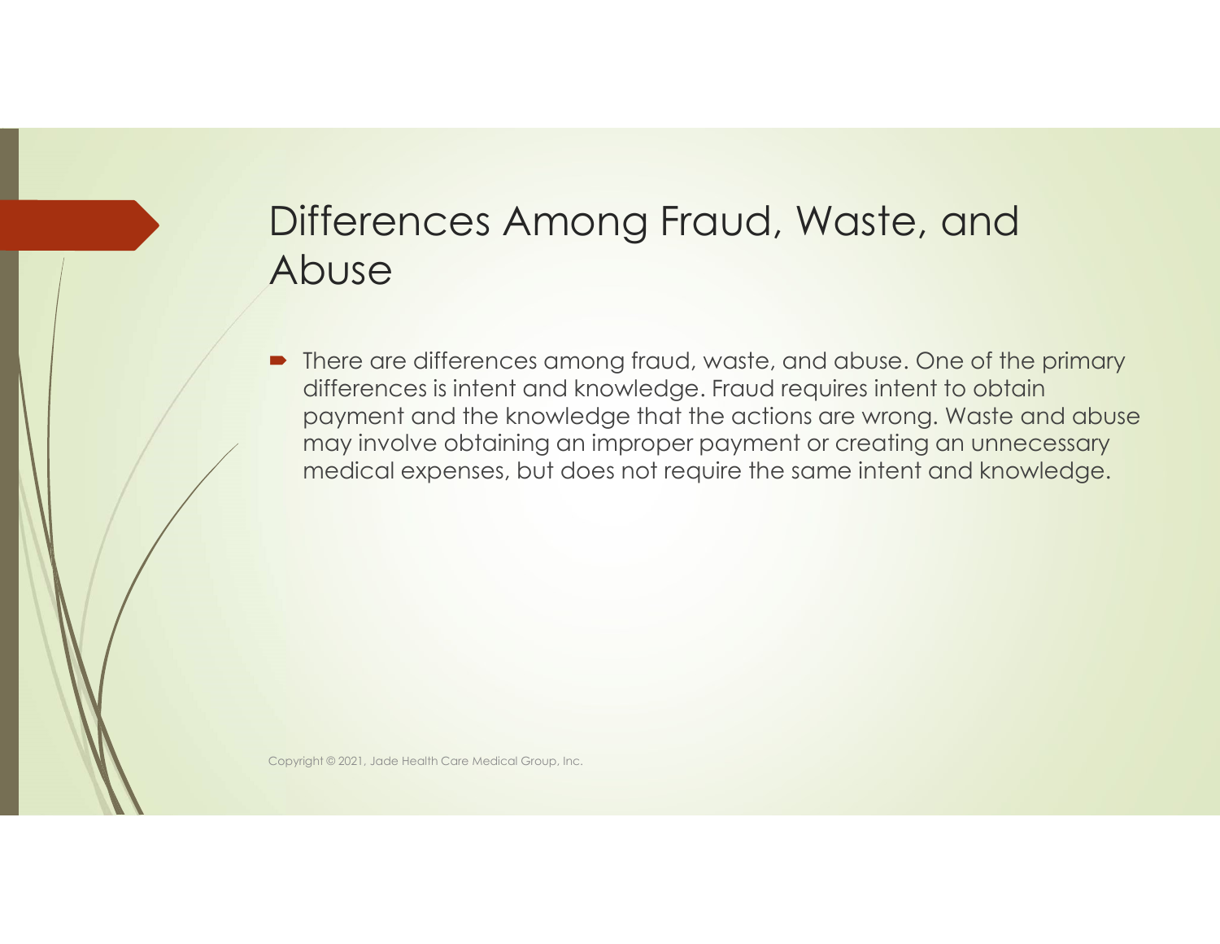## Differences Among Fraud, Waste, and Abuse

- There are differences among fraud, waste, and abuse. One of the primary differences is intent and knowledge. Fraud requires intent to obtain payment and the knowledge that the actions are wrong. Waste and abuse may involve obtaining an improper payment or creating an unnecessary medical expenses, but does not require the same intent and knowledge.

Copyright © 2021, Jade Health Care Medical Group, Inc.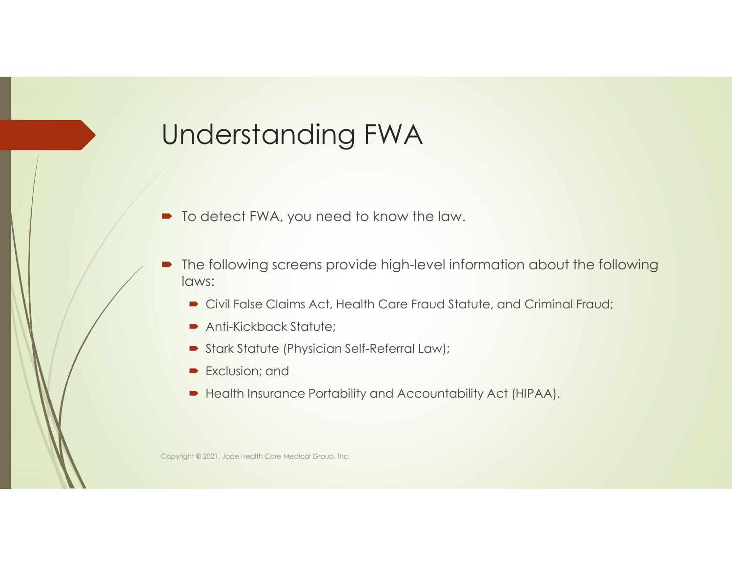# Understanding FWA

- To detect FWA, you need to know the law.
- The following screens provide high-level information about the following laws:
  - Civil False Claims Act, Health Care Fraud Statute, and Criminal Fraud;
  - Anti-Kickback Statute;
  - Stark Statute (Physician Self-Referral Law);
  - Exclusion; and
  - Health Insurance Portability and Accountability Act (HIPAA).

Copyright © 2021, Jade Health Care Medical Group, Inc.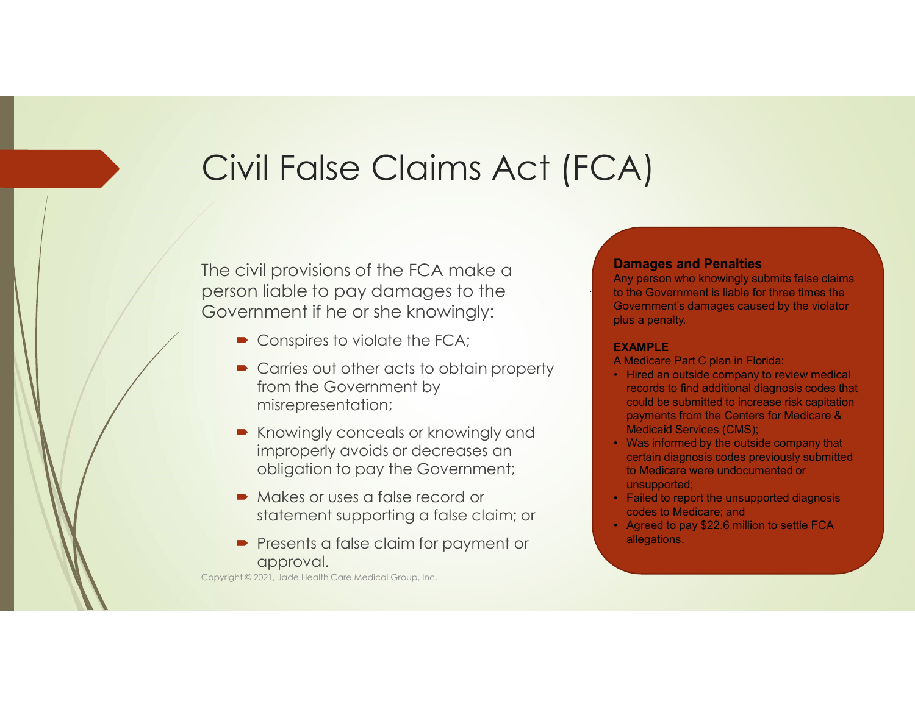# Civil False Claims Act (FCA)

The civil provisions of the FCA make a person liable to pay damages to the Government if he or she knowingly:

- Conspires to violate the FCA;
- Carries out other acts to obtain property from the Government by misrepresentation;
- Knowingly conceals or knowingly and improperly avoids or decreases an obligation to pay the Government;
- Makes or uses a false record or statement supporting a false claim; or
- Presents a false claim for payment or approval.

**Damages and Penalties**

Any person who knowingly submits false claims to the Government is liable for three times the Government's damages caused by the violator plus a penalty.

**EXAMPLE**

A Medicare Part C plan in Florida:

- Hired an outside company to review medical records to find additional diagnosis codes that could be submitted to increase risk capitation payments from the Centers for Medicare & Medicaid Services (CMS);
- Was informed by the outside company that certain diagnosis codes previously submitted to Medicare were undocumented or unsupported;
- Failed to report the unsupported diagnosis codes to Medicare; and
- Agreed to pay $22.6 million to settle FCA allegations.

Copyright © 2021, Jade Health Care Medical Group, Inc.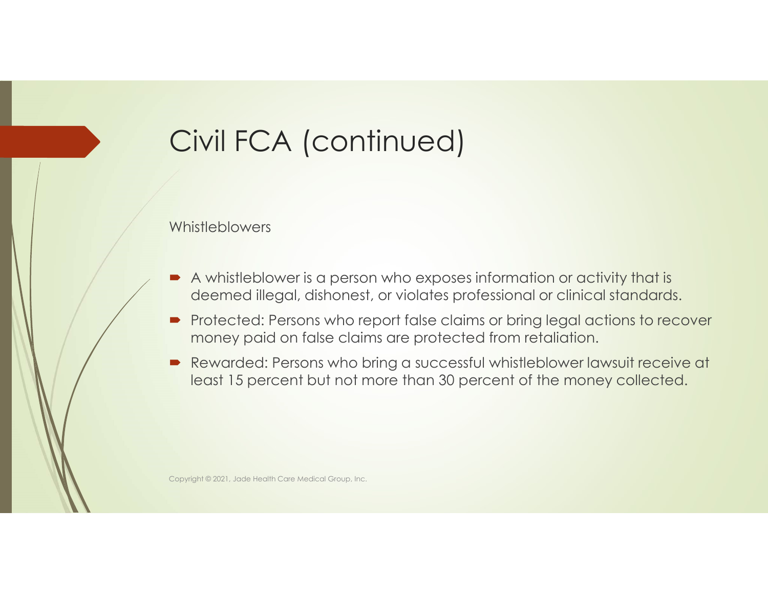# Civil FCA (continued)

Whistleblowers

- A whistleblower is a person who exposes information or activity that is deemed illegal, dishonest, or violates professional or clinical standards.
- Protected: Persons who report false claims or bring legal actions to recover money paid on false claims are protected from retaliation.
- Rewarded: Persons who bring a successful whistleblower lawsuit receive at least 15 percent but not more than 30 percent of the money collected.

Copyright © 2021, Jade Health Care Medical Group, Inc.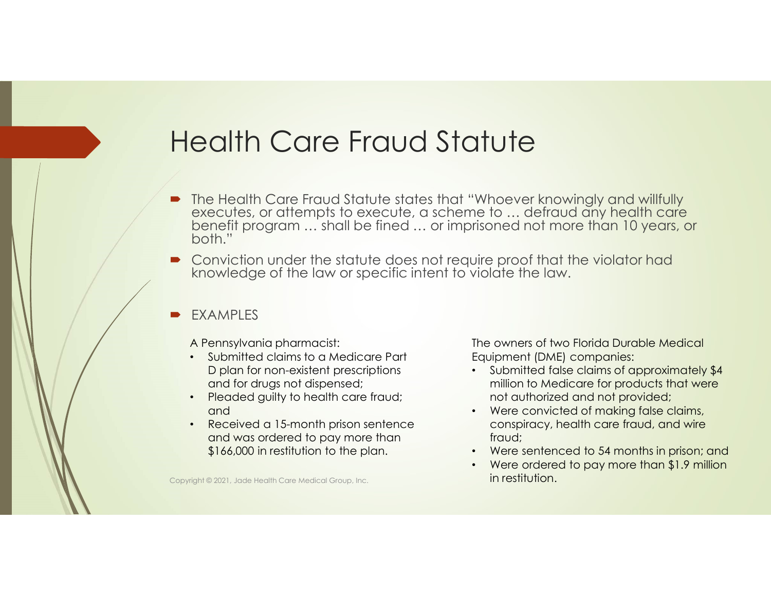# Health Care Fraud Statute

- The Health Care Fraud Statute states that "Whoever knowingly and willfully executes, or attempts to execute, a scheme to … defraud any health care benefit program … shall be fined … or imprisoned not more than 10 years, or both."
- Conviction under the statute does not require proof that the violator had knowledge of the law or specific intent to violate the law.
- EXAMPLES

A Pennsylvania pharmacist:

- Submitted claims to a Medicare Part D plan for non-existent prescriptions and for drugs not dispensed;
- Pleaded guilty to health care fraud; and
- Received a 15-month prison sentence and was ordered to pay more than $166,000 in restitution to the plan.

The owners of two Florida Durable Medical Equipment (DME) companies:

- Submitted false claims of approximately $4 million to Medicare for products that were not authorized and not provided;
- Were convicted of making false claims, conspiracy, health care fraud, and wire fraud;
- Were sentenced to 54 months in prison; and
- Were ordered to pay more than $1.9 million in restitution.

Copyright © 2021, Jade Health Care Medical Group, Inc.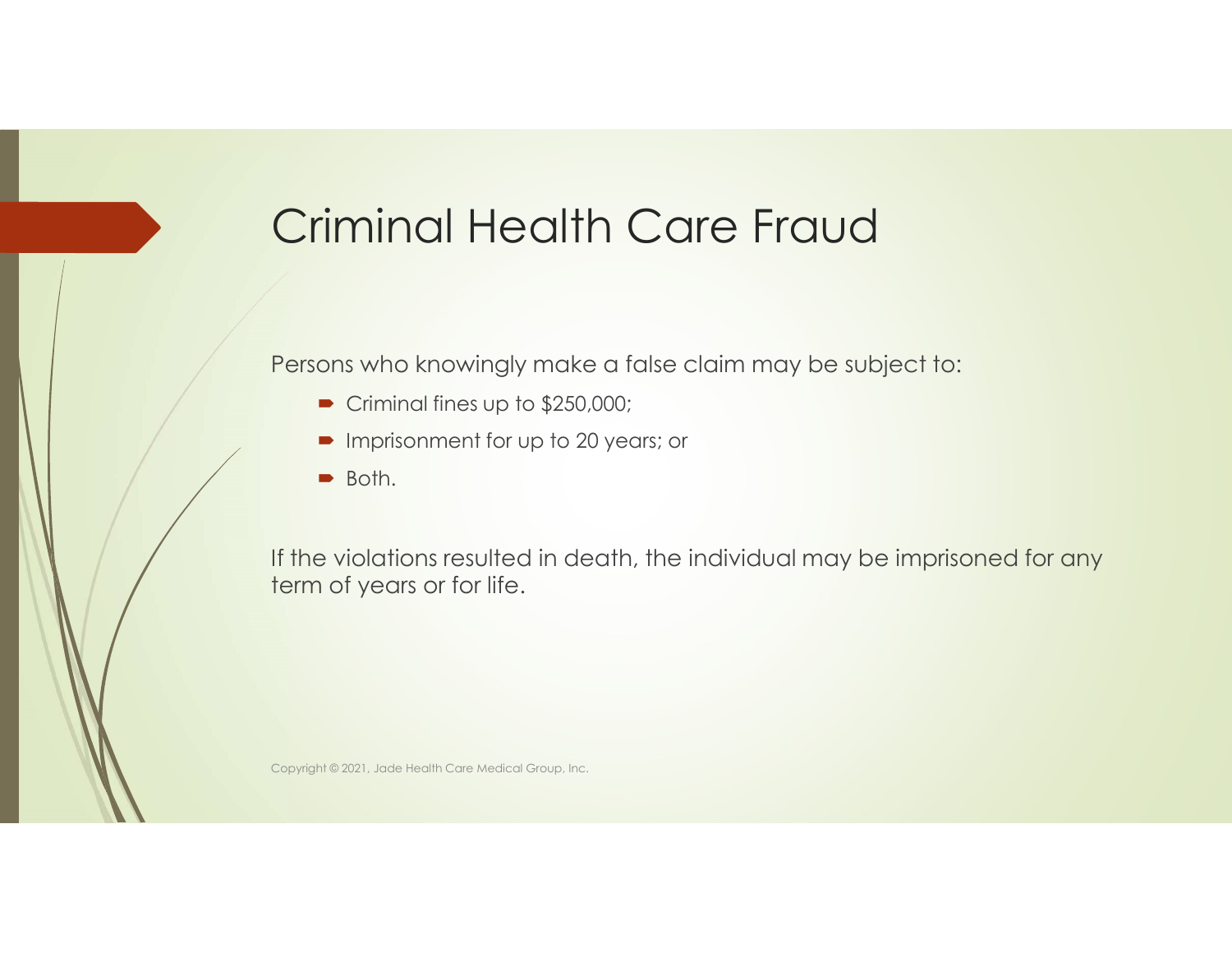# Criminal Health Care Fraud

Persons who knowingly make a false claim may be subject to:

- Criminal fines up to $250,000;
- Imprisonment for up to 20 years; or
- Both.

If the violations resulted in death, the individual may be imprisoned for any term of years or for life.

Copyright © 2021, Jade Health Care Medical Group, Inc.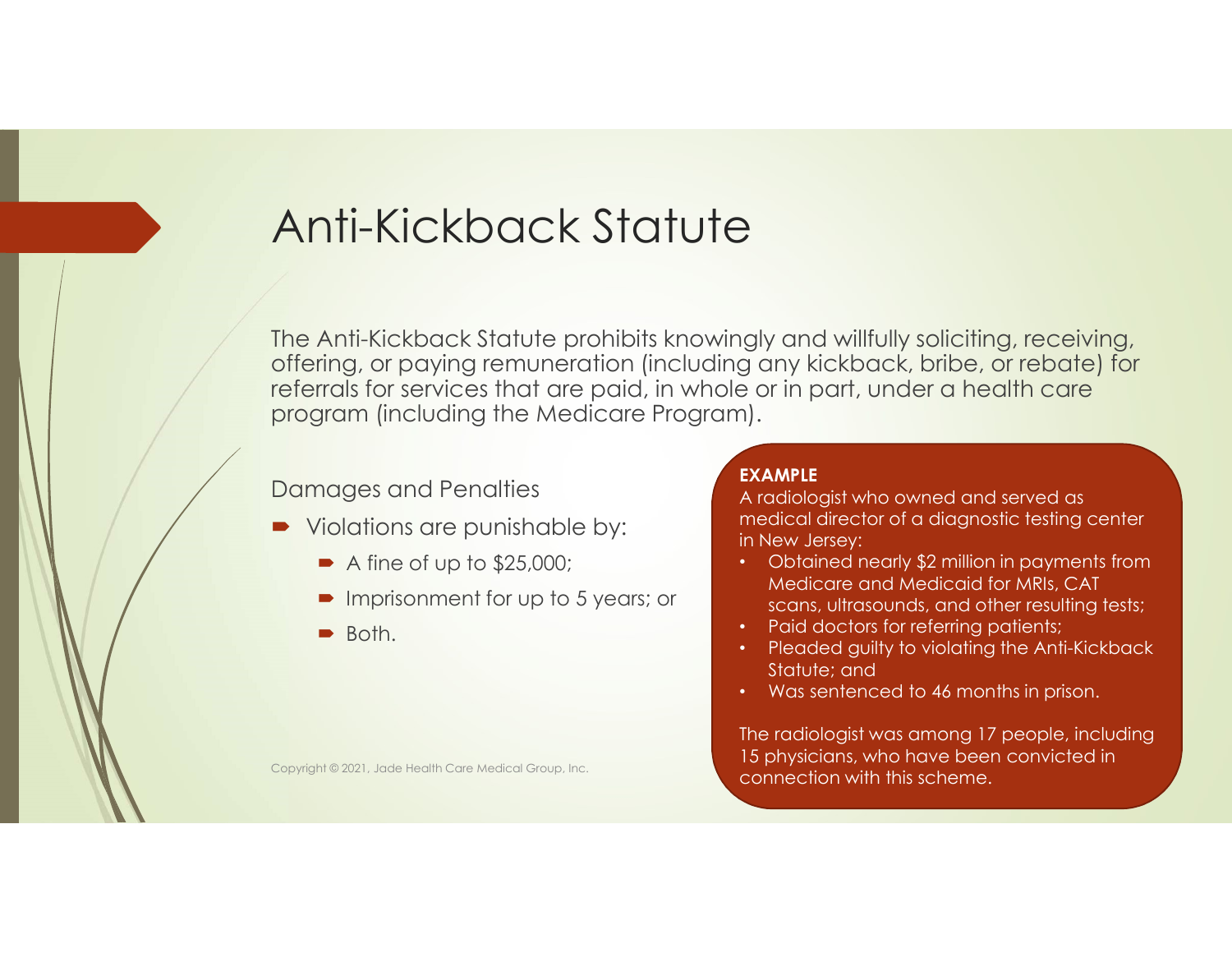# Anti-Kickback Statute

The Anti-Kickback Statute prohibits knowingly and willfully soliciting, receiving, offering, or paying remuneration (including any kickback, bribe, or rebate) for referrals for services that are paid, in whole or in part, under a health care program (including the Medicare Program).

Damages and Penalties

- Violations are punishable by:
  - A fine of up to $25,000;
  - Imprisonment for up to 5 years; or
  - Both.

**EXAMPLE**

A radiologist who owned and served as medical director of a diagnostic testing center in New Jersey:

- Obtained nearly $2 million in payments from Medicare and Medicaid for MRIs, CAT scans, ultrasounds, and other resulting tests;
- Paid doctors for referring patients;
- Pleaded guilty to violating the Anti-Kickback Statute; and
- Was sentenced to 46 months in prison.

The radiologist was among 17 people, including 15 physicians, who have been convicted in connection with this scheme.

Copyright © 2021, Jade Health Care Medical Group, Inc.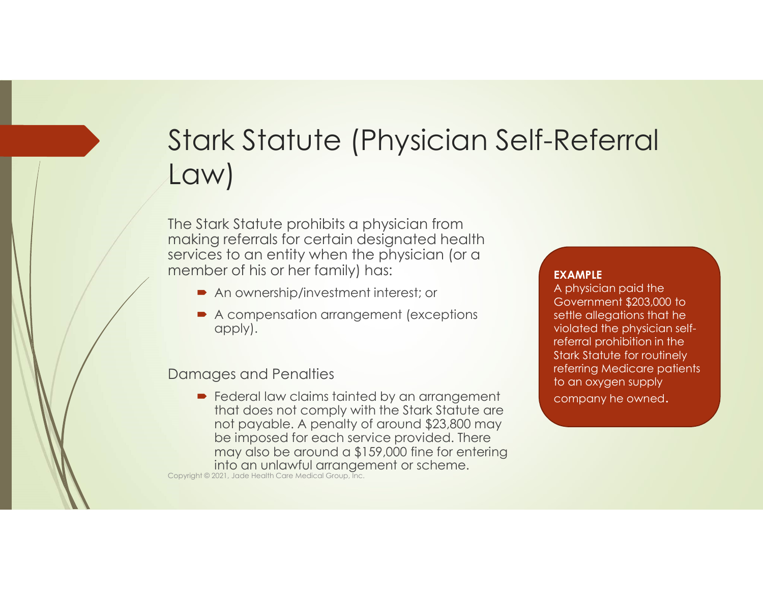# Stark Statute (Physician Self-Referral Law)

The Stark Statute prohibits a physician from making referrals for certain designated health services to an entity when the physician (or a member of his or her family) has:

- An ownership/investment interest; or
- A compensation arrangement (exceptions apply).

## Damages and Penalties

- Federal law claims tainted by an arrangement that does not comply with the Stark Statute are not payable. A penalty of around $23,800 may be imposed for each service provided. There may also be around a $159,000 fine for entering into an unlawful arrangement or scheme.

**EXAMPLE**

A physician paid the Government $203,000 to settle allegations that he violated the physician self-referral prohibition in the Stark Statute for routinely referring Medicare patients to an oxygen supply company he owned.

Copyright © 2021, Jade Health Care Medical Group, Inc.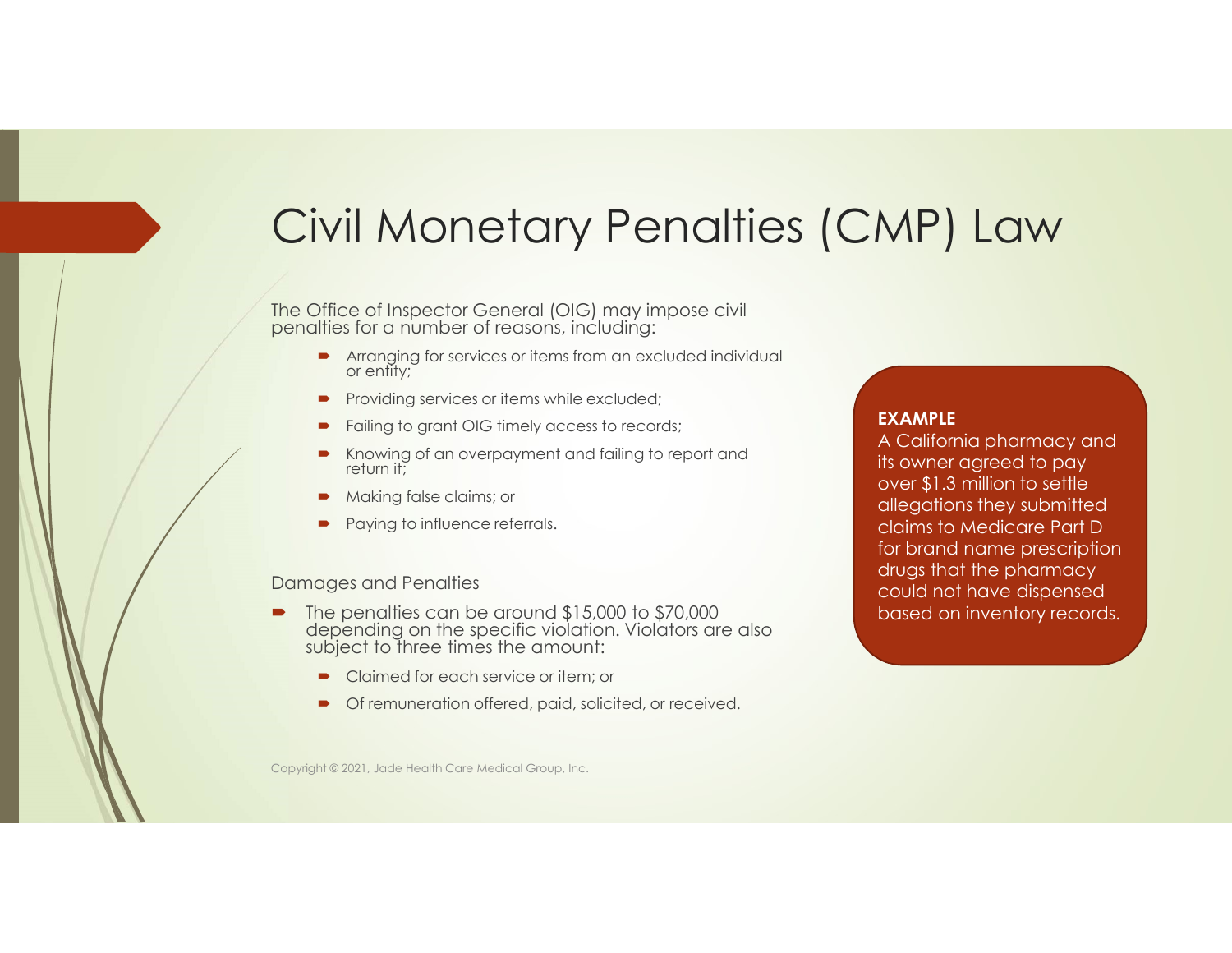# Civil Monetary Penalties (CMP) Law

The Office of Inspector General (OIG) may impose civil penalties for a number of reasons, including:

- Arranging for services or items from an excluded individual or entity;
- Providing services or items while excluded;
- Failing to grant OIG timely access to records;
- Knowing of an overpayment and failing to report and return it;
- Making false claims; or
- Paying to influence referrals.

Damages and Penalties

- The penalties can be around $15,000 to $70,000 depending on the specific violation. Violators are also subject to three times the amount:
  - Claimed for each service or item; or
  - Of remuneration offered, paid, solicited, or received.

**EXAMPLE**
A California pharmacy and its owner agreed to pay over $1.3 million to settle allegations they submitted claims to Medicare Part D for brand name prescription drugs that the pharmacy could not have dispensed based on inventory records.

Copyright © 2021, Jade Health Care Medical Group, Inc.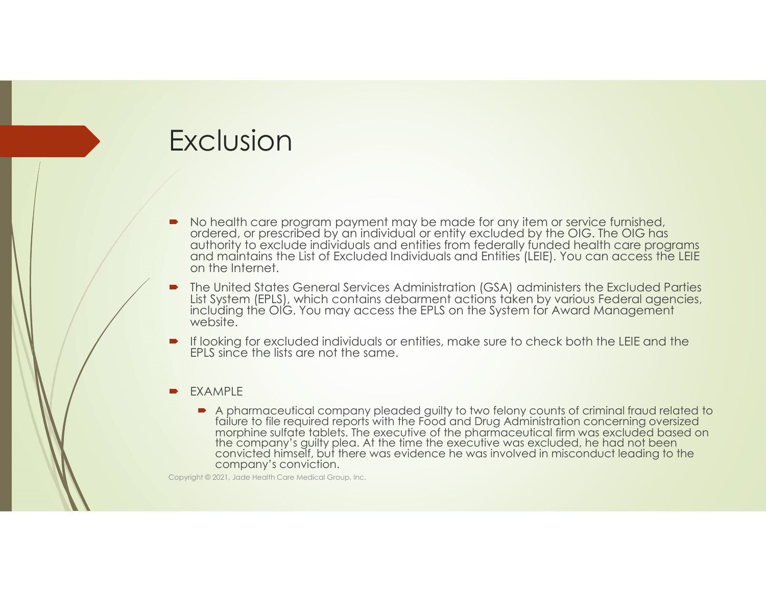# Exclusion

- No health care program payment may be made for any item or service furnished, ordered, or prescribed by an individual or entity excluded by the OIG. The OIG has authority to exclude individuals and entities from federally funded health care programs and maintains the List of Excluded Individuals and Entities (LEIE). You can access the LEIE on the Internet.
- The United States General Services Administration (GSA) administers the Excluded Parties List System (EPLS), which contains debarment actions taken by various Federal agencies, including the OIG. You may access the EPLS on the System for Award Management website.
- If looking for excluded individuals or entities, make sure to check both the LEIE and the EPLS since the lists are not the same.
- EXAMPLE
  - A pharmaceutical company pleaded guilty to two felony counts of criminal fraud related to failure to file required reports with the Food and Drug Administration concerning oversized morphine sulfate tablets. The executive of the pharmaceutical firm was excluded based on the company's guilty plea. At the time the executive was excluded, he had not been convicted himself, but there was evidence he was involved in misconduct leading to the company's conviction.

Copyright © 2021, Jade Health Care Medical Group, Inc.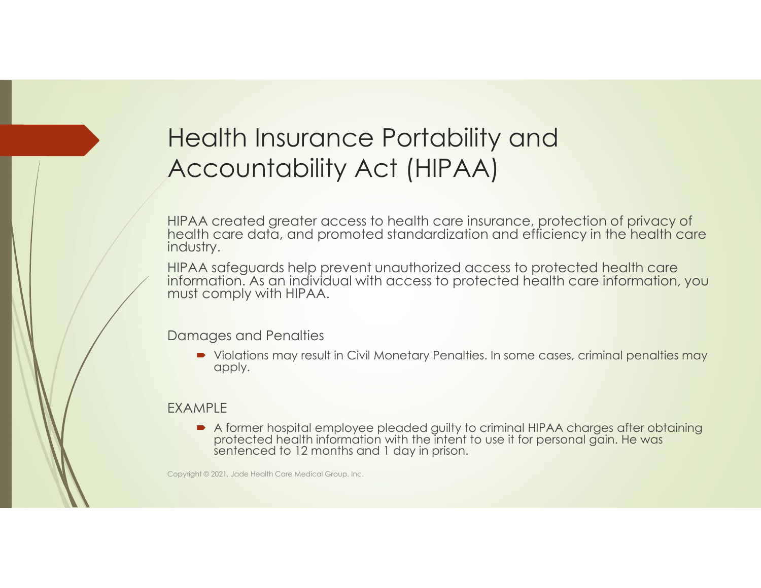# Health Insurance Portability and Accountability Act (HIPAA)

HIPAA created greater access to health care insurance, protection of privacy of health care data, and promoted standardization and efficiency in the health care industry.

HIPAA safeguards help prevent unauthorized access to protected health care information. As an individual with access to protected health care information, you must comply with HIPAA.

Damages and Penalties

- Violations may result in Civil Monetary Penalties. In some cases, criminal penalties may apply.

EXAMPLE

- A former hospital employee pleaded guilty to criminal HIPAA charges after obtaining protected health information with the intent to use it for personal gain. He was sentenced to 12 months and 1 day in prison.

Copyright © 2021, Jade Health Care Medical Group, Inc.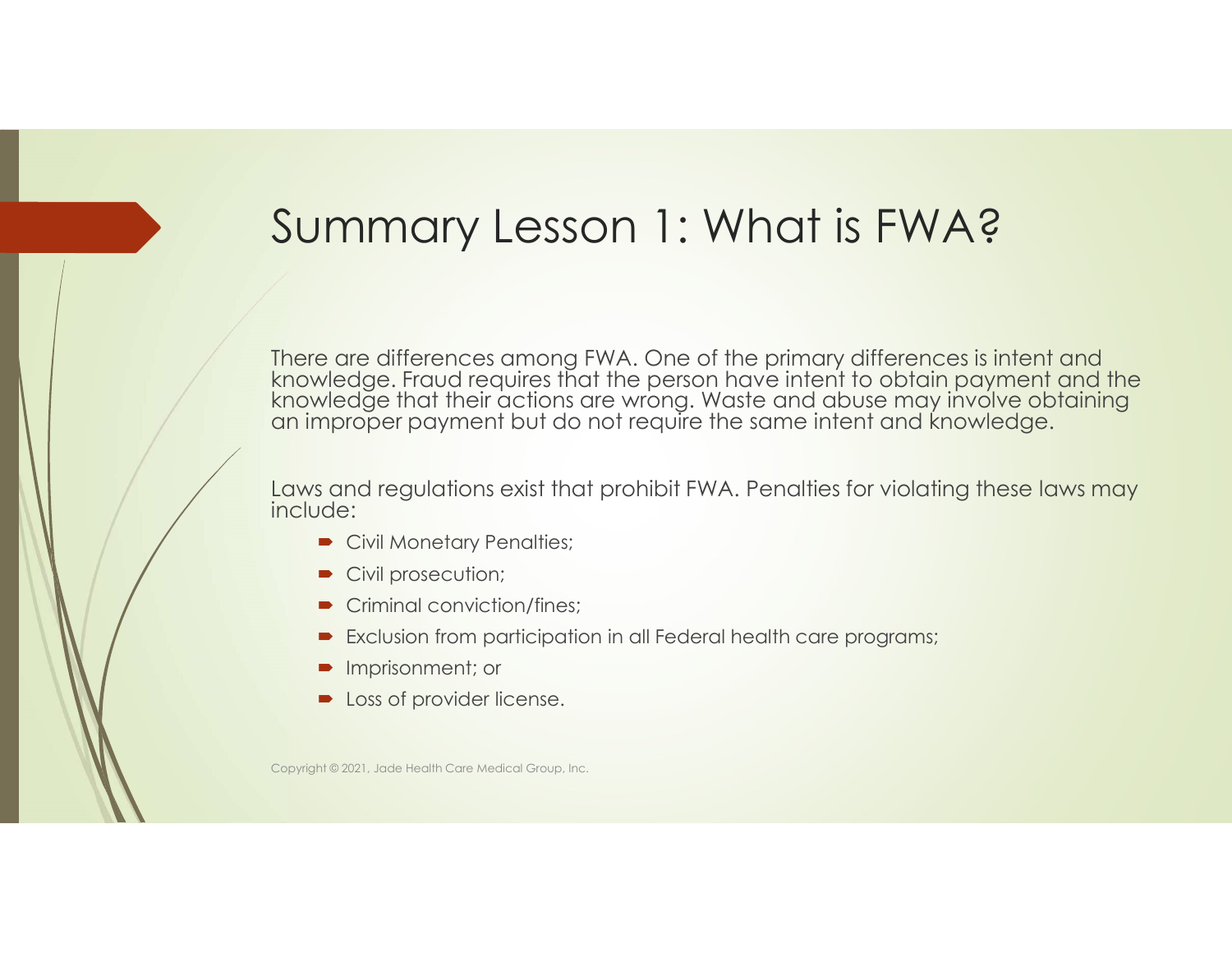# Summary Lesson 1: What is FWA?

There are differences among FWA. One of the primary differences is intent and knowledge. Fraud requires that the person have intent to obtain payment and the knowledge that their actions are wrong. Waste and abuse may involve obtaining an improper payment but do not require the same intent and knowledge.

Laws and regulations exist that prohibit FWA. Penalties for violating these laws may include:

- Civil Monetary Penalties;
- Civil prosecution;
- Criminal conviction/fines;
- Exclusion from participation in all Federal health care programs;
- Imprisonment; or
- Loss of provider license.

Copyright © 2021, Jade Health Care Medical Group, Inc.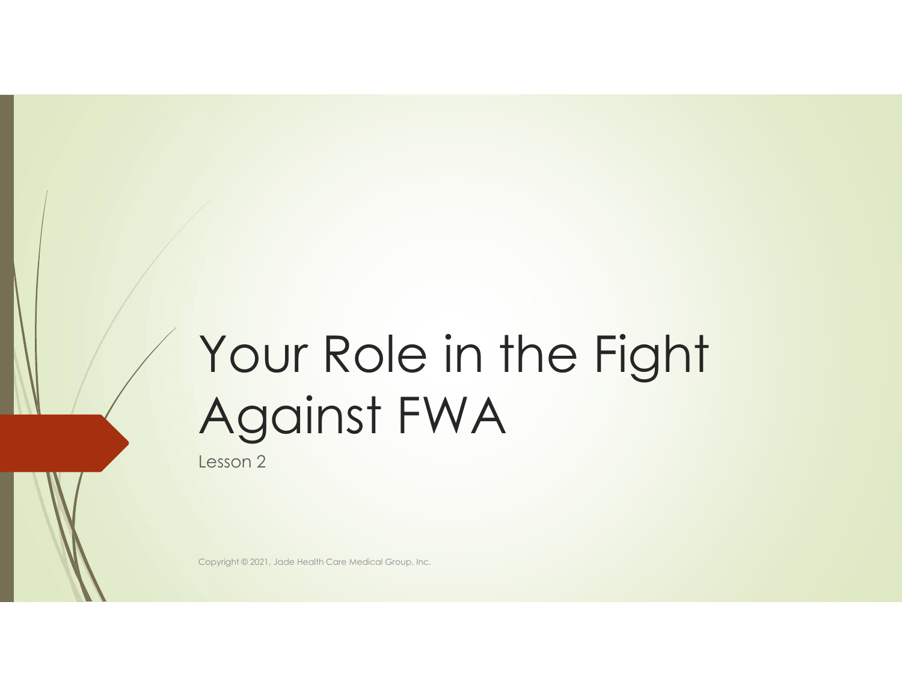# Your Role in the Fight Against FWA

Lesson 2

Copyright © 2021, Jade Health Care Medical Group, Inc.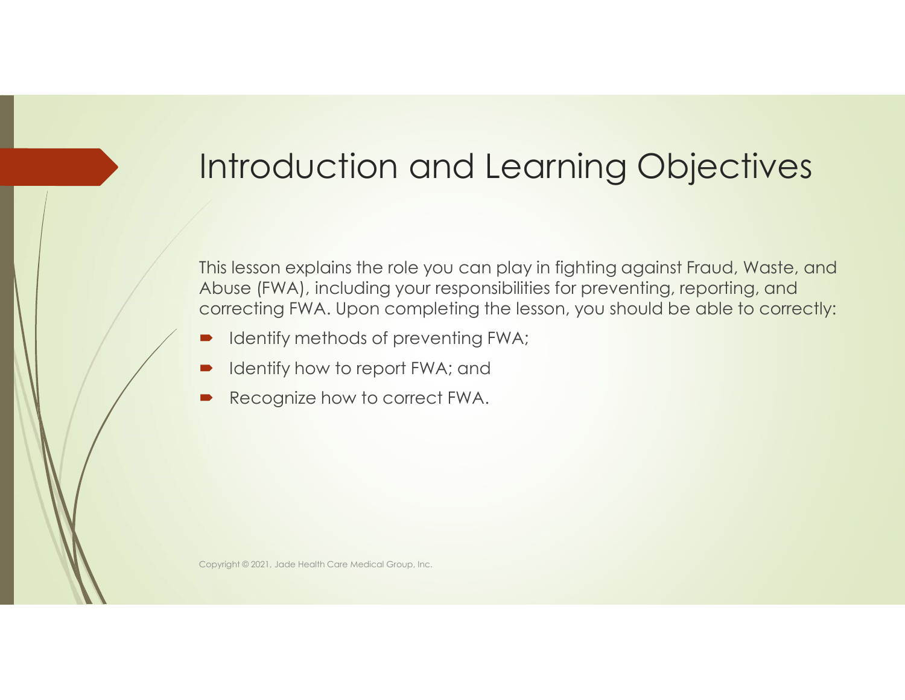# Introduction and Learning Objectives

This lesson explains the role you can play in fighting against Fraud, Waste, and Abuse (FWA), including your responsibilities for preventing, reporting, and correcting FWA. Upon completing the lesson, you should be able to correctly:

- Identify methods of preventing FWA;
- Identify how to report FWA; and
- Recognize how to correct FWA.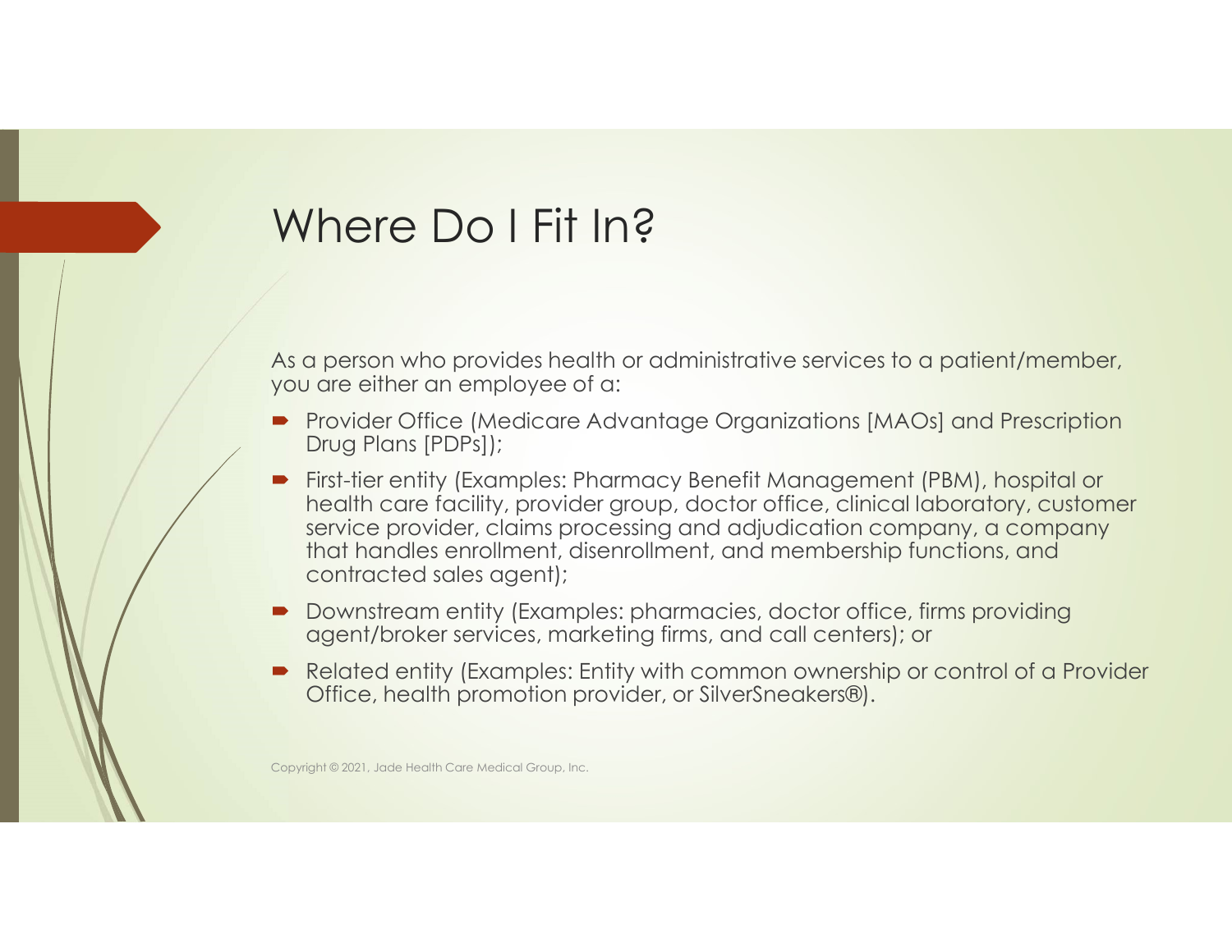# Where Do I Fit In?

As a person who provides health or administrative services to a patient/member, you are either an employee of a:

- Provider Office (Medicare Advantage Organizations [MAOs] and Prescription Drug Plans [PDPs]);
- First-tier entity (Examples: Pharmacy Benefit Management (PBM), hospital or health care facility, provider group, doctor office, clinical laboratory, customer service provider, claims processing and adjudication company, a company that handles enrollment, disenrollment, and membership functions, and contracted sales agent);
- Downstream entity (Examples: pharmacies, doctor office, firms providing agent/broker services, marketing firms, and call centers); or
- Related entity (Examples: Entity with common ownership or control of a Provider Office, health promotion provider, or SilverSneakers®).

Copyright © 2021, Jade Health Care Medical Group, Inc.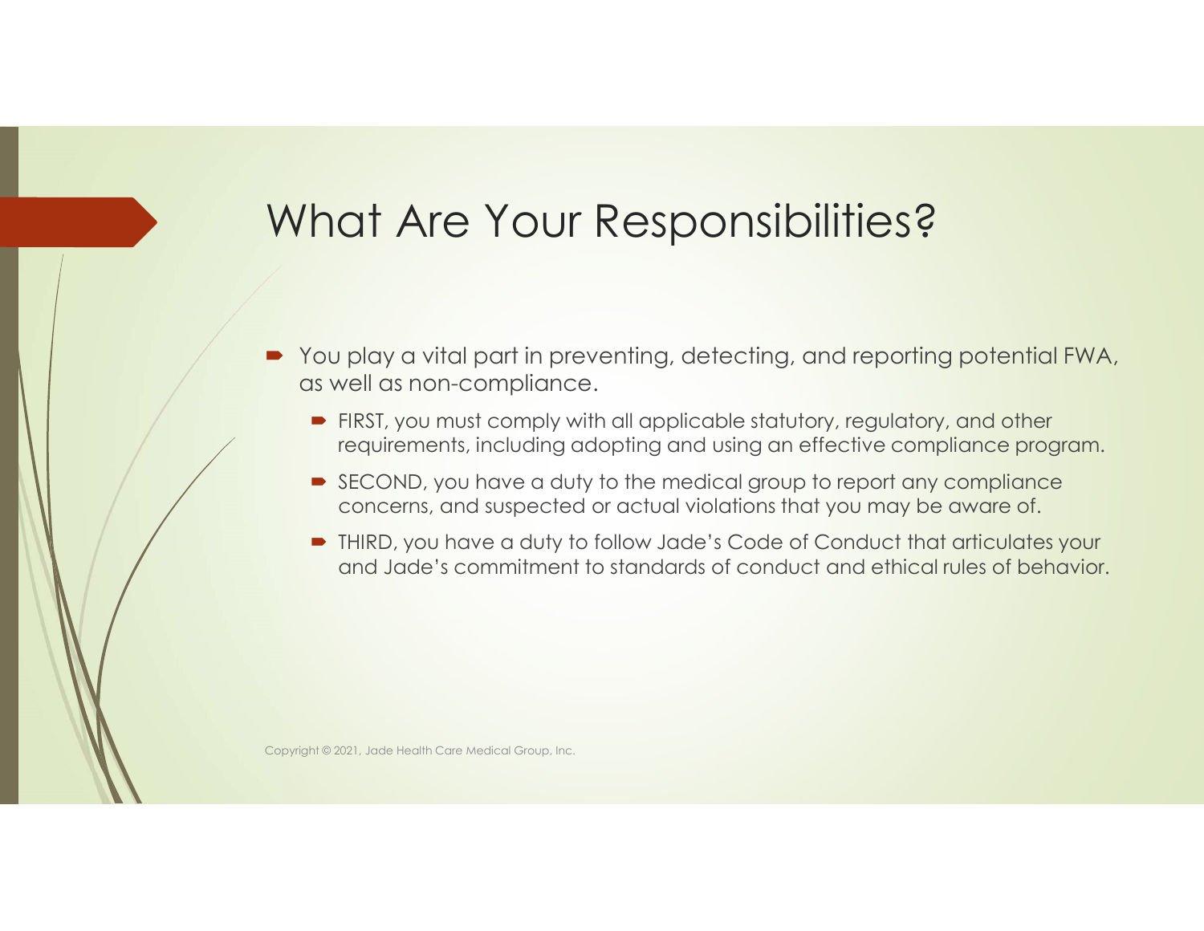# What Are Your Responsibilities?

- You play a vital part in preventing, detecting, and reporting potential FWA, as well as non-compliance.
  - FIRST, you must comply with all applicable statutory, regulatory, and other requirements, including adopting and using an effective compliance program.
  - SECOND, you have a duty to the medical group to report any compliance concerns, and suspected or actual violations that you may be aware of.
  - THIRD, you have a duty to follow Jade's Code of Conduct that articulates your and Jade's commitment to standards of conduct and ethical rules of behavior.

Copyright © 2021, Jade Health Care Medical Group, Inc.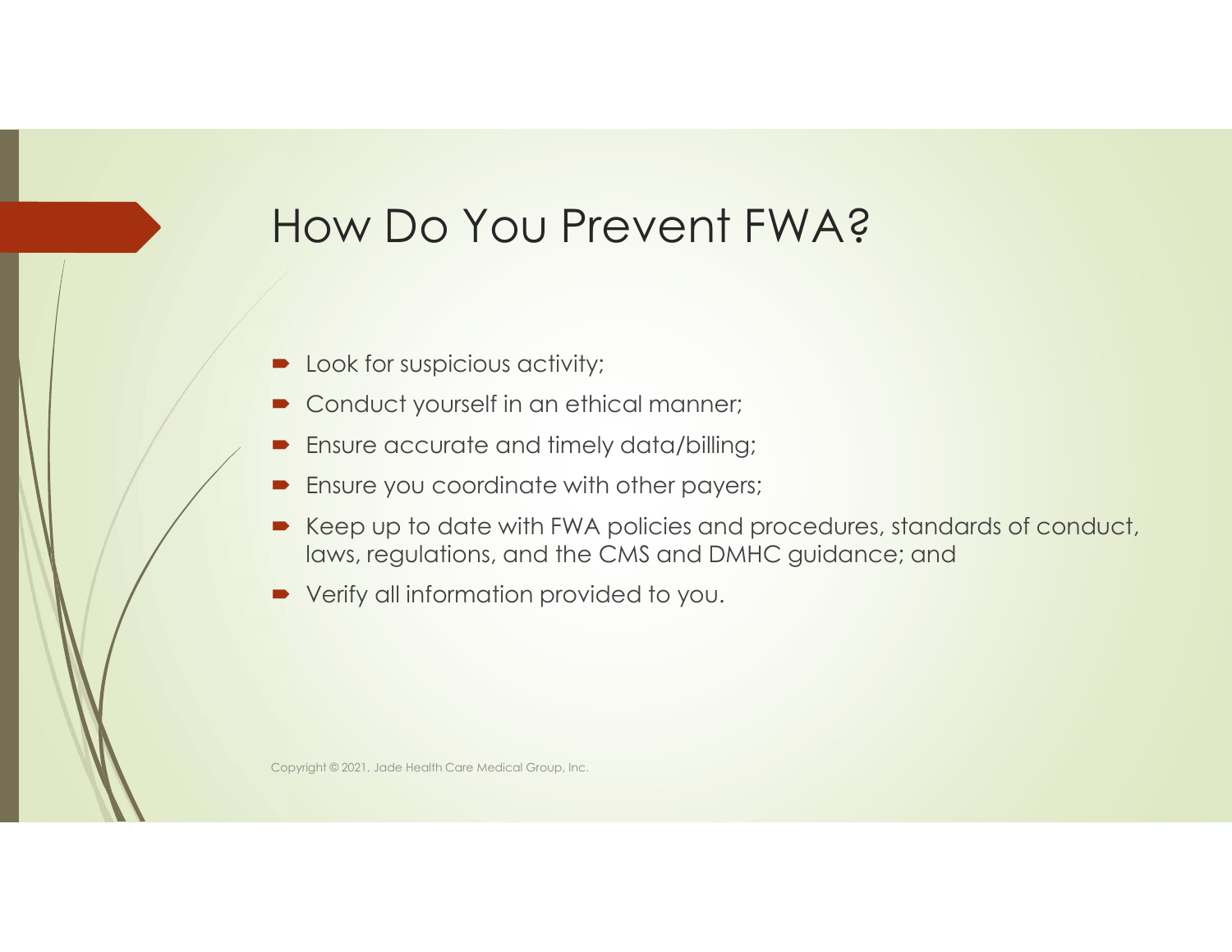# How Do You Prevent FWA?

- Look for suspicious activity;
- Conduct yourself in an ethical manner;
- Ensure accurate and timely data/billing;
- Ensure you coordinate with other payers;
- Keep up to date with FWA policies and procedures, standards of conduct, laws, regulations, and the CMS and DMHC guidance; and
- Verify all information provided to you.

Copyright © 2021, Jade Health Care Medical Group, Inc.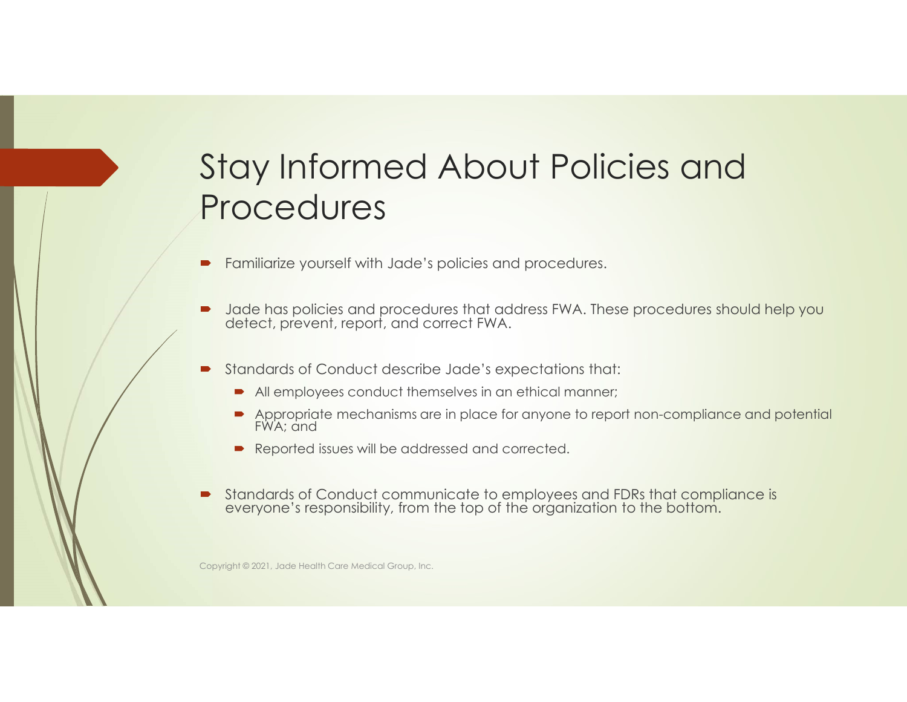# Stay Informed About Policies and Procedures

- Familiarize yourself with Jade's policies and procedures.
- Jade has policies and procedures that address FWA. These procedures should help you detect, prevent, report, and correct FWA.
- Standards of Conduct describe Jade's expectations that:
  - All employees conduct themselves in an ethical manner;
  - Appropriate mechanisms are in place for anyone to report non-compliance and potential FWA; and
  - Reported issues will be addressed and corrected.
- Standards of Conduct communicate to employees and FDRs that compliance is everyone's responsibility, from the top of the organization to the bottom.

Copyright © 2021, Jade Health Care Medical Group, Inc.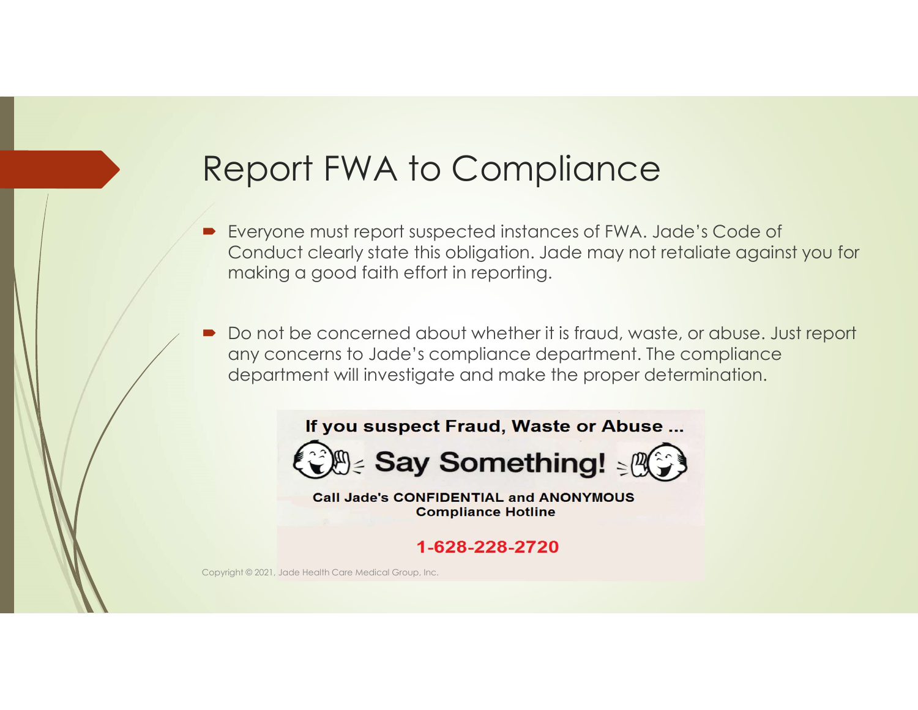# Report FWA to Compliance

- Everyone must report suspected instances of FWA. Jade's Code of Conduct clearly state this obligation. Jade may not retaliate against you for making a good faith effort in reporting.

- Do not be concerned about whether it is fraud, waste, or abuse. Just report any concerns to Jade's compliance department. The compliance department will investigate and make the proper determination.

**If you suspect Fraud, Waste or Abuse ...**

**Say Something!**

**Call Jade's CONFIDENTIAL and ANONYMOUS Compliance Hotline**

**1-628-228-2720**

Copyright © 2021, Jade Health Care Medical Group, Inc.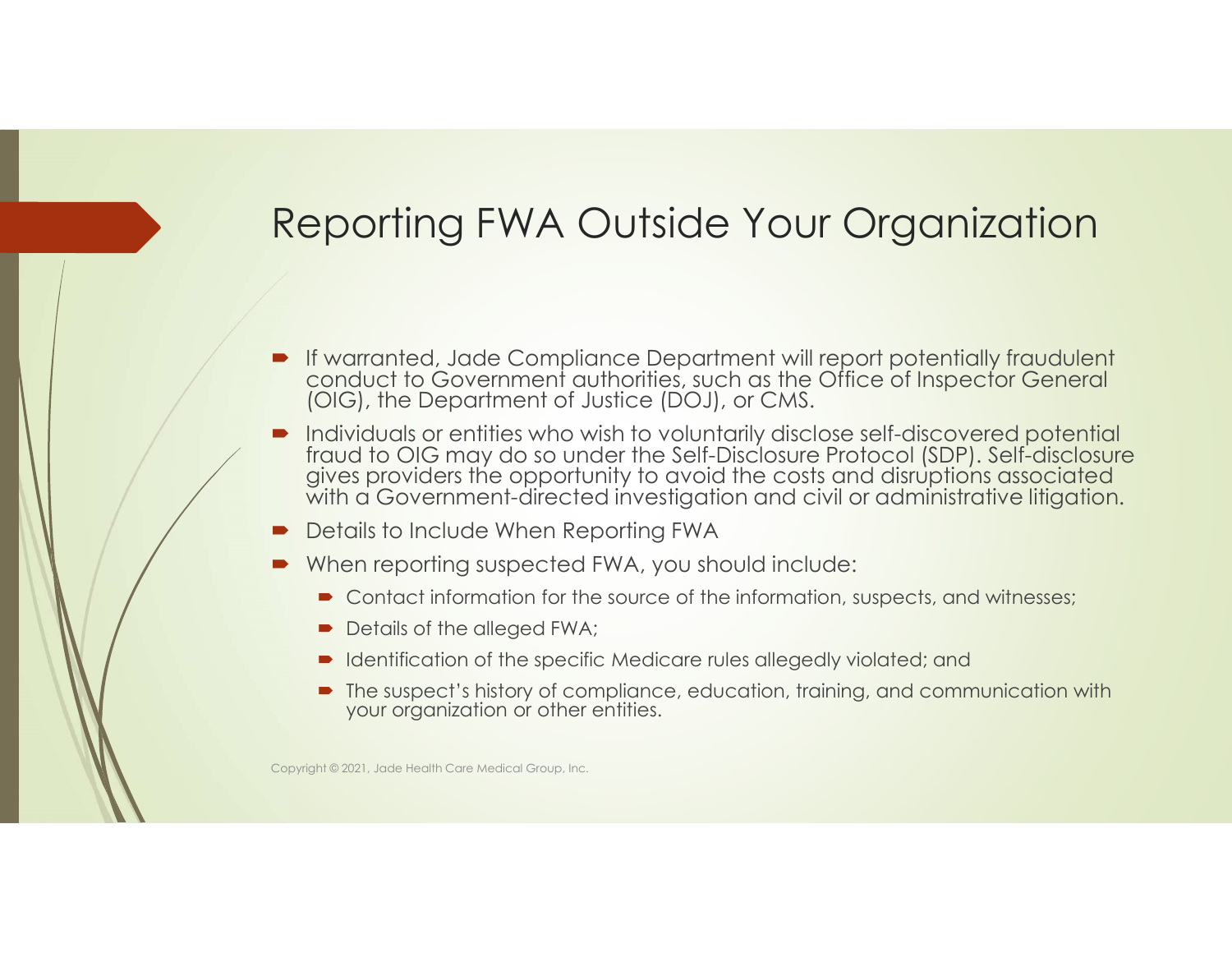# Reporting FWA Outside Your Organization

- If warranted, Jade Compliance Department will report potentially fraudulent conduct to Government authorities, such as the Office of Inspector General (OIG), the Department of Justice (DOJ), or CMS.
- Individuals or entities who wish to voluntarily disclose self-discovered potential fraud to OIG may do so under the Self-Disclosure Protocol (SDP). Self-disclosure gives providers the opportunity to avoid the costs and disruptions associated with a Government-directed investigation and civil or administrative litigation.
- Details to Include When Reporting FWA
- When reporting suspected FWA, you should include:
  - Contact information for the source of the information, suspects, and witnesses;
  - Details of the alleged FWA;
  - Identification of the specific Medicare rules allegedly violated; and
  - The suspect's history of compliance, education, training, and communication with your organization or other entities.

Copyright © 2021, Jade Health Care Medical Group, Inc.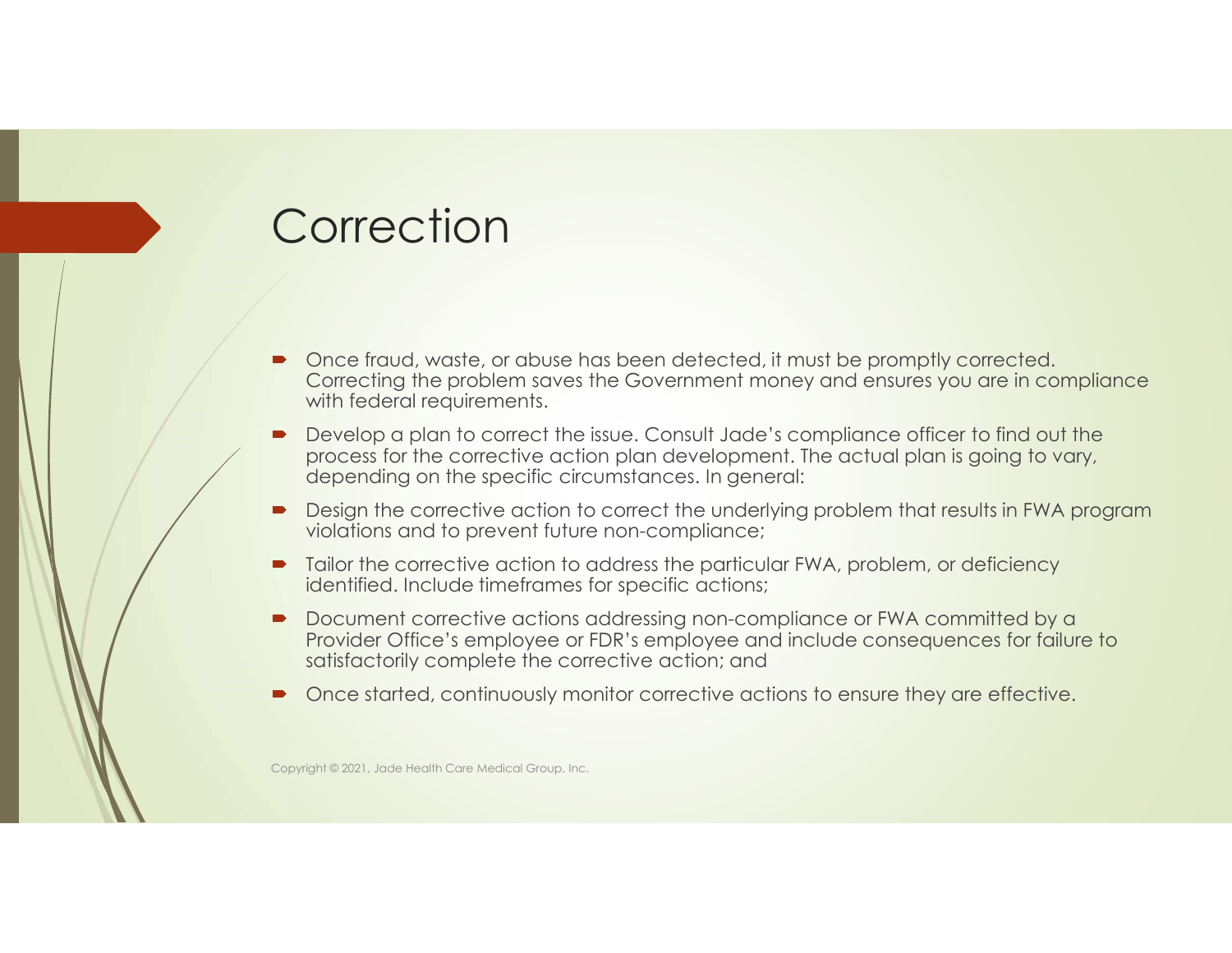# Correction

- Once fraud, waste, or abuse has been detected, it must be promptly corrected. Correcting the problem saves the Government money and ensures you are in compliance with federal requirements.
- Develop a plan to correct the issue. Consult Jade's compliance officer to find out the process for the corrective action plan development. The actual plan is going to vary, depending on the specific circumstances. In general:
- Design the corrective action to correct the underlying problem that results in FWA program violations and to prevent future non-compliance;
- Tailor the corrective action to address the particular FWA, problem, or deficiency identified. Include timeframes for specific actions;
- Document corrective actions addressing non-compliance or FWA committed by a Provider Office's employee or FDR's employee and include consequences for failure to satisfactorily complete the corrective action; and
- Once started, continuously monitor corrective actions to ensure they are effective.

Copyright © 2021, Jade Health Care Medical Group, Inc.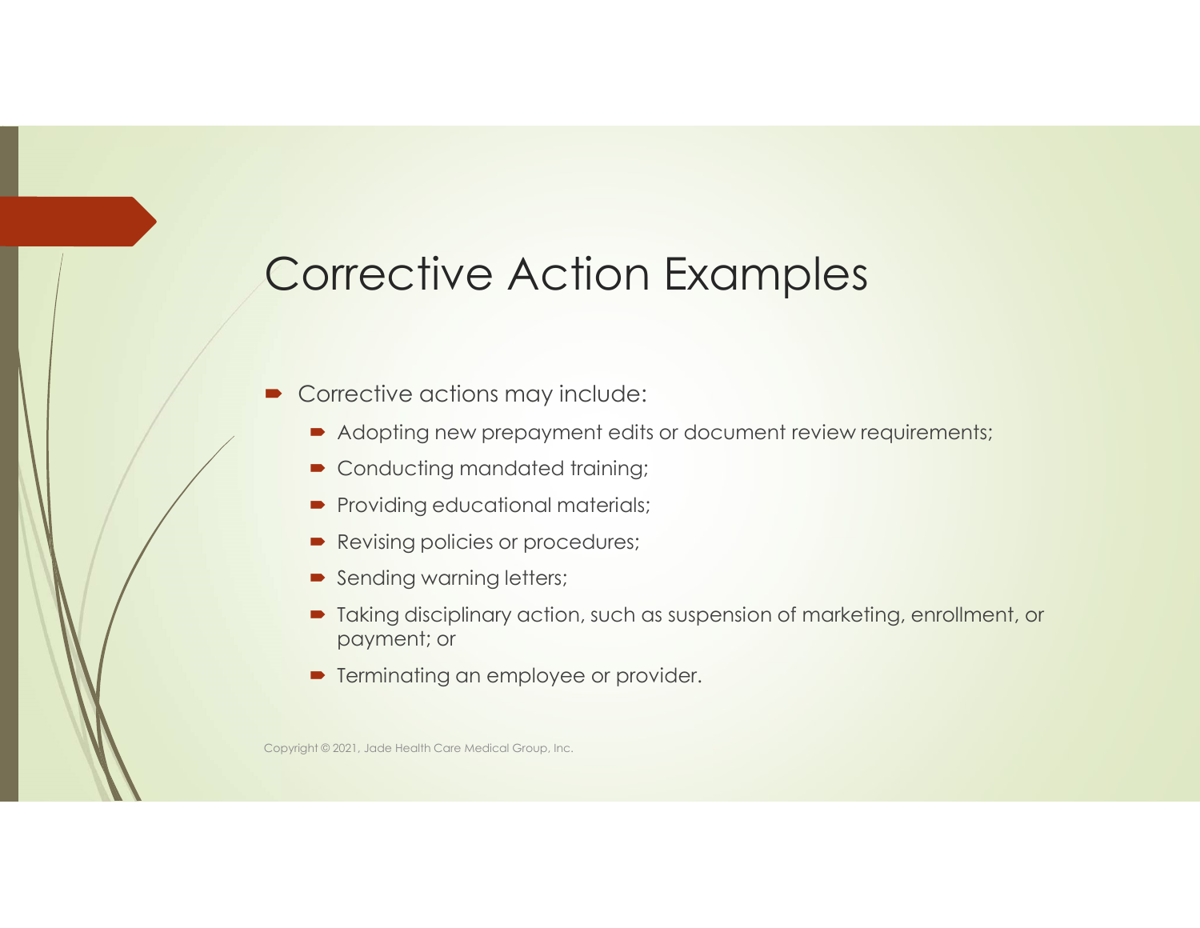# Corrective Action Examples

- Corrective actions may include:
  - Adopting new prepayment edits or document review requirements;
  - Conducting mandated training;
  - Providing educational materials;
  - Revising policies or procedures;
  - Sending warning letters;
  - Taking disciplinary action, such as suspension of marketing, enrollment, or payment; or
  - Terminating an employee or provider.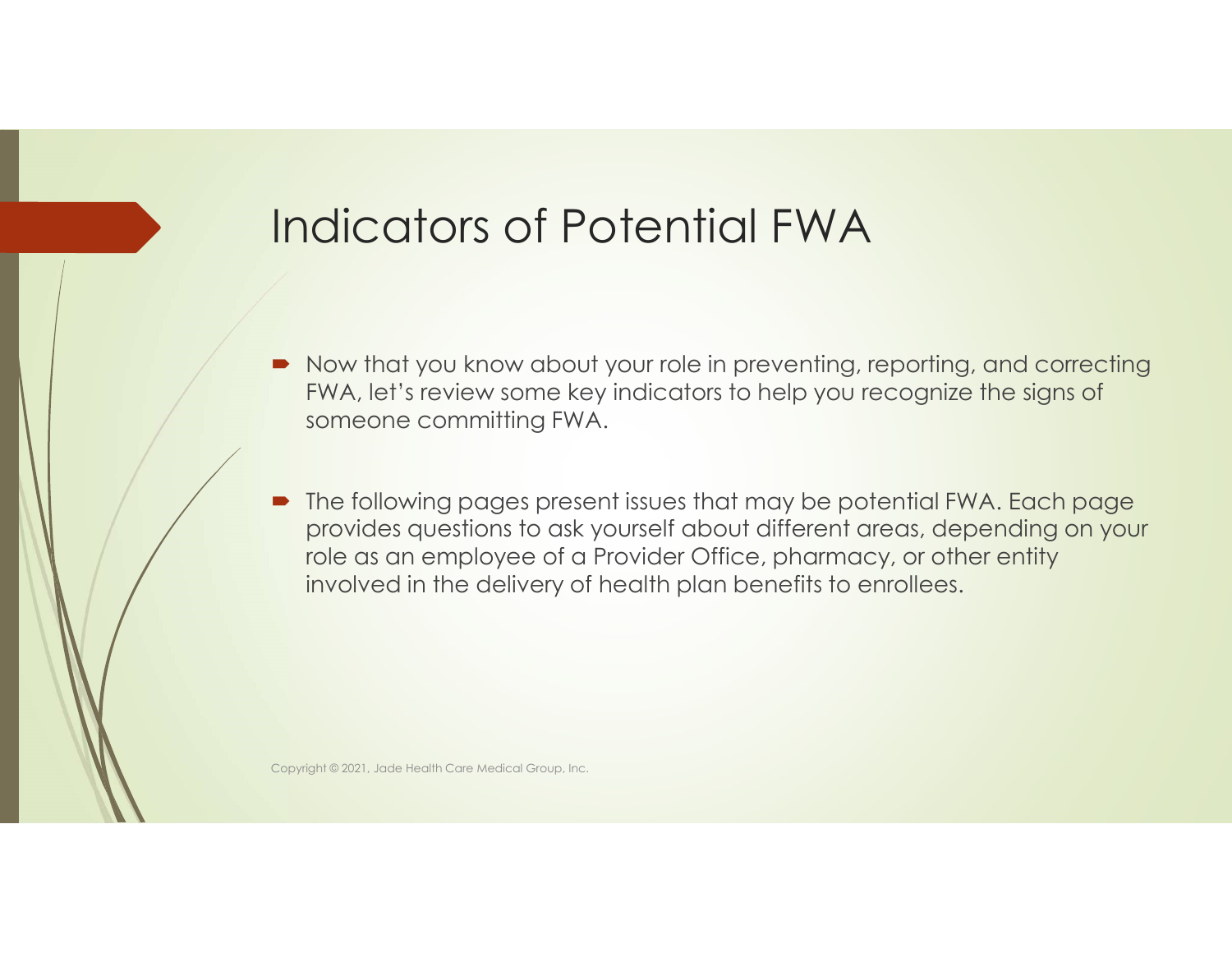# Indicators of Potential FWA

- Now that you know about your role in preventing, reporting, and correcting FWA, let's review some key indicators to help you recognize the signs of someone committing FWA.
- The following pages present issues that may be potential FWA. Each page provides questions to ask yourself about different areas, depending on your role as an employee of a Provider Office, pharmacy, or other entity involved in the delivery of health plan benefits to enrollees.

Copyright © 2021, Jade Health Care Medical Group, Inc.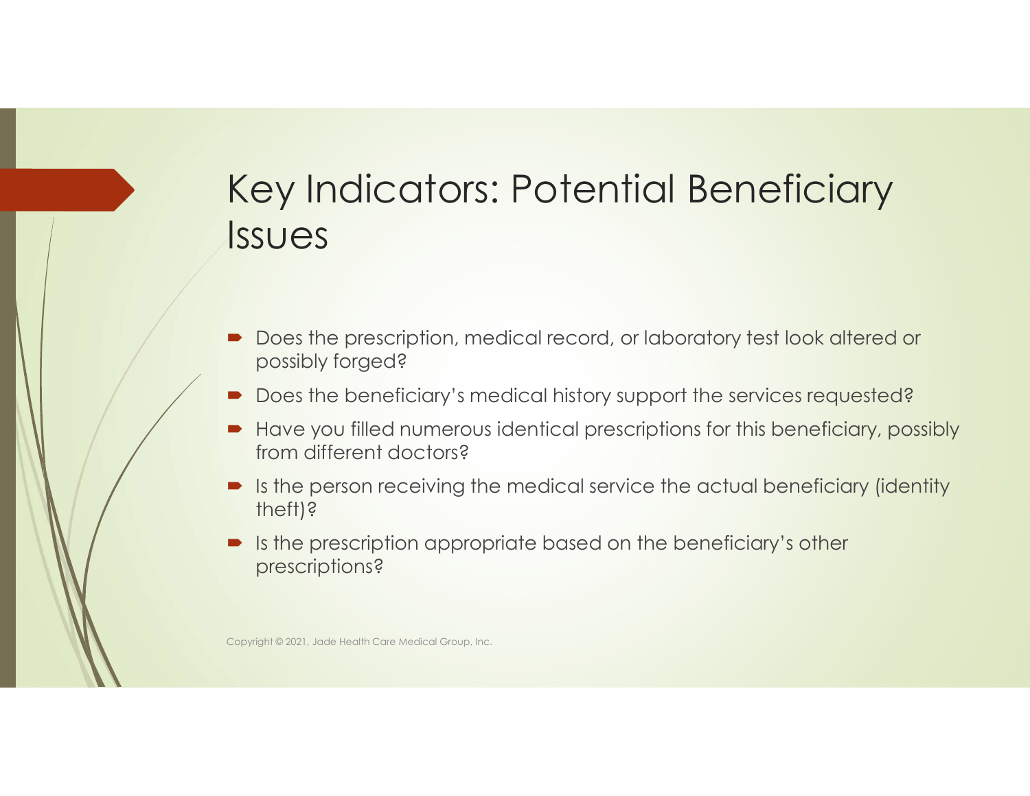# Key Indicators: Potential Beneficiary Issues

- Does the prescription, medical record, or laboratory test look altered or possibly forged?
- Does the beneficiary's medical history support the services requested?
- Have you filled numerous identical prescriptions for this beneficiary, possibly from different doctors?
- Is the person receiving the medical service the actual beneficiary (identity theft)?
- Is the prescription appropriate based on the beneficiary's other prescriptions?

Copyright © 2021, Jade Health Care Medical Group, Inc.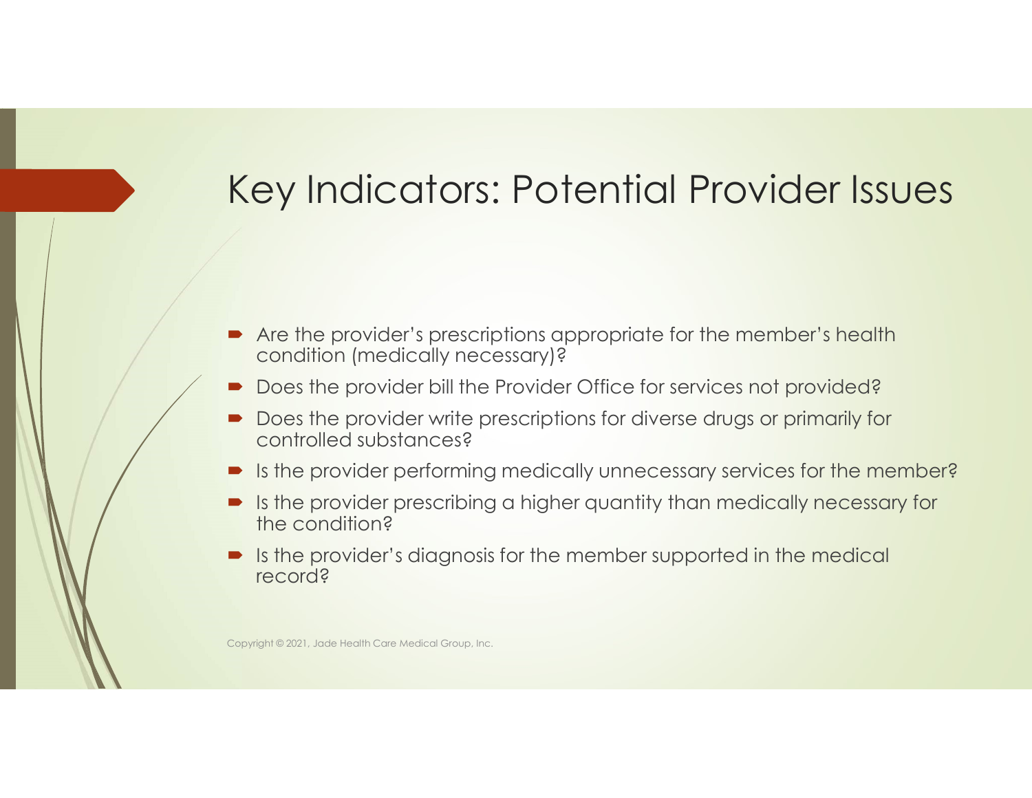# Key Indicators: Potential Provider Issues

- Are the provider's prescriptions appropriate for the member's health condition (medically necessary)?
- Does the provider bill the Provider Office for services not provided?
- Does the provider write prescriptions for diverse drugs or primarily for controlled substances?
- Is the provider performing medically unnecessary services for the member?
- Is the provider prescribing a higher quantity than medically necessary for the condition?
- Is the provider's diagnosis for the member supported in the medical record?

Copyright © 2021, Jade Health Care Medical Group, Inc.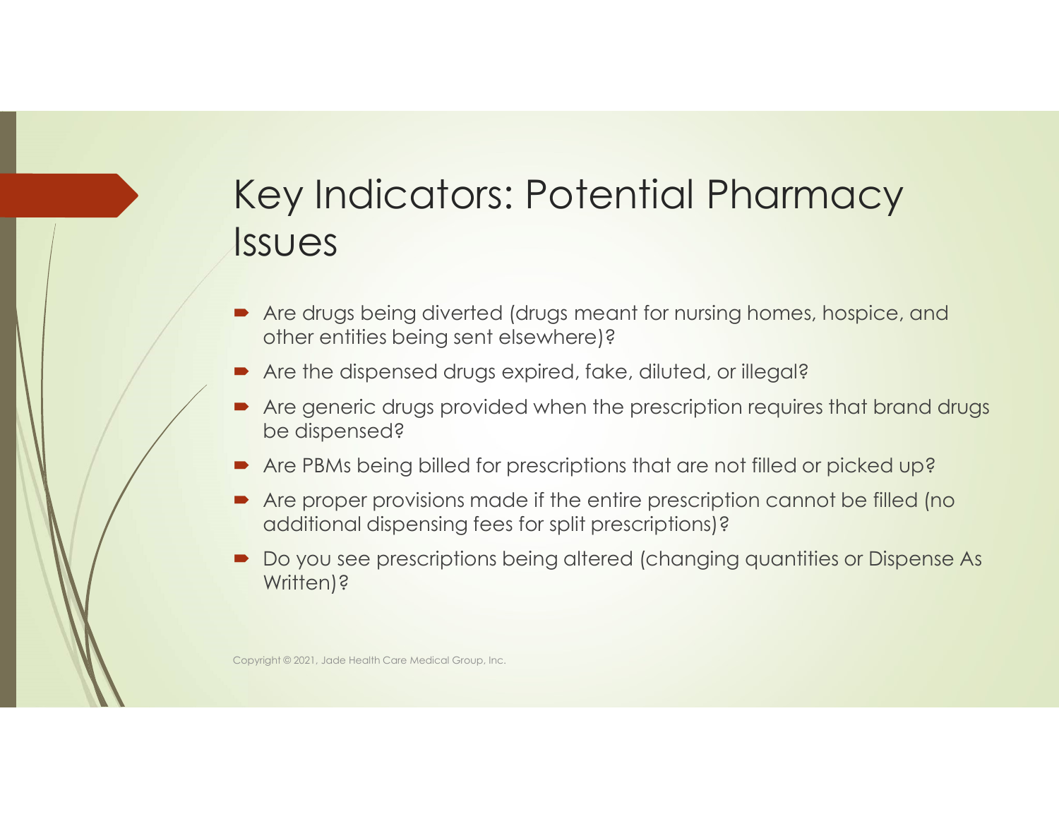# Key Indicators: Potential Pharmacy Issues

- Are drugs being diverted (drugs meant for nursing homes, hospice, and other entities being sent elsewhere)?
- Are the dispensed drugs expired, fake, diluted, or illegal?
- Are generic drugs provided when the prescription requires that brand drugs be dispensed?
- Are PBMs being billed for prescriptions that are not filled or picked up?
- Are proper provisions made if the entire prescription cannot be filled (no additional dispensing fees for split prescriptions)?
- Do you see prescriptions being altered (changing quantities or Dispense As Written)?

Copyright © 2021, Jade Health Care Medical Group, Inc.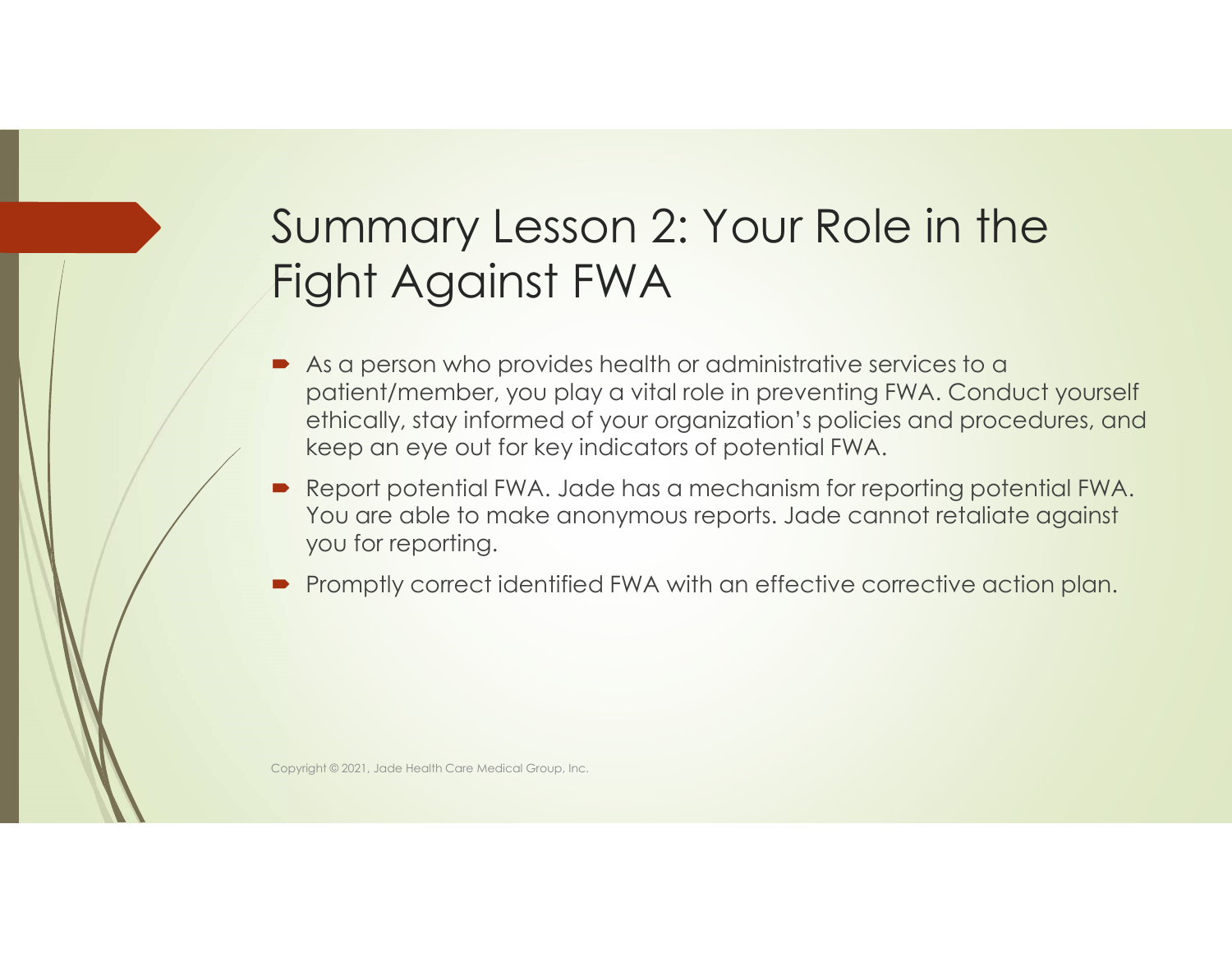# Summary Lesson 2: Your Role in the Fight Against FWA

- As a person who provides health or administrative services to a patient/member, you play a vital role in preventing FWA. Conduct yourself ethically, stay informed of your organization's policies and procedures, and keep an eye out for key indicators of potential FWA.
- Report potential FWA. Jade has a mechanism for reporting potential FWA. You are able to make anonymous reports. Jade cannot retaliate against you for reporting.
- Promptly correct identified FWA with an effective corrective action plan.

Copyright © 2021, Jade Health Care Medical Group, Inc.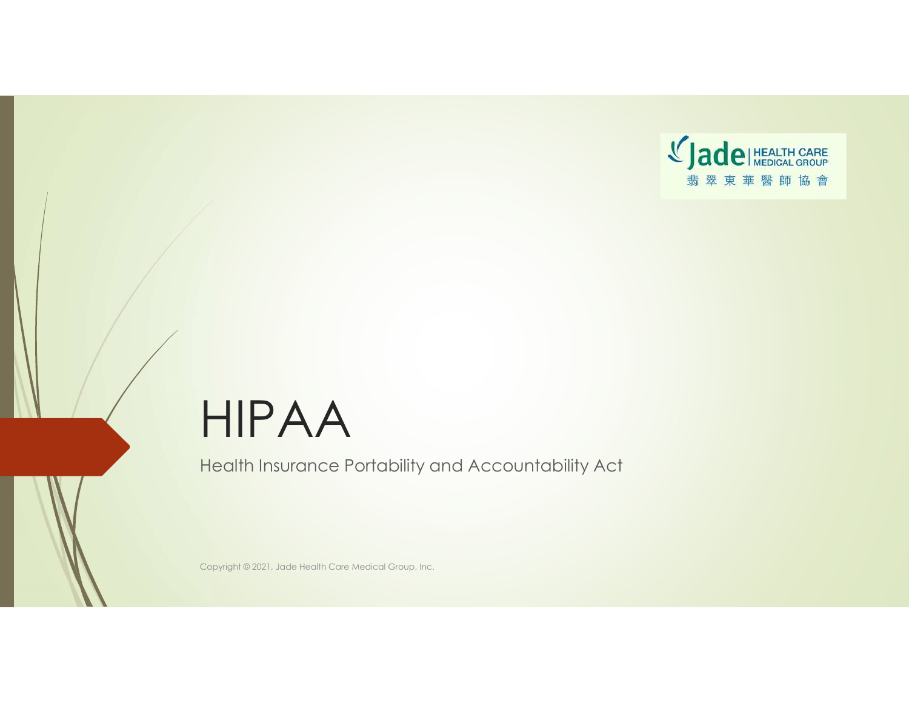Jade HEALTH CARE MEDICAL GROUP
翡翠東華醫師協會

# HIPAA

Health Insurance Portability and Accountability Act

Copyright © 2021, Jade Health Care Medical Group, Inc.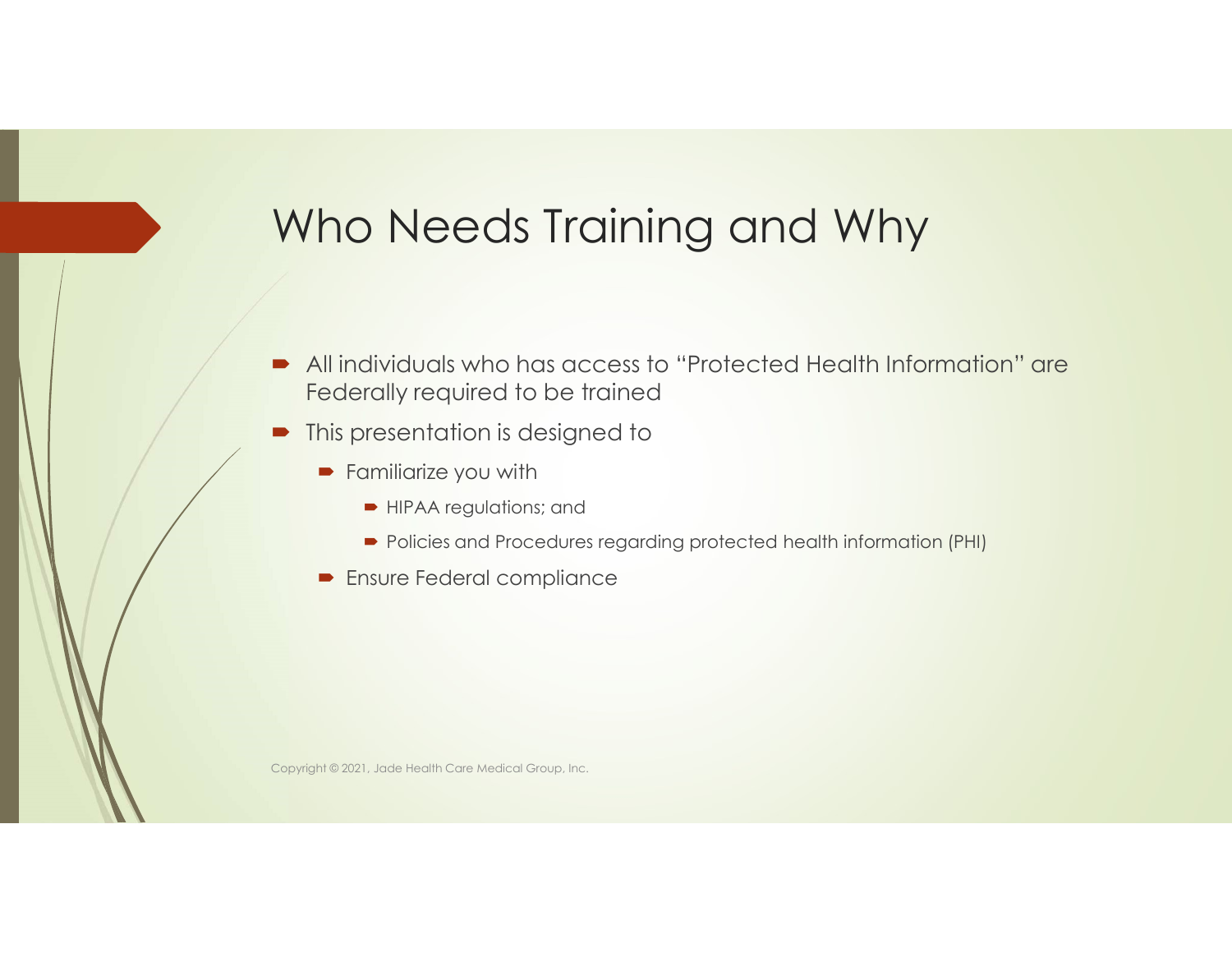# Who Needs Training and Why

- All individuals who has access to "Protected Health Information" are Federally required to be trained
- This presentation is designed to
  - Familiarize you with
    - HIPAA regulations; and
    - Policies and Procedures regarding protected health information (PHI)
  - Ensure Federal compliance

Copyright © 2021, Jade Health Care Medical Group, Inc.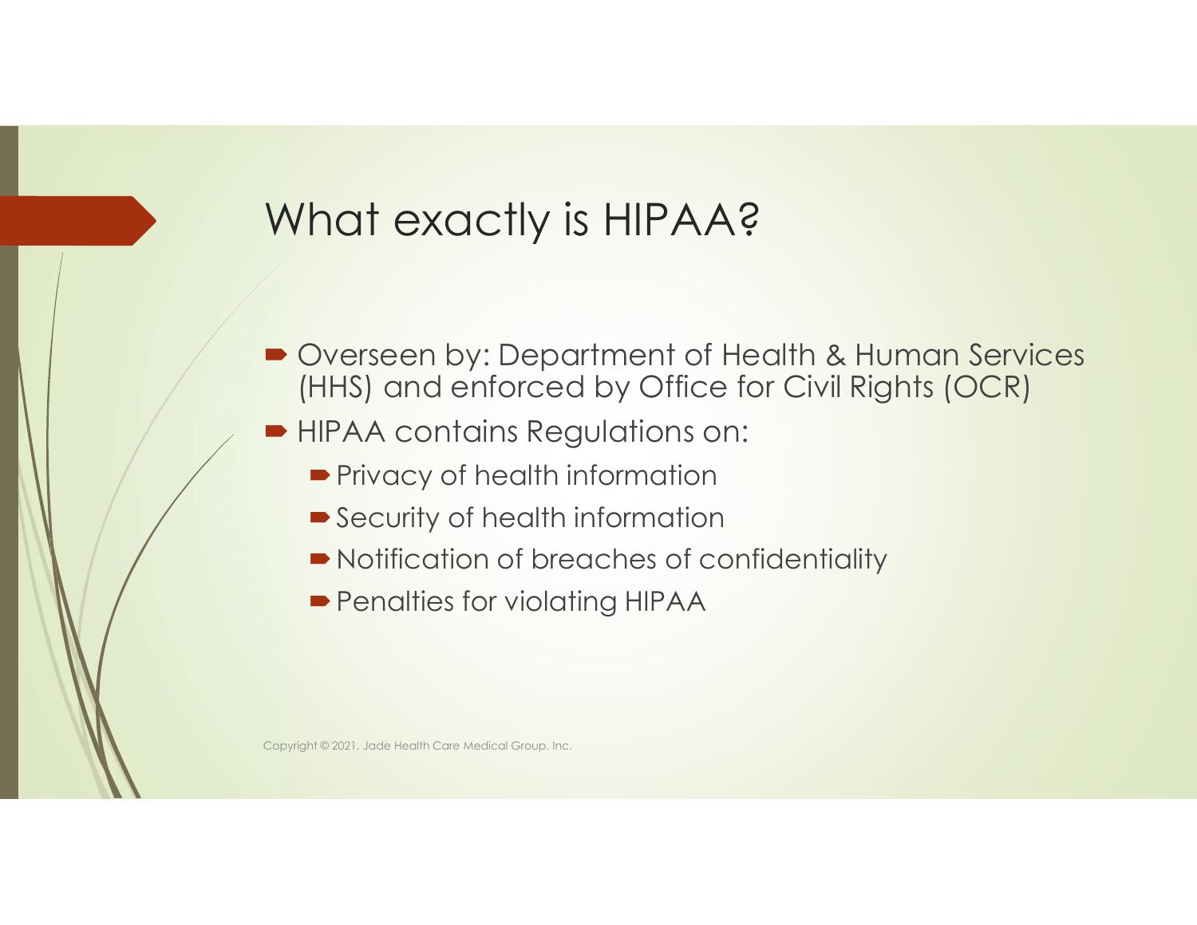# What exactly is HIPAA?

- Overseen by: Department of Health & Human Services (HHS) and enforced by Office for Civil Rights (OCR)
- HIPAA contains Regulations on:
  - Privacy of health information
  - Security of health information
  - Notification of breaches of confidentiality
  - Penalties for violating HIPAA

Copyright © 2021, Jade Health Care Medical Group, Inc.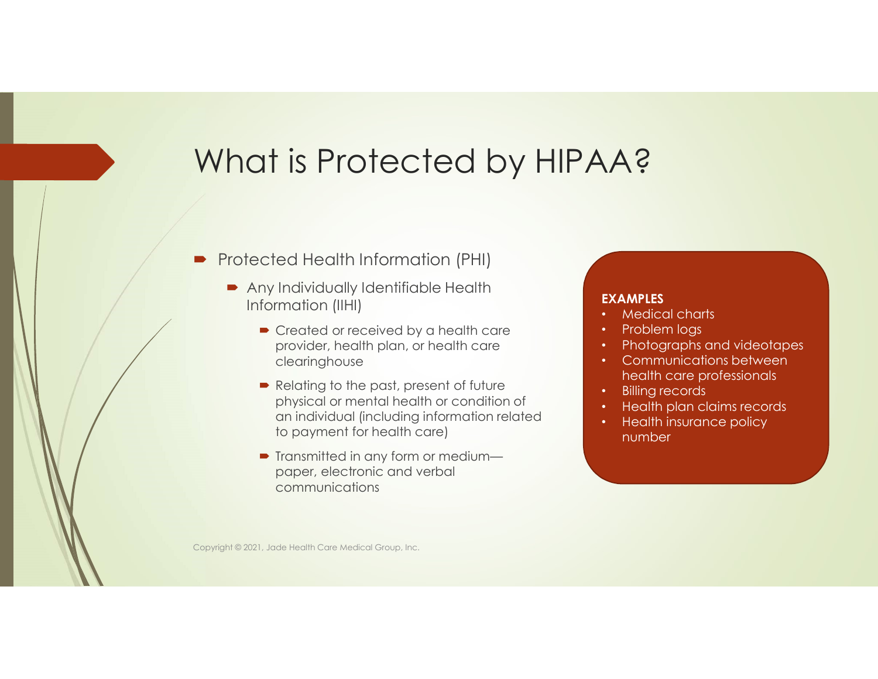# What is Protected by HIPAA?

- Protected Health Information (PHI)
  - Any Individually Identifiable Health Information (IIHI)
    - Created or received by a health care provider, health plan, or health care clearinghouse
    - Relating to the past, present of future physical or mental health or condition of an individual (including information related to payment for health care)
    - Transmitted in any form or medium—paper, electronic and verbal communications

**EXAMPLES**

- Medical charts
- Problem logs
- Photographs and videotapes
- Communications between health care professionals
- Billing records
- Health plan claims records
- Health insurance policy number

Copyright © 2021, Jade Health Care Medical Group, Inc.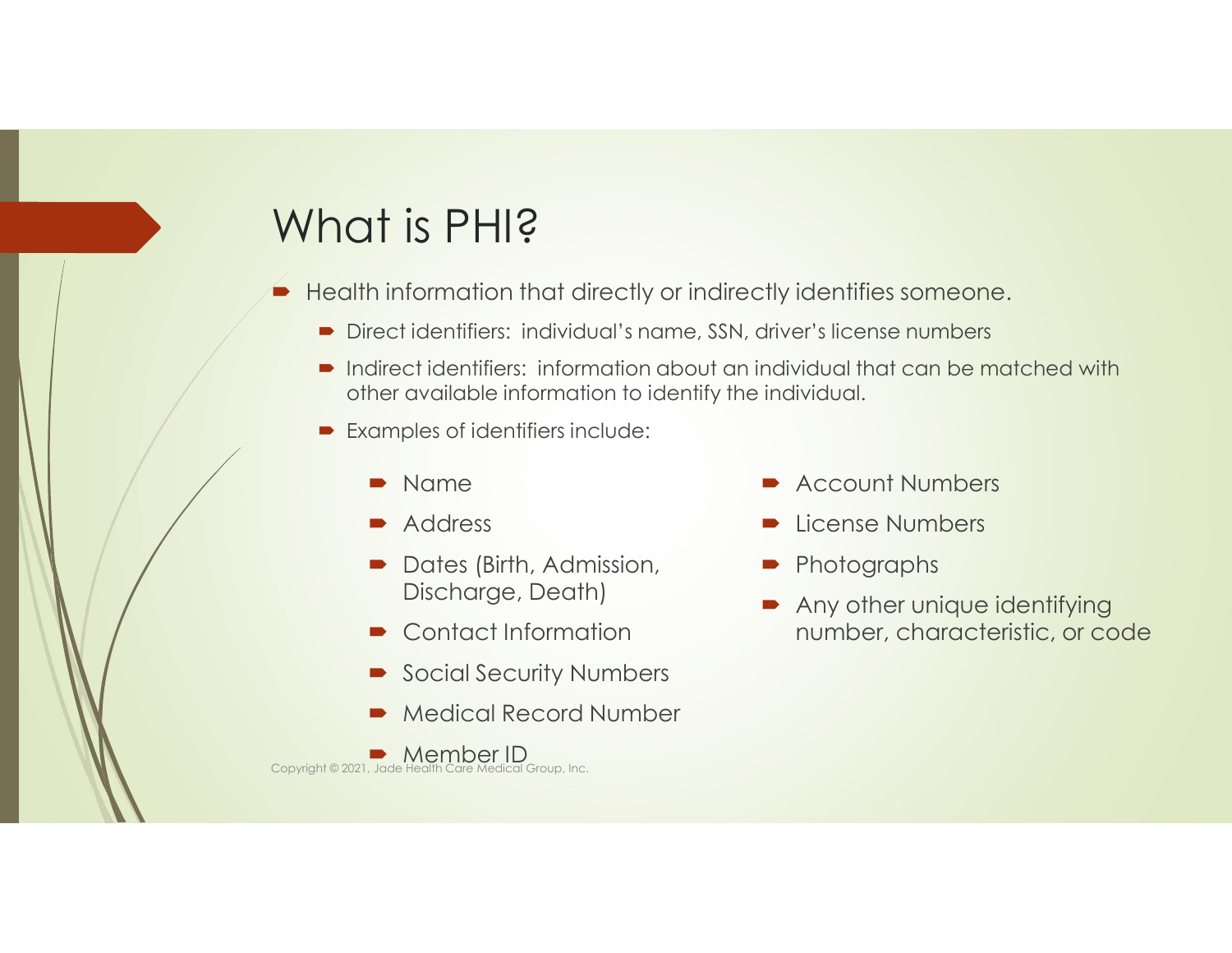# What is PHI?

- Health information that directly or indirectly identifies someone.
  - Direct identifiers: individual's name, SSN, driver's license numbers
  - Indirect identifiers: information about an individual that can be matched with other available information to identify the individual.
  - Examples of identifiers include:
    - Name
    - Address
    - Dates (Birth, Admission, Discharge, Death)
    - Contact Information
    - Social Security Numbers
    - Medical Record Number
    - Member ID
    - Account Numbers
    - License Numbers
    - Photographs
    - Any other unique identifying number, characteristic, or code

Copyright © 2021, Jade Health Care Medical Group, Inc.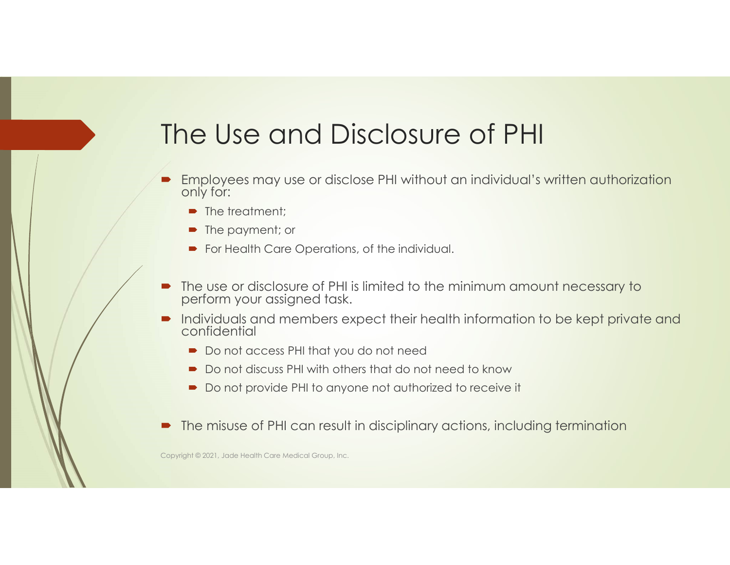# The Use and Disclosure of PHI

- Employees may use or disclose PHI without an individual's written authorization only for:
  - The treatment;
  - The payment; or
  - For Health Care Operations, of the individual.
- The use or disclosure of PHI is limited to the minimum amount necessary to perform your assigned task.
- Individuals and members expect their health information to be kept private and confidential
  - Do not access PHI that you do not need
  - Do not discuss PHI with others that do not need to know
  - Do not provide PHI to anyone not authorized to receive it
- The misuse of PHI can result in disciplinary actions, including termination

Copyright © 2021, Jade Health Care Medical Group, Inc.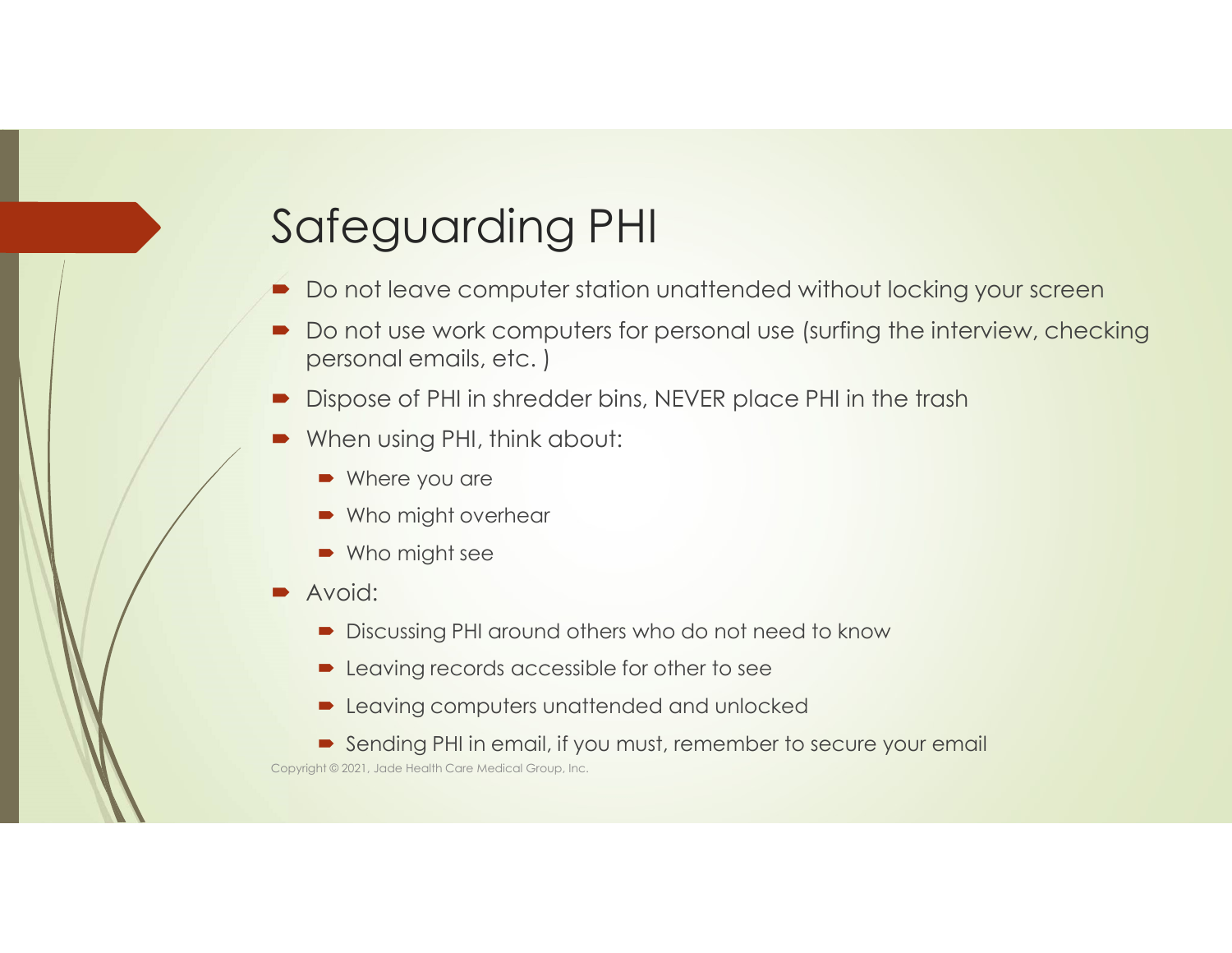# Safeguarding PHI

- Do not leave computer station unattended without locking your screen
- Do not use work computers for personal use (surfing the interview, checking personal emails, etc. )
- Dispose of PHI in shredder bins, NEVER place PHI in the trash
- When using PHI, think about:
  - Where you are
  - Who might overhear
  - Who might see
- Avoid:
  - Discussing PHI around others who do not need to know
  - Leaving records accessible for other to see
  - Leaving computers unattended and unlocked
  - Sending PHI in email, if you must, remember to secure your email

Copyright © 2021, Jade Health Care Medical Group, Inc.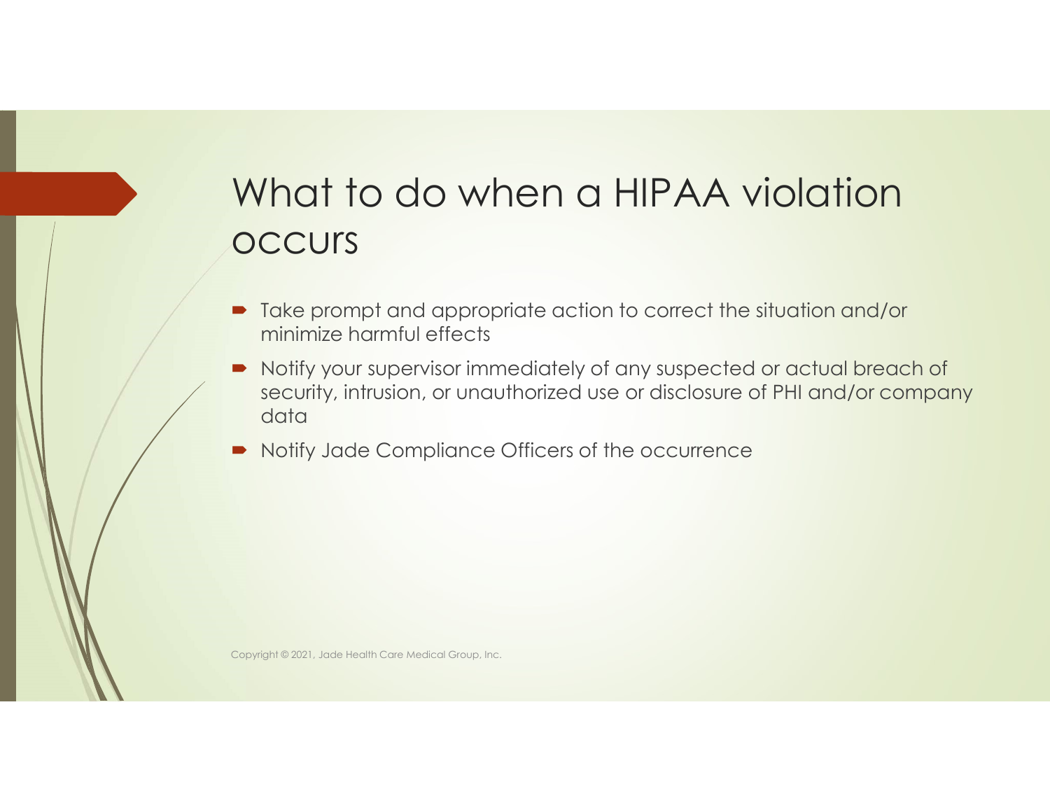# What to do when a HIPAA violation occurs

- Take prompt and appropriate action to correct the situation and/or minimize harmful effects
- Notify your supervisor immediately of any suspected or actual breach of security, intrusion, or unauthorized use or disclosure of PHI and/or company data
- Notify Jade Compliance Officers of the occurrence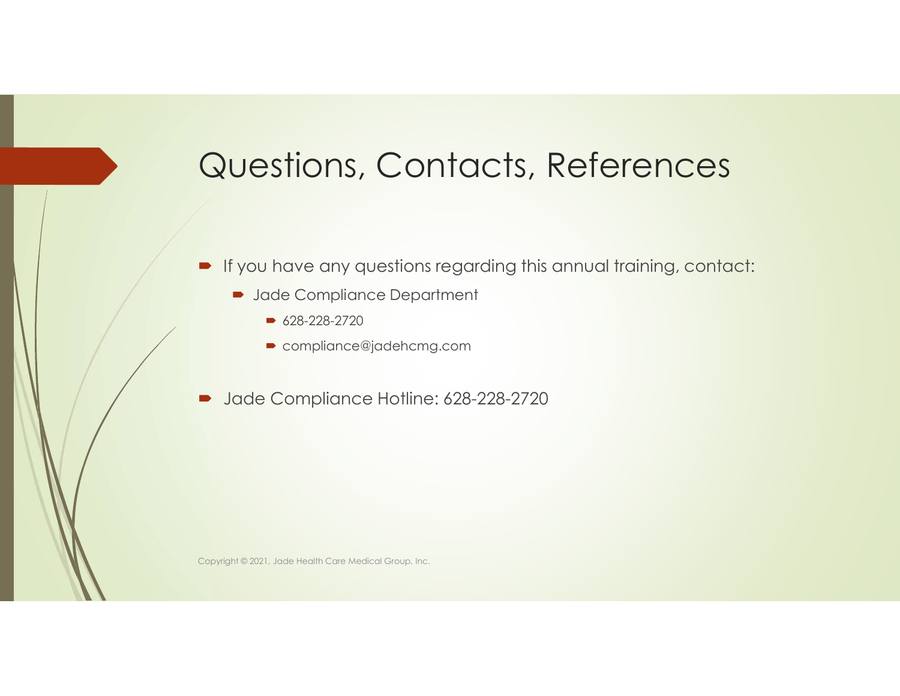# Questions, Contacts, References

- If you have any questions regarding this annual training, contact:
  - Jade Compliance Department
    - 628-228-2720
    - compliance@jadehcmg.com
- Jade Compliance Hotline: 628-228-2720

Copyright © 2021, Jade Health Care Medical Group, Inc.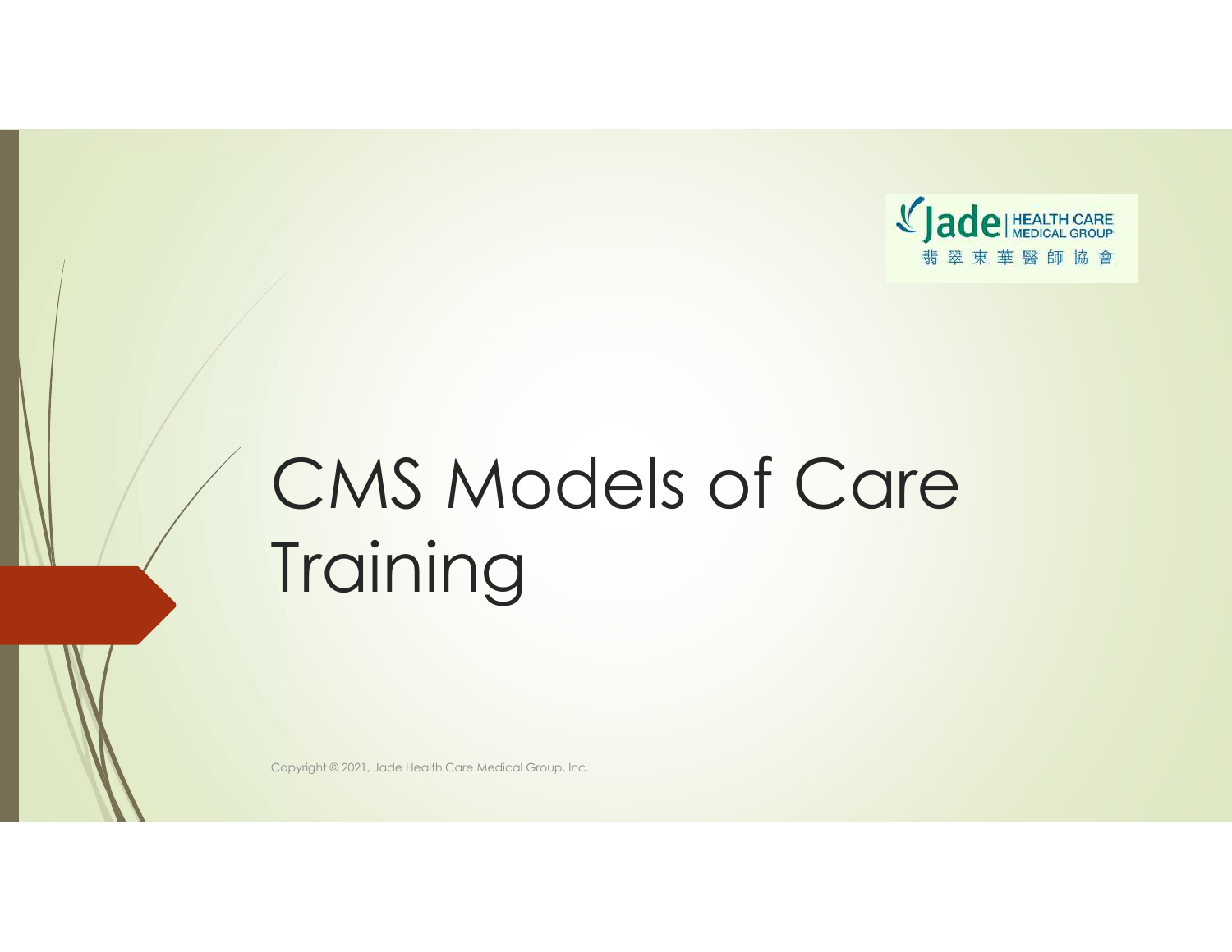Jade | HEALTH CARE MEDICAL GROUP
翡翠東華醫師協會

# CMS Models of Care Training

Copyright © 2021, Jade Health Care Medical Group, Inc.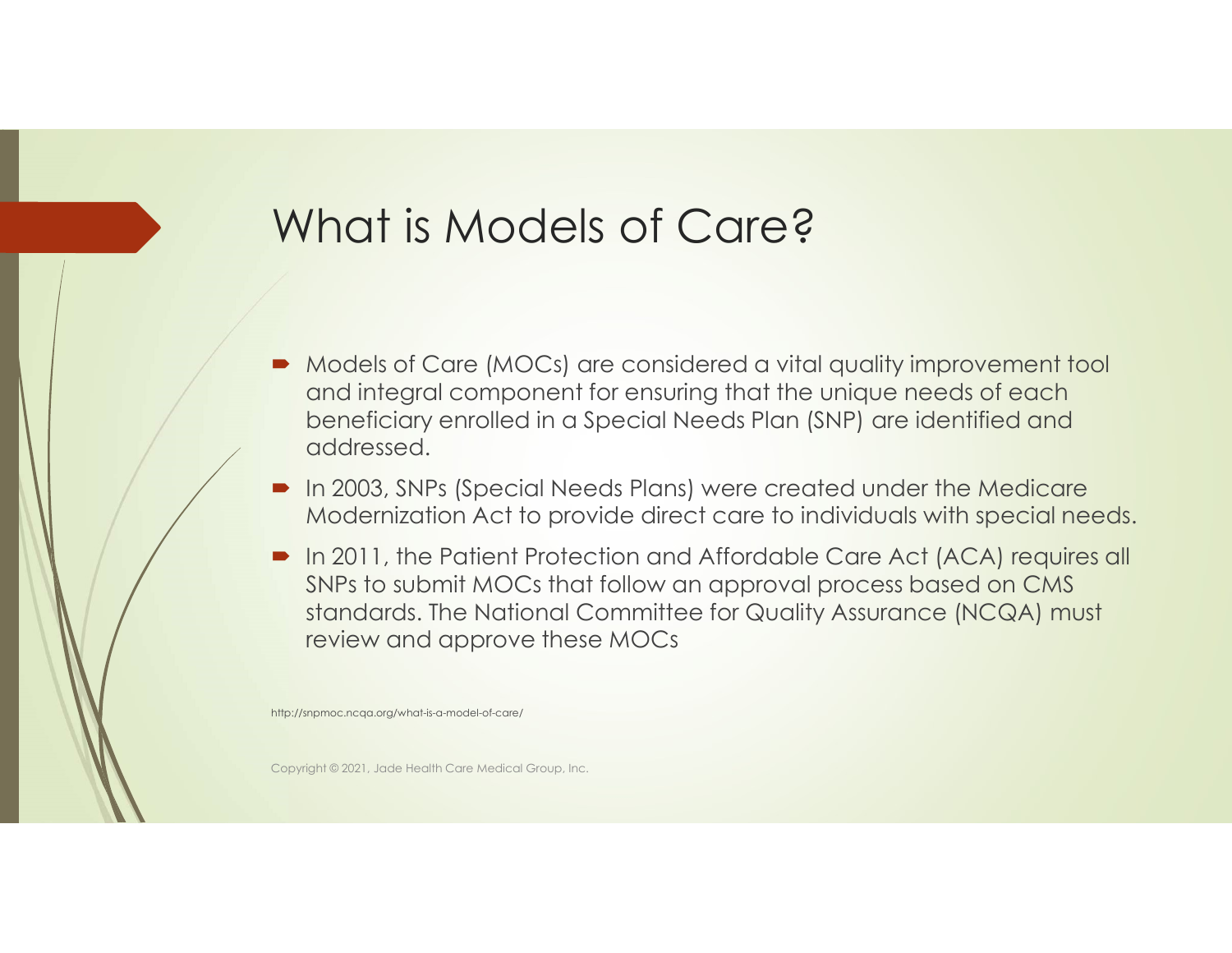# What is Models of Care?

- Models of Care (MOCs) are considered a vital quality improvement tool and integral component for ensuring that the unique needs of each beneficiary enrolled in a Special Needs Plan (SNP) are identified and addressed.
- In 2003, SNPs (Special Needs Plans) were created under the Medicare Modernization Act to provide direct care to individuals with special needs.
- In 2011, the Patient Protection and Affordable Care Act (ACA) requires all SNPs to submit MOCs that follow an approval process based on CMS standards. The National Committee for Quality Assurance (NCQA) must review and approve these MOCs

http://snpmoc.ncqa.org/what-is-a-model-of-care/

Copyright © 2021, Jade Health Care Medical Group, Inc.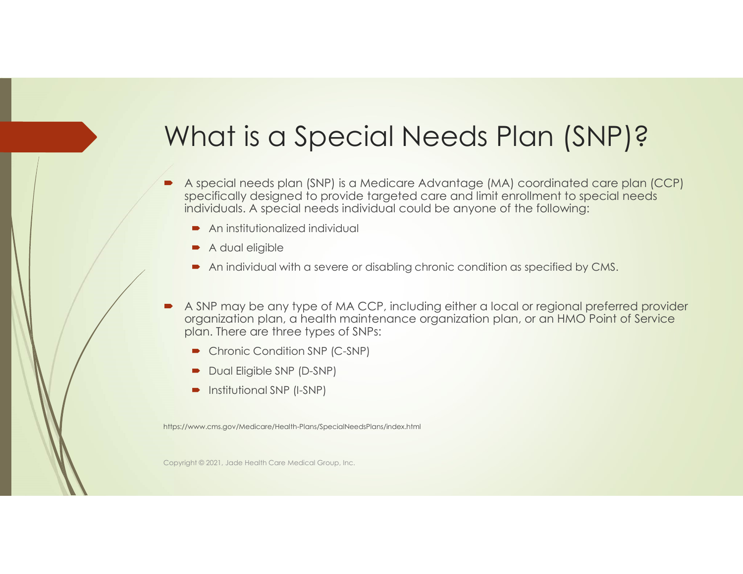# What is a Special Needs Plan (SNP)?

- A special needs plan (SNP) is a Medicare Advantage (MA) coordinated care plan (CCP) specifically designed to provide targeted care and limit enrollment to special needs individuals. A special needs individual could be anyone of the following:
  - An institutionalized individual
  - A dual eligible
  - An individual with a severe or disabling chronic condition as specified by CMS.
- A SNP may be any type of MA CCP, including either a local or regional preferred provider organization plan, a health maintenance organization plan, or an HMO Point of Service plan. There are three types of SNPs:
  - Chronic Condition SNP (C-SNP)
  - Dual Eligible SNP (D-SNP)
  - Institutional SNP (I-SNP)

https://www.cms.gov/Medicare/Health-Plans/SpecialNeedsPlans/index.html

Copyright © 2021, Jade Health Care Medical Group, Inc.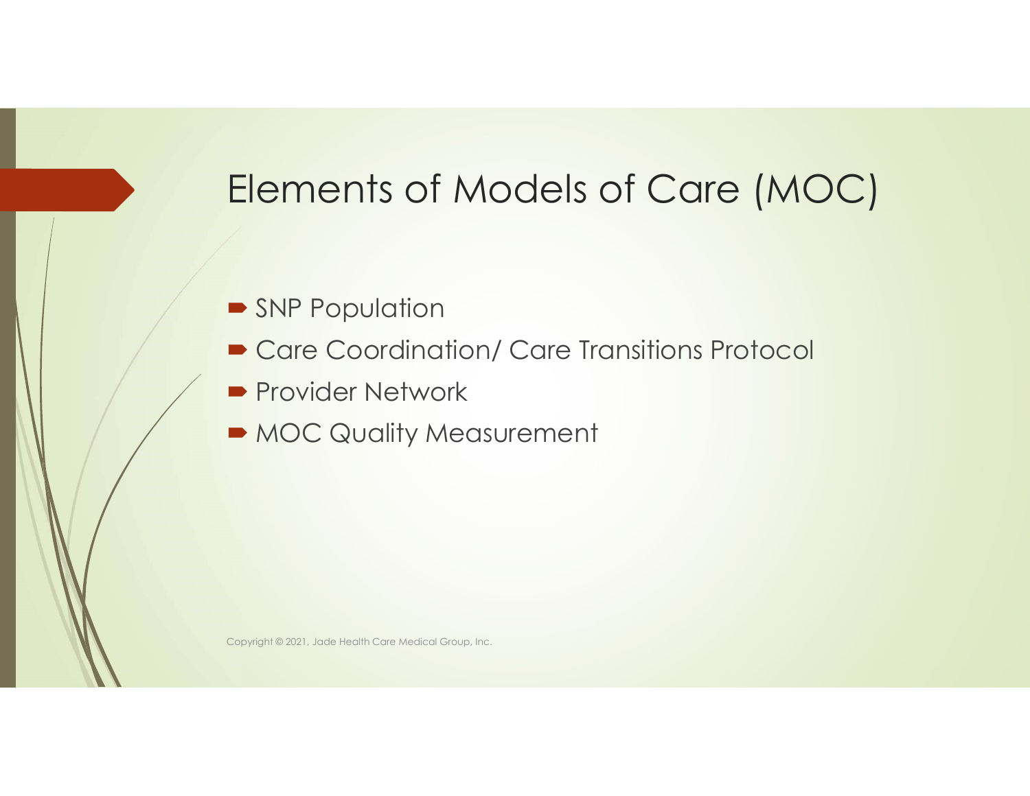# Elements of Models of Care (MOC)

- SNP Population
- Care Coordination/ Care Transitions Protocol
- Provider Network
- MOC Quality Measurement

Copyright © 2021, Jade Health Care Medical Group, Inc.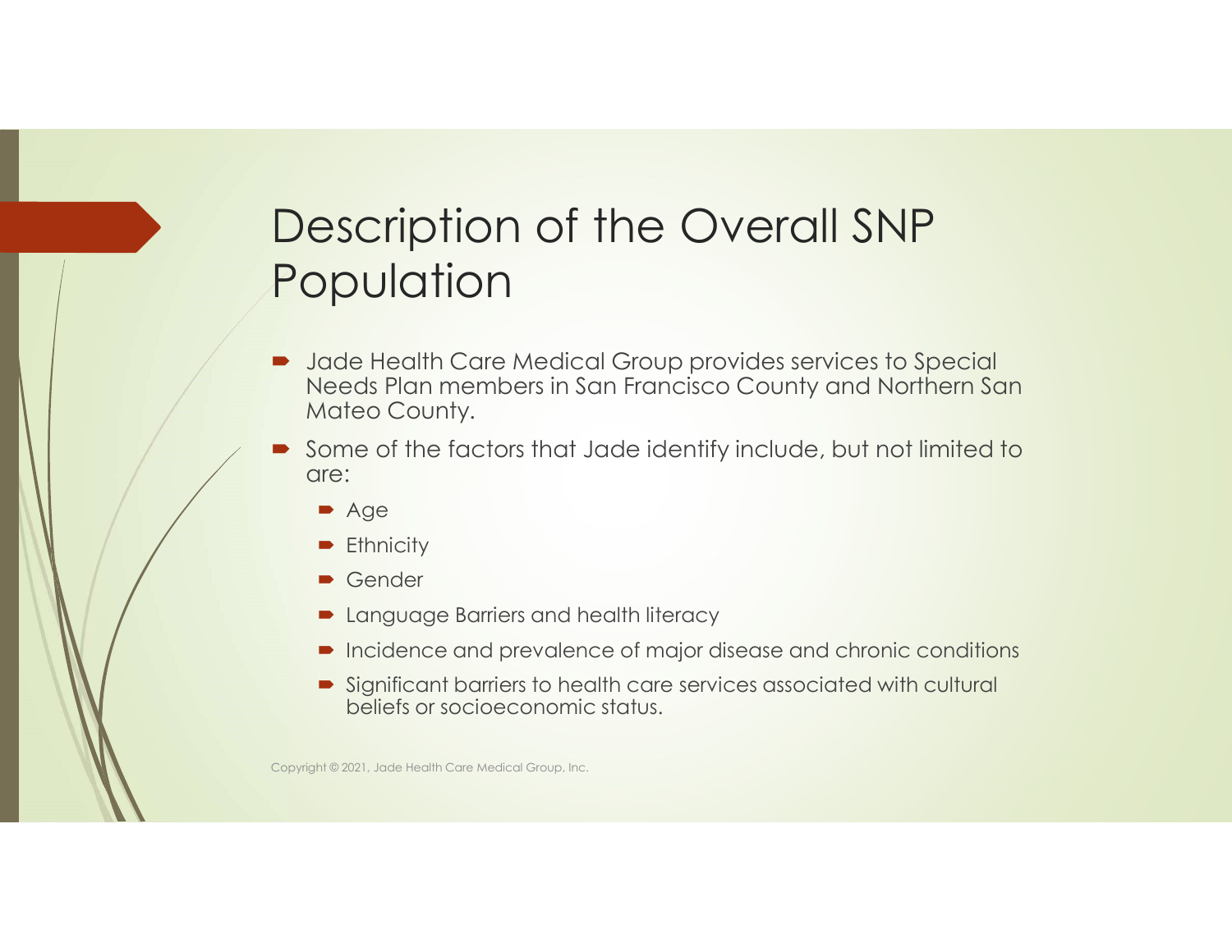# Description of the Overall SNP Population

- Jade Health Care Medical Group provides services to Special Needs Plan members in San Francisco County and Northern San Mateo County.
- Some of the factors that Jade identify include, but not limited to are:
  - Age
  - Ethnicity
  - Gender
  - Language Barriers and health literacy
  - Incidence and prevalence of major disease and chronic conditions
  - Significant barriers to health care services associated with cultural beliefs or socioeconomic status.

Copyright © 2021, Jade Health Care Medical Group, Inc.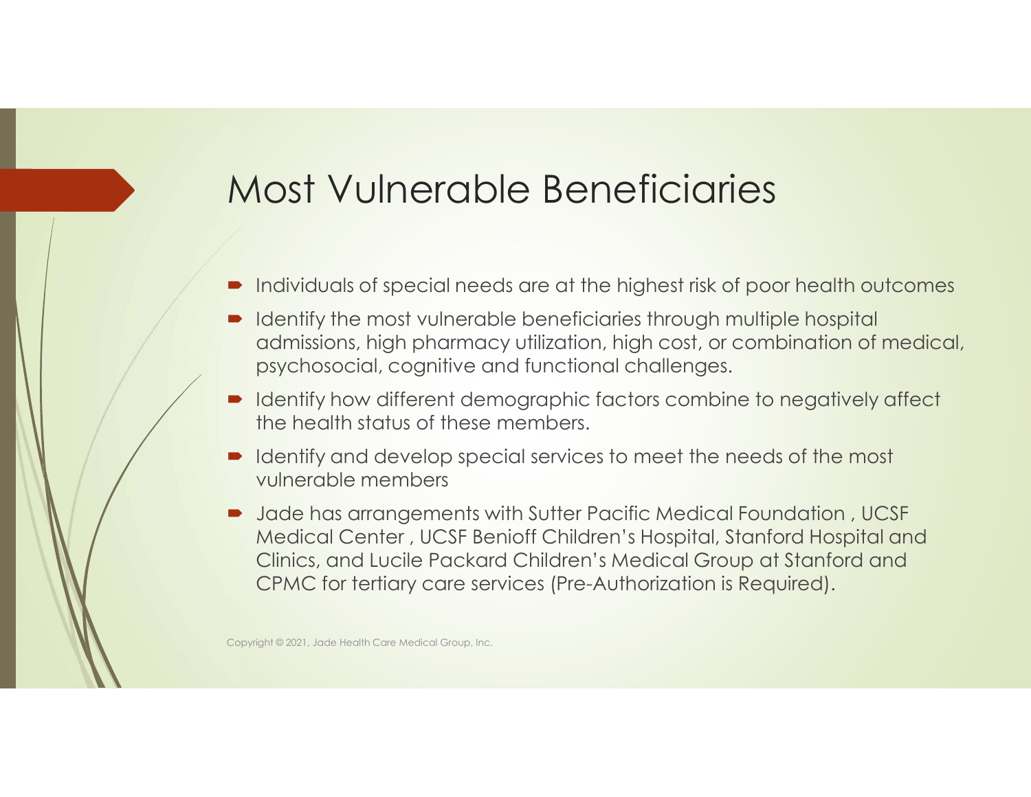# Most Vulnerable Beneficiaries

- Individuals of special needs are at the highest risk of poor health outcomes
- Identify the most vulnerable beneficiaries through multiple hospital admissions, high pharmacy utilization, high cost, or combination of medical, psychosocial, cognitive and functional challenges.
- Identify how different demographic factors combine to negatively affect the health status of these members.
- Identify and develop special services to meet the needs of the most vulnerable members
- Jade has arrangements with Sutter Pacific Medical Foundation , UCSF Medical Center , UCSF Benioff Children's Hospital, Stanford Hospital and Clinics, and Lucile Packard Children's Medical Group at Stanford and CPMC for tertiary care services (Pre-Authorization is Required).

Copyright © 2021, Jade Health Care Medical Group, Inc.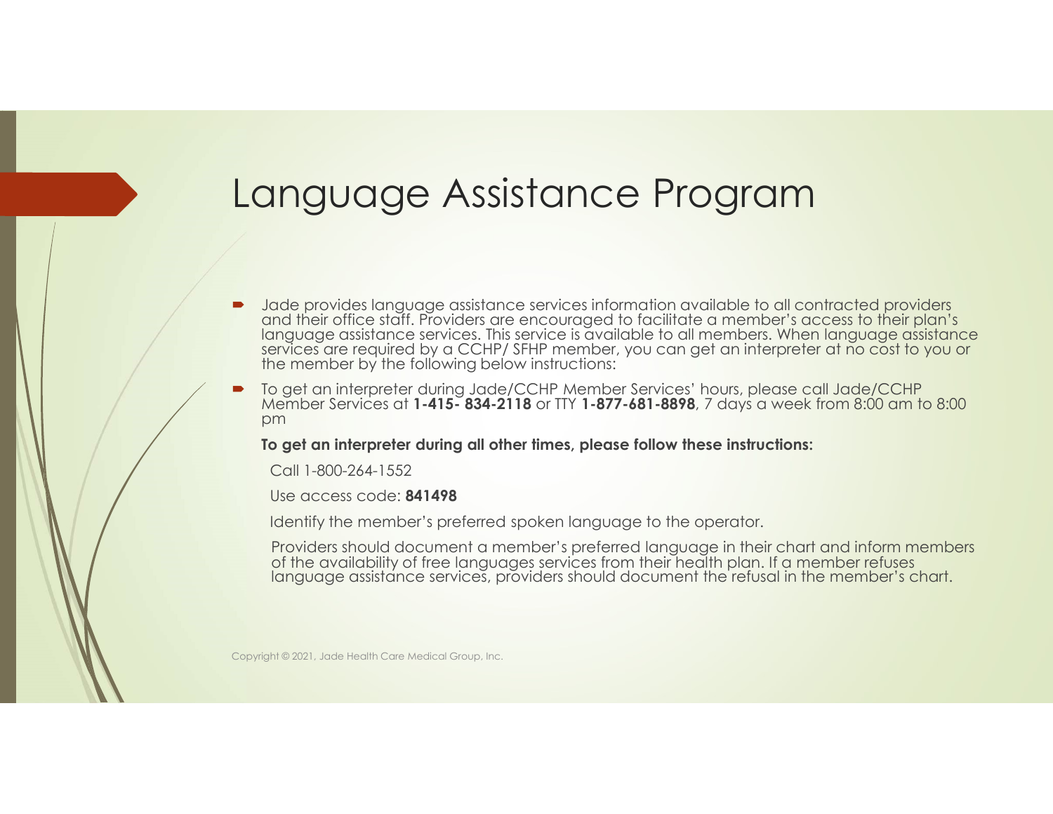# Language Assistance Program

- Jade provides language assistance services information available to all contracted providers and their office staff. Providers are encouraged to facilitate a member's access to their plan's language assistance services. This service is available to all members. When language assistance services are required by a CCHP/ SFHP member, you can get an interpreter at no cost to you or the member by the following below instructions:
- To get an interpreter during Jade/CCHP Member Services' hours, please call Jade/CCHP Member Services at **1-415- 834-2118** or TTY **1-877-681-8898**, 7 days a week from 8:00 am to 8:00 pm

  **To get an interpreter during all other times, please follow these instructions:**

  Call 1-800-264-1552

  Use access code: **841498**

  Identify the member's preferred spoken language to the operator.

  Providers should document a member's preferred language in their chart and inform members of the availability of free languages services from their health plan. If a member refuses language assistance services, providers should document the refusal in the member's chart.

Copyright © 2021, Jade Health Care Medical Group, Inc.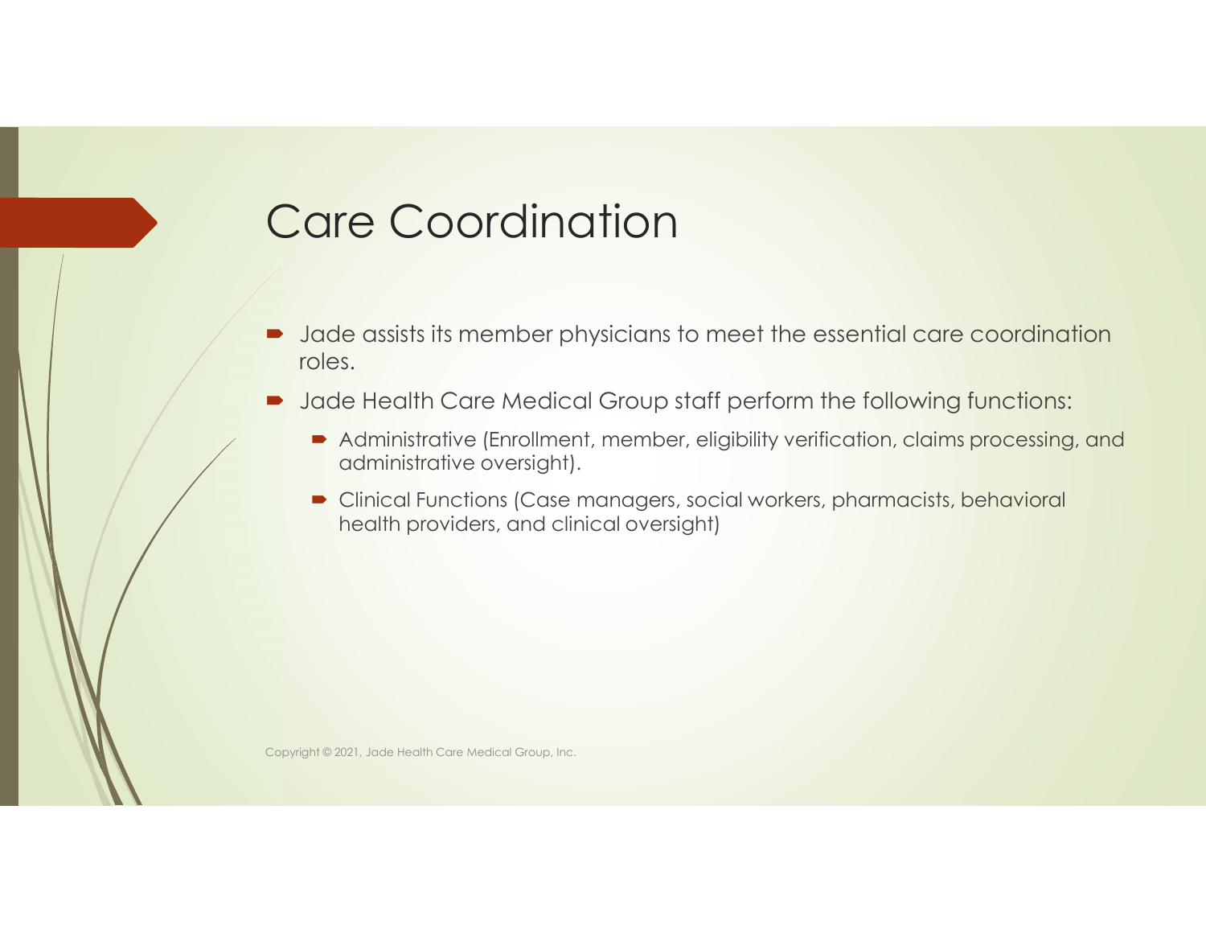# Care Coordination

- Jade assists its member physicians to meet the essential care coordination roles.
- Jade Health Care Medical Group staff perform the following functions:
  - Administrative (Enrollment, member, eligibility verification, claims processing, and administrative oversight).
  - Clinical Functions (Case managers, social workers, pharmacists, behavioral health providers, and clinical oversight)

Copyright © 2021, Jade Health Care Medical Group, Inc.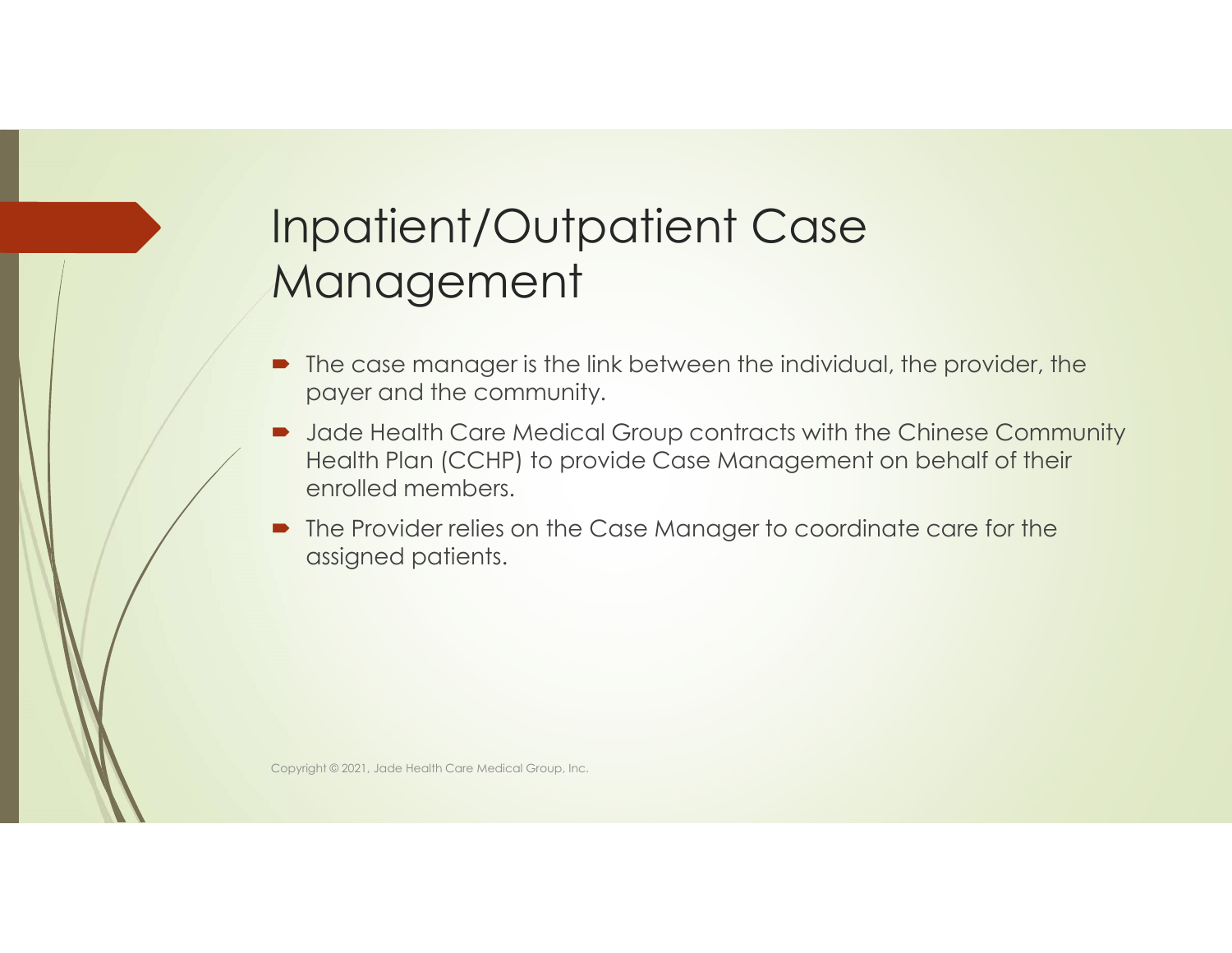# Inpatient/Outpatient Case Management

- The case manager is the link between the individual, the provider, the payer and the community.
- Jade Health Care Medical Group contracts with the Chinese Community Health Plan (CCHP) to provide Case Management on behalf of their enrolled members.
- The Provider relies on the Case Manager to coordinate care for the assigned patients.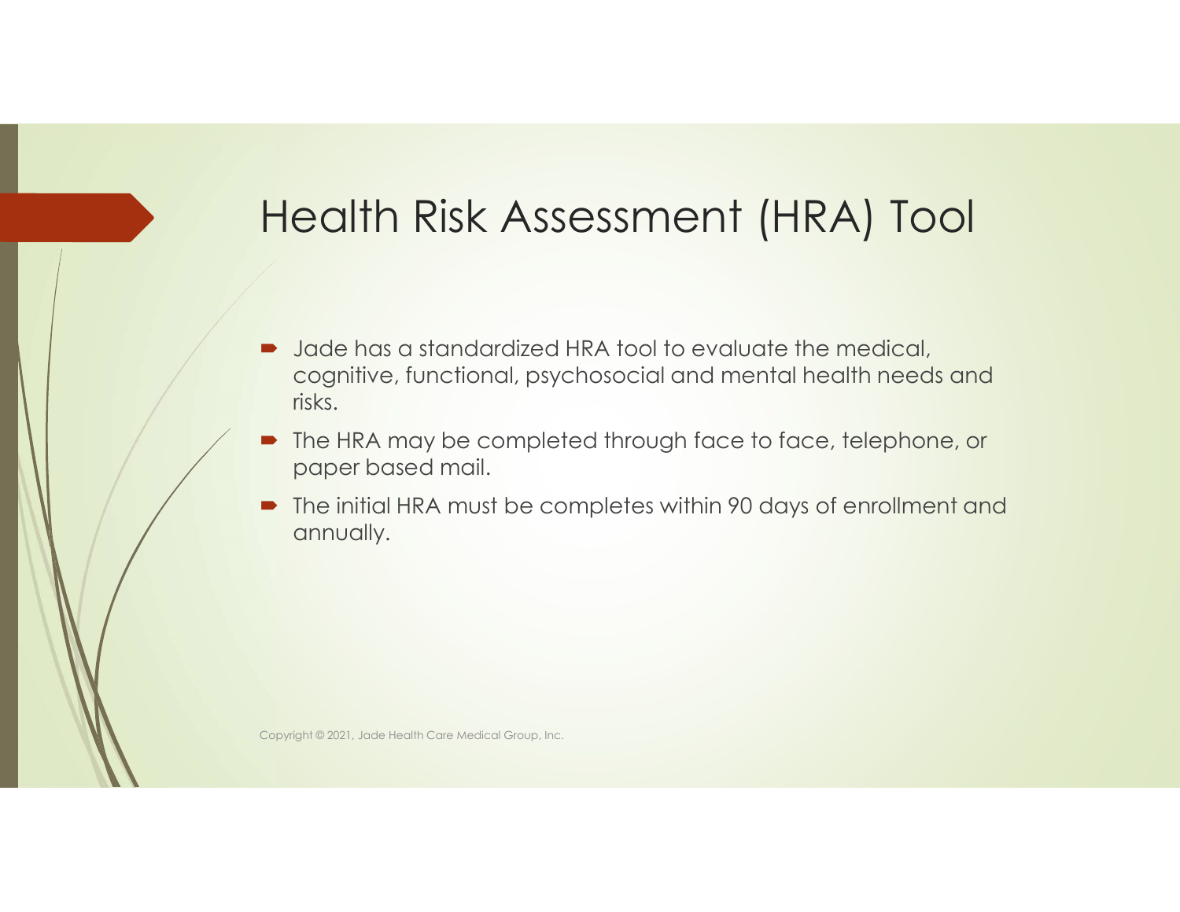# Health Risk Assessment (HRA) Tool

- Jade has a standardized HRA tool to evaluate the medical, cognitive, functional, psychosocial and mental health needs and risks.
- The HRA may be completed through face to face, telephone, or paper based mail.
- The initial HRA must be completes within 90 days of enrollment and annually.

Copyright © 2021, Jade Health Care Medical Group, Inc.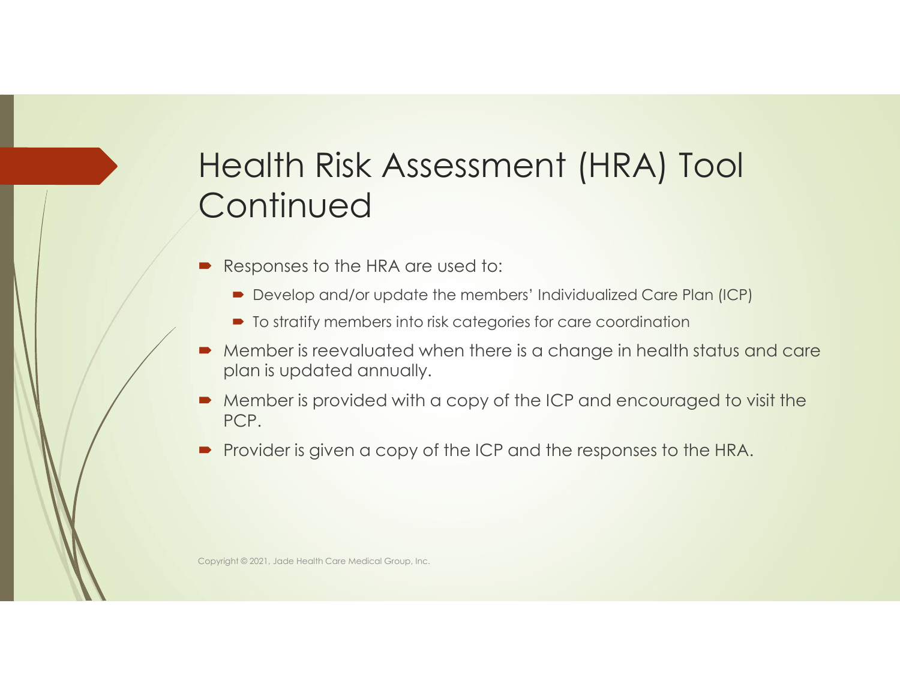# Health Risk Assessment (HRA) Tool Continued

- Responses to the HRA are used to:
  - Develop and/or update the members' Individualized Care Plan (ICP)
  - To stratify members into risk categories for care coordination
- Member is reevaluated when there is a change in health status and care plan is updated annually.
- Member is provided with a copy of the ICP and encouraged to visit the PCP.
- Provider is given a copy of the ICP and the responses to the HRA.

Copyright © 2021, Jade Health Care Medical Group, Inc.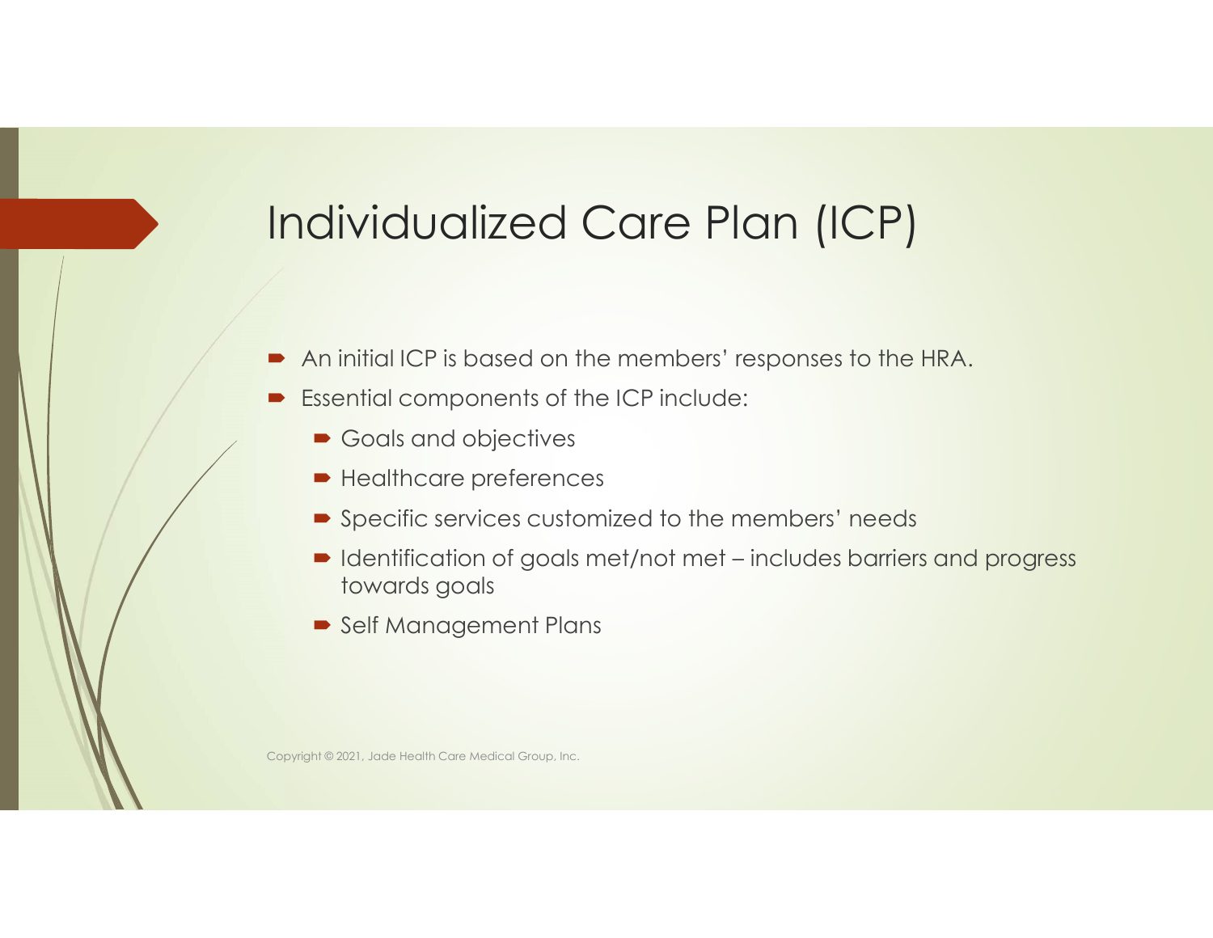# Individualized Care Plan (ICP)

- An initial ICP is based on the members' responses to the HRA.
- Essential components of the ICP include:
  - Goals and objectives
  - Healthcare preferences
  - Specific services customized to the members' needs
  - Identification of goals met/not met – includes barriers and progress towards goals
  - Self Management Plans

Copyright © 2021, Jade Health Care Medical Group, Inc.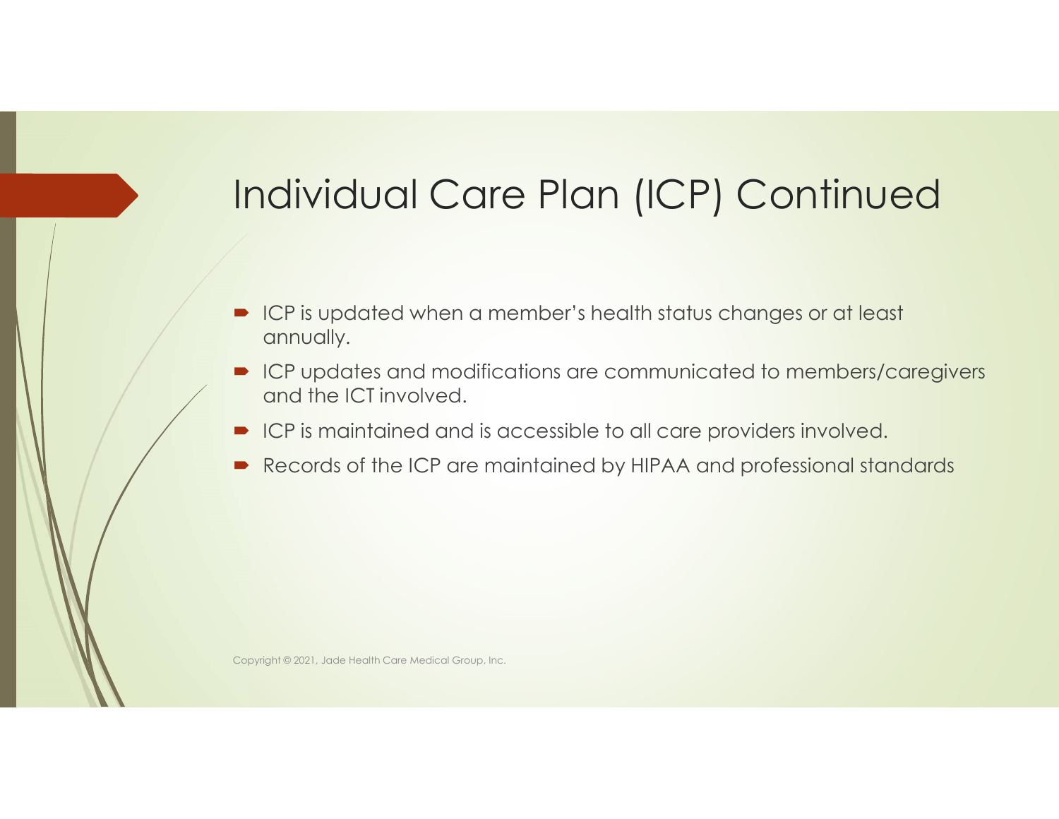# Individual Care Plan (ICP) Continued

- ICP is updated when a member's health status changes or at least annually.
- ICP updates and modifications are communicated to members/caregivers and the ICT involved.
- ICP is maintained and is accessible to all care providers involved.
- Records of the ICP are maintained by HIPAA and professional standards

Copyright © 2021, Jade Health Care Medical Group, Inc.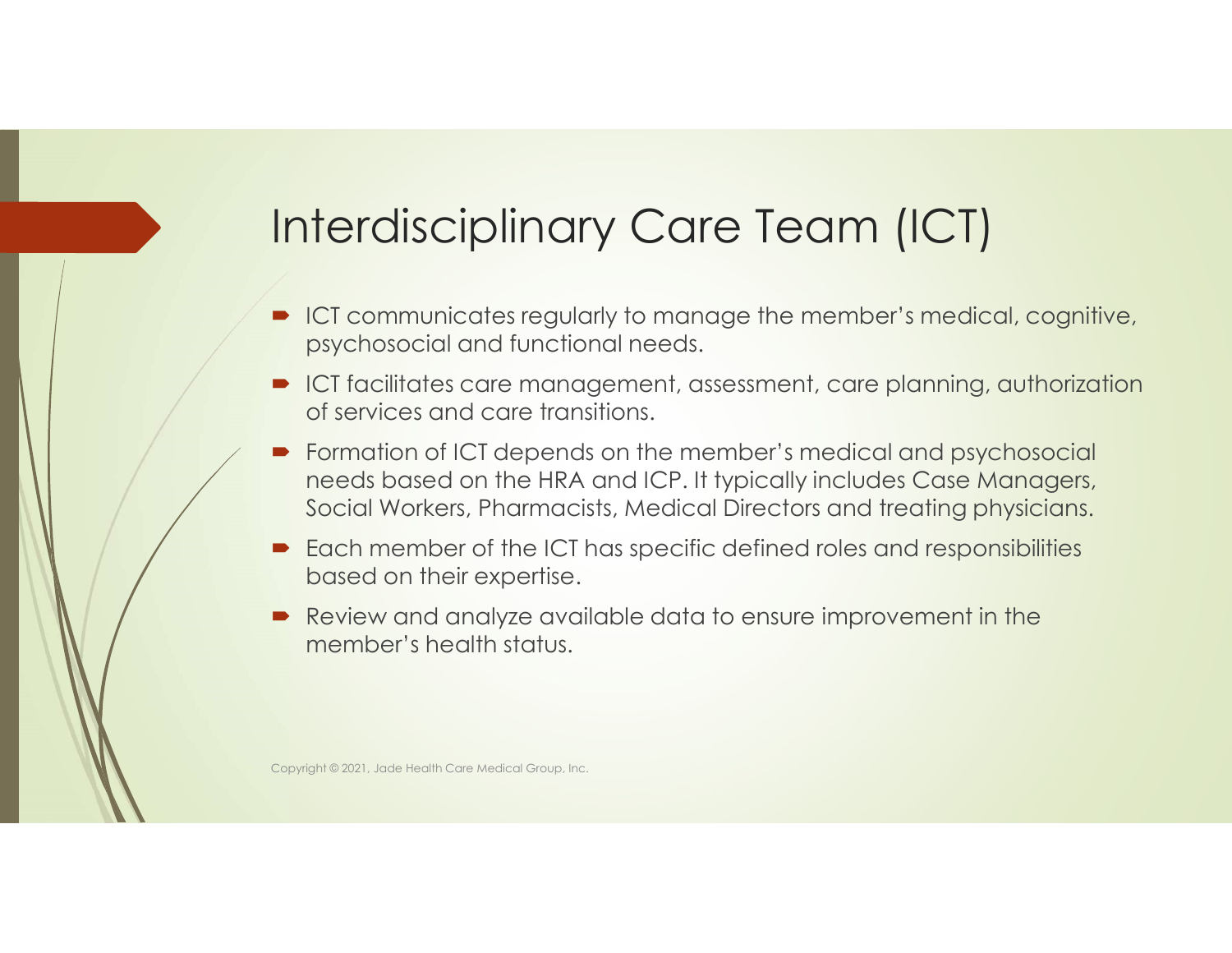# Interdisciplinary Care Team (ICT)

- ICT communicates regularly to manage the member's medical, cognitive, psychosocial and functional needs.
- ICT facilitates care management, assessment, care planning, authorization of services and care transitions.
- Formation of ICT depends on the member's medical and psychosocial needs based on the HRA and ICP. It typically includes Case Managers, Social Workers, Pharmacists, Medical Directors and treating physicians.
- Each member of the ICT has specific defined roles and responsibilities based on their expertise.
- Review and analyze available data to ensure improvement in the member's health status.

Copyright © 2021, Jade Health Care Medical Group, Inc.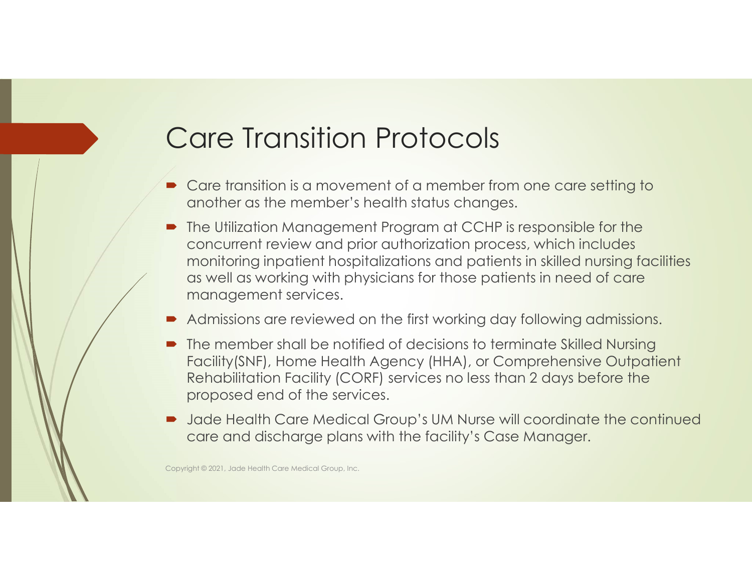# Care Transition Protocols

- Care transition is a movement of a member from one care setting to another as the member's health status changes.
- The Utilization Management Program at CCHP is responsible for the concurrent review and prior authorization process, which includes monitoring inpatient hospitalizations and patients in skilled nursing facilities as well as working with physicians for those patients in need of care management services.
- Admissions are reviewed on the first working day following admissions.
- The member shall be notified of decisions to terminate Skilled Nursing Facility(SNF), Home Health Agency (HHA), or Comprehensive Outpatient Rehabilitation Facility (CORF) services no less than 2 days before the proposed end of the services.
- Jade Health Care Medical Group's UM Nurse will coordinate the continued care and discharge plans with the facility's Case Manager.

Copyright © 2021, Jade Health Care Medical Group, Inc.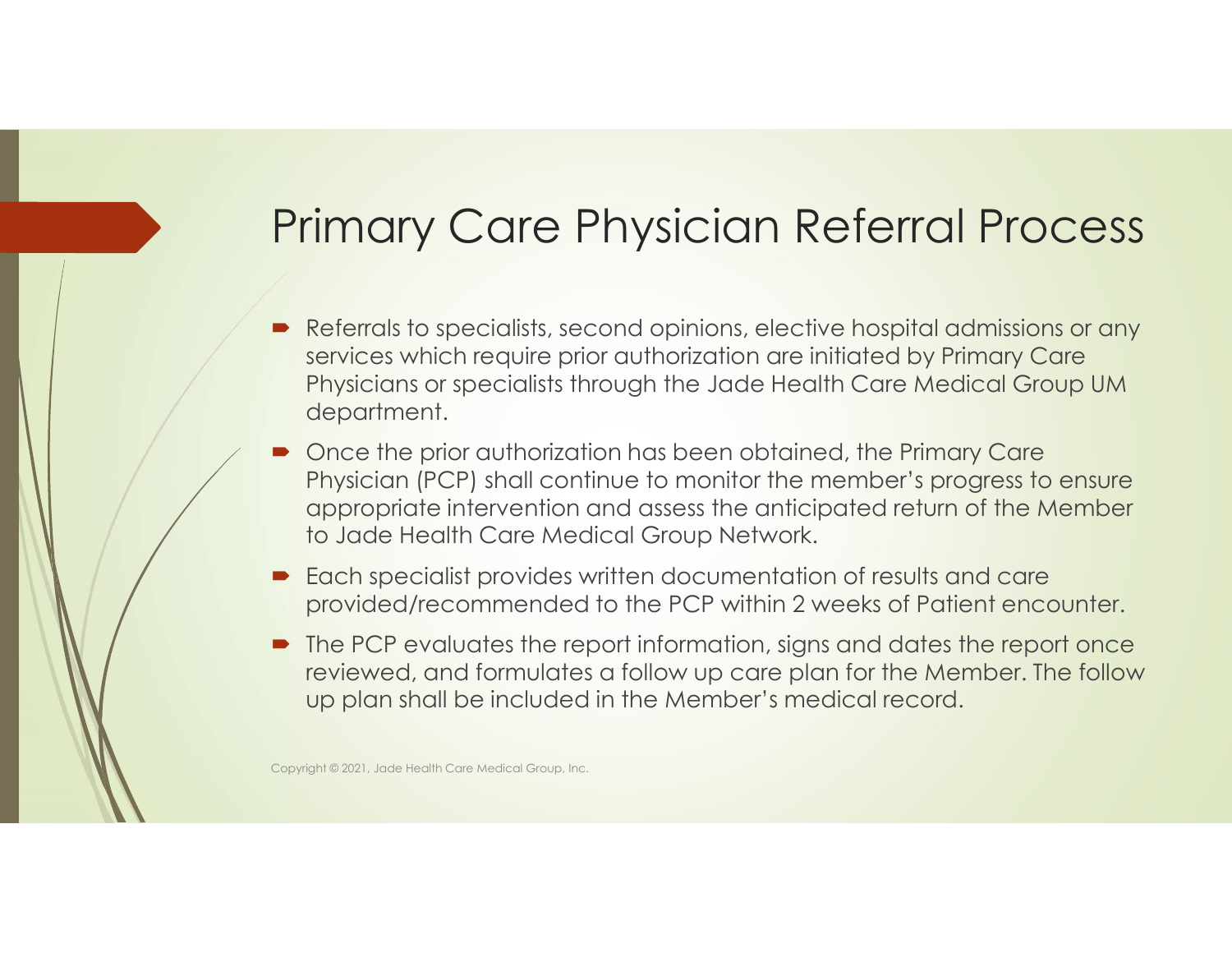# Primary Care Physician Referral Process

- Referrals to specialists, second opinions, elective hospital admissions or any services which require prior authorization are initiated by Primary Care Physicians or specialists through the Jade Health Care Medical Group UM department.
- Once the prior authorization has been obtained, the Primary Care Physician (PCP) shall continue to monitor the member's progress to ensure appropriate intervention and assess the anticipated return of the Member to Jade Health Care Medical Group Network.
- Each specialist provides written documentation of results and care provided/recommended to the PCP within 2 weeks of Patient encounter.
- The PCP evaluates the report information, signs and dates the report once reviewed, and formulates a follow up care plan for the Member. The follow up plan shall be included in the Member's medical record.

Copyright © 2021, Jade Health Care Medical Group, Inc.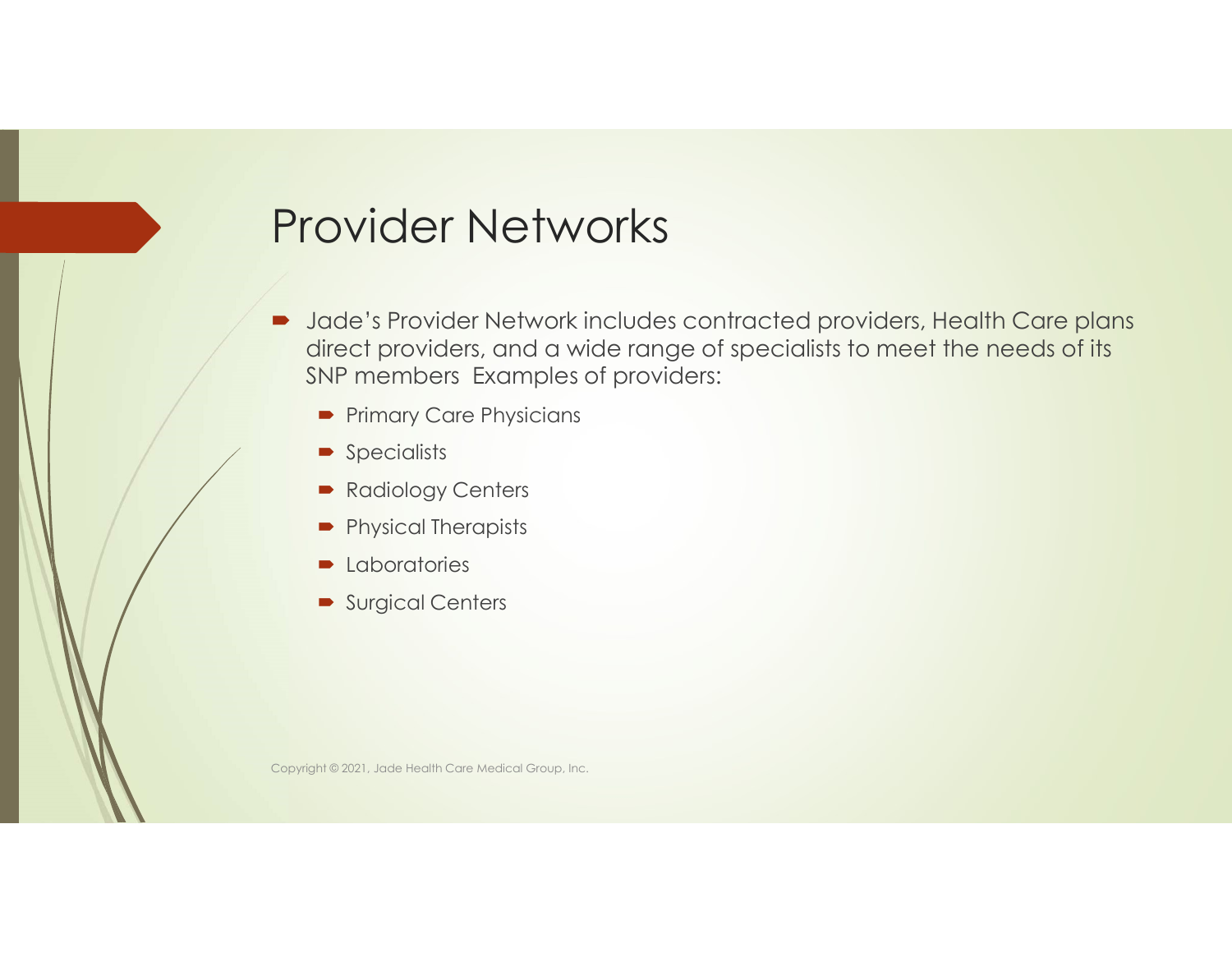# Provider Networks

- Jade's Provider Network includes contracted providers, Health Care plans direct providers, and a wide range of specialists to meet the needs of its SNP members  Examples of providers:
  - Primary Care Physicians
  - Specialists
  - Radiology Centers
  - Physical Therapists
  - Laboratories
  - Surgical Centers

Copyright © 2021, Jade Health Care Medical Group, Inc.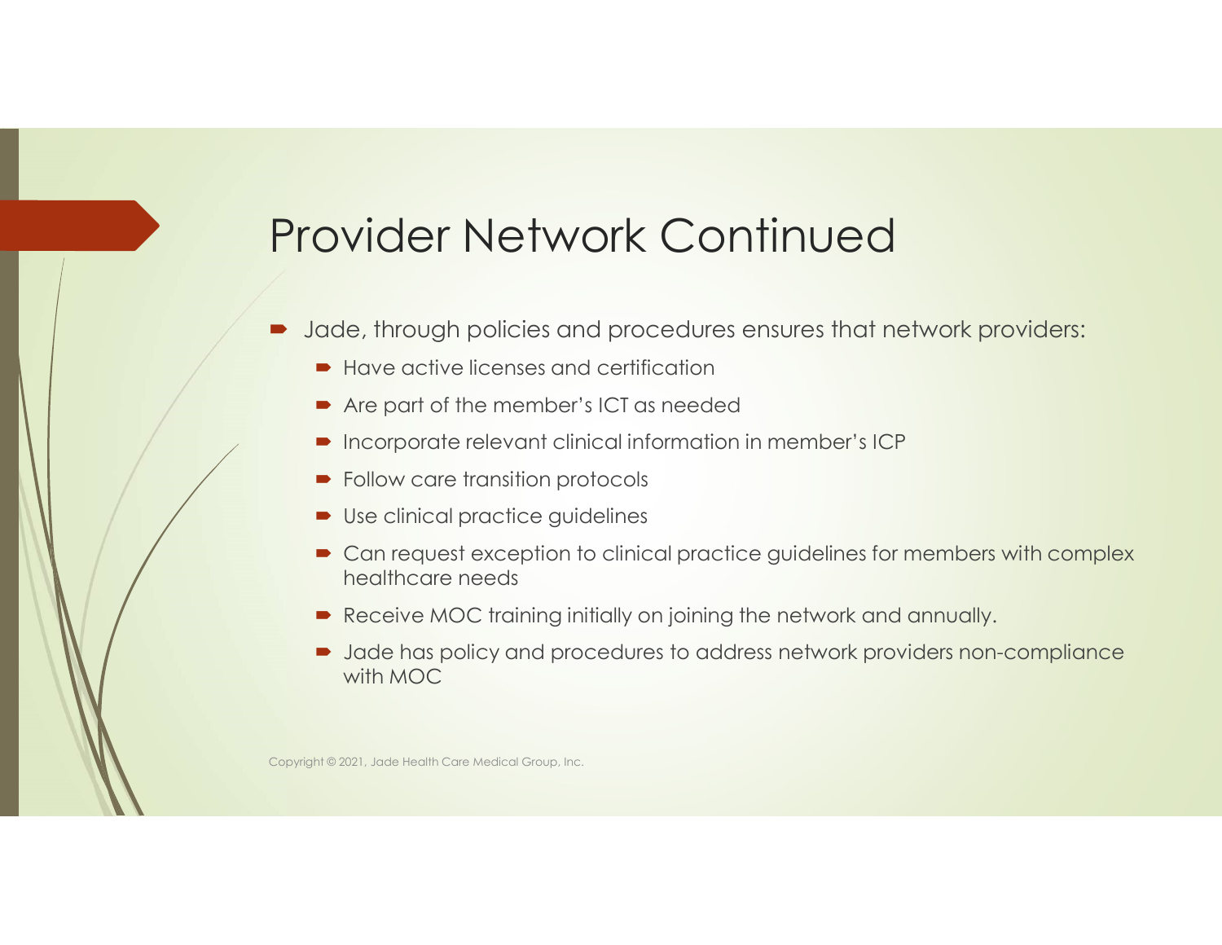# Provider Network Continued

- Jade, through policies and procedures ensures that network providers:
  - Have active licenses and certification
  - Are part of the member's ICT as needed
  - Incorporate relevant clinical information in member's ICP
  - Follow care transition protocols
  - Use clinical practice guidelines
  - Can request exception to clinical practice guidelines for members with complex healthcare needs
  - Receive MOC training initially on joining the network and annually.
  - Jade has policy and procedures to address network providers non-compliance with MOC

Copyright © 2021, Jade Health Care Medical Group, Inc.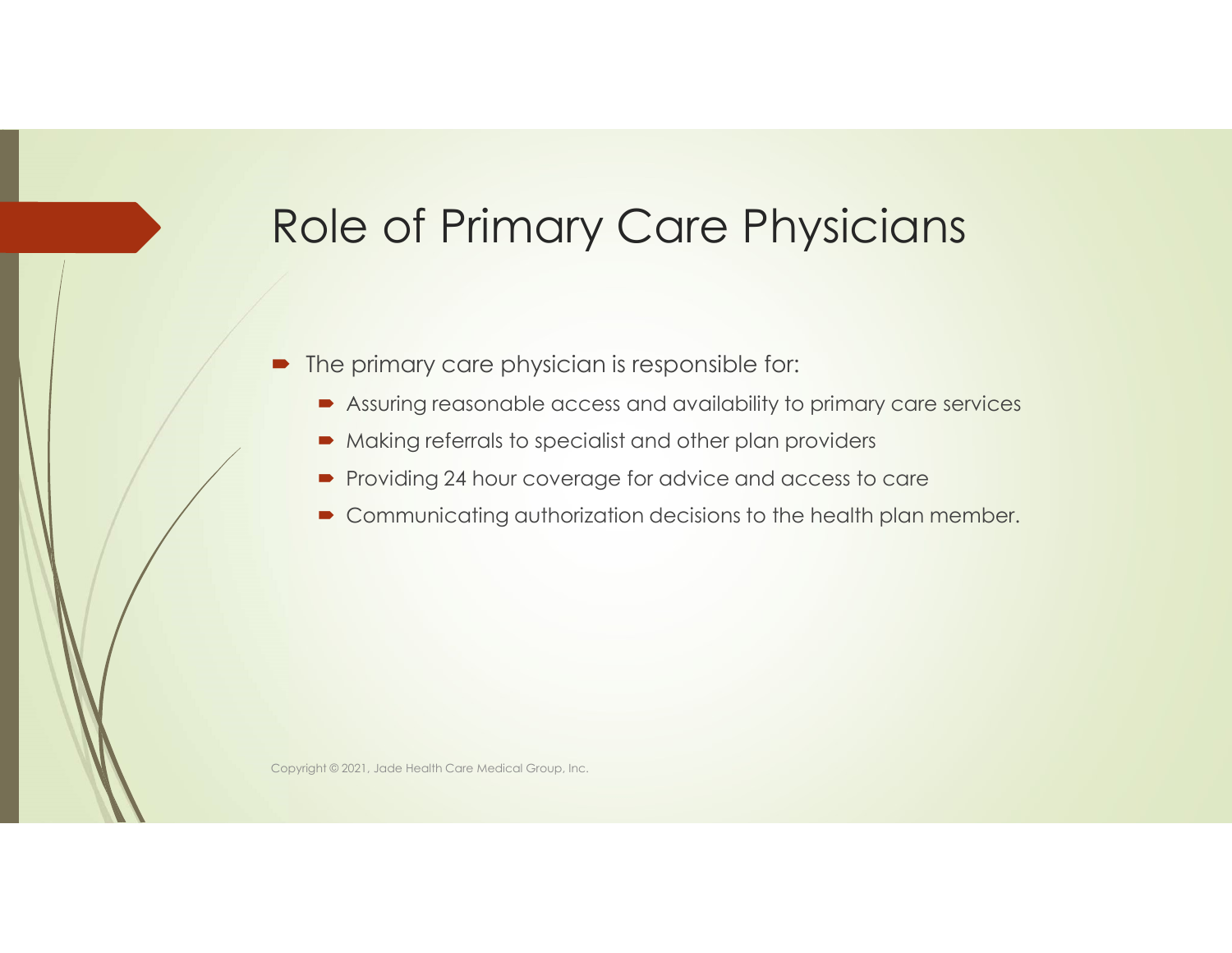# Role of Primary Care Physicians

- The primary care physician is responsible for:
  - Assuring reasonable access and availability to primary care services
  - Making referrals to specialist and other plan providers
  - Providing 24 hour coverage for advice and access to care
  - Communicating authorization decisions to the health plan member.

Copyright © 2021, Jade Health Care Medical Group, Inc.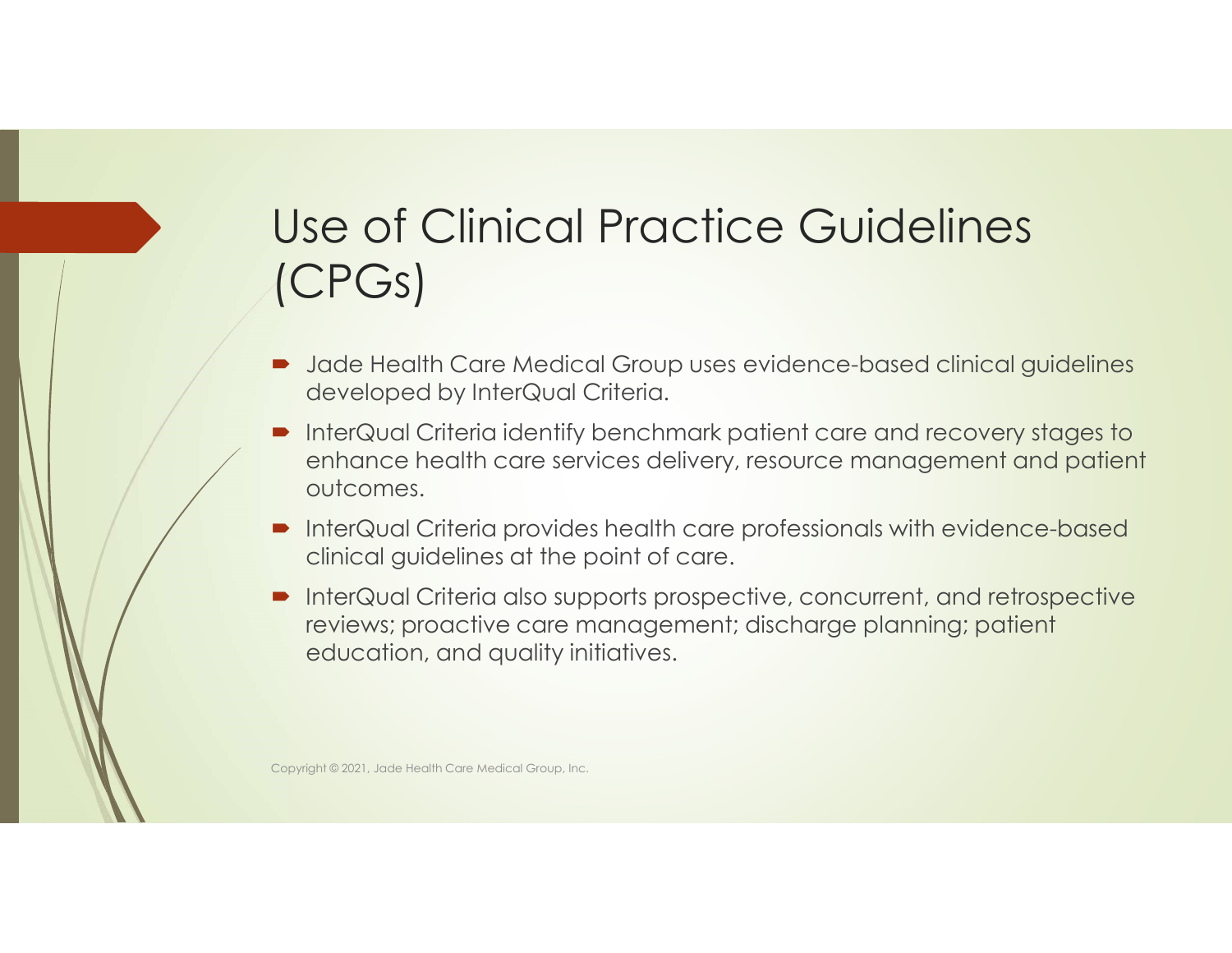# Use of Clinical Practice Guidelines (CPGs)

- Jade Health Care Medical Group uses evidence-based clinical guidelines developed by InterQual Criteria.
- InterQual Criteria identify benchmark patient care and recovery stages to enhance health care services delivery, resource management and patient outcomes.
- InterQual Criteria provides health care professionals with evidence-based clinical guidelines at the point of care.
- InterQual Criteria also supports prospective, concurrent, and retrospective reviews; proactive care management; discharge planning; patient education, and quality initiatives.

Copyright © 2021, Jade Health Care Medical Group, Inc.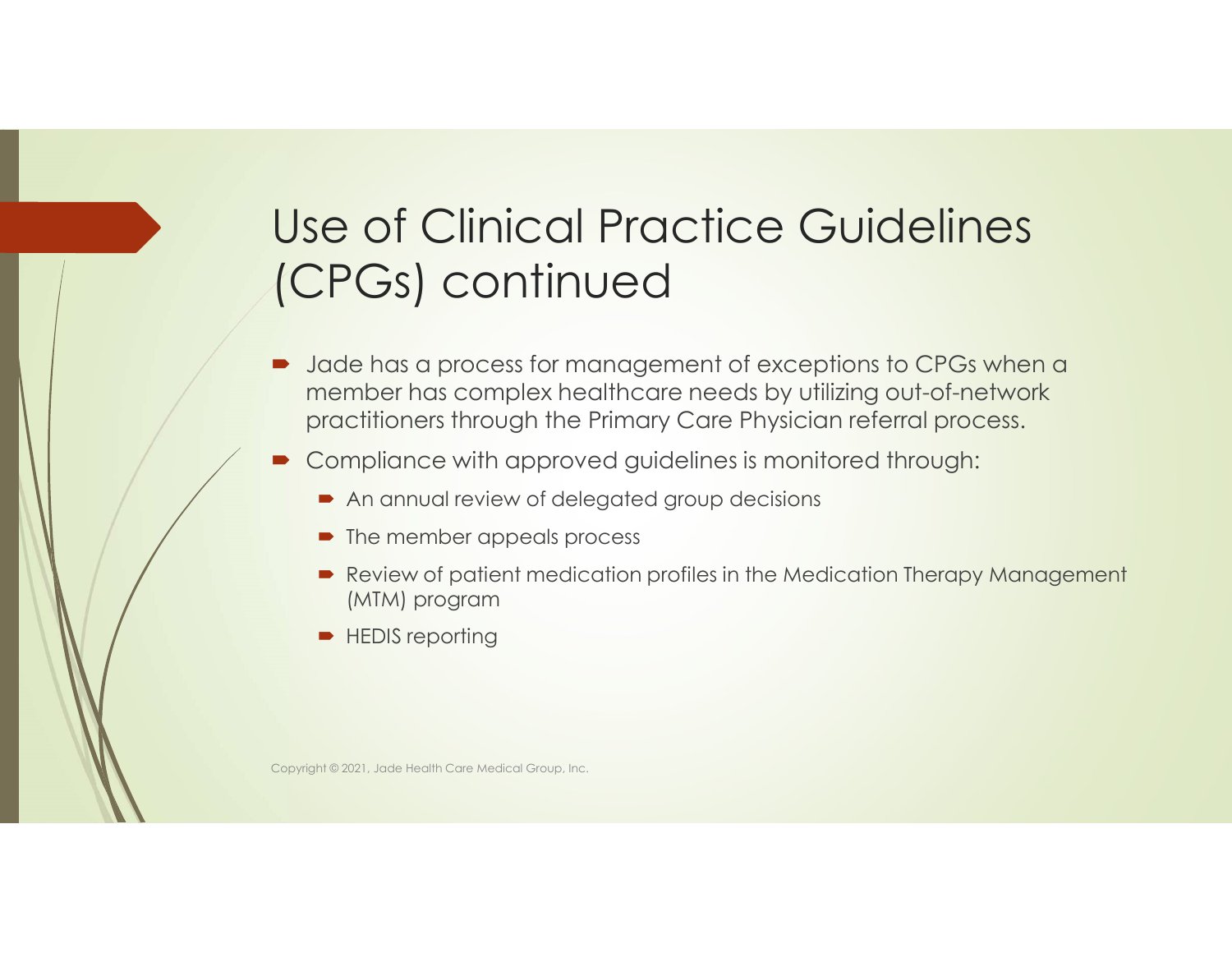# Use of Clinical Practice Guidelines (CPGs) continued

- Jade has a process for management of exceptions to CPGs when a member has complex healthcare needs by utilizing out-of-network practitioners through the Primary Care Physician referral process.
- Compliance with approved guidelines is monitored through:
  - An annual review of delegated group decisions
  - The member appeals process
  - Review of patient medication profiles in the Medication Therapy Management (MTM) program
  - HEDIS reporting

Copyright © 2021, Jade Health Care Medical Group, Inc.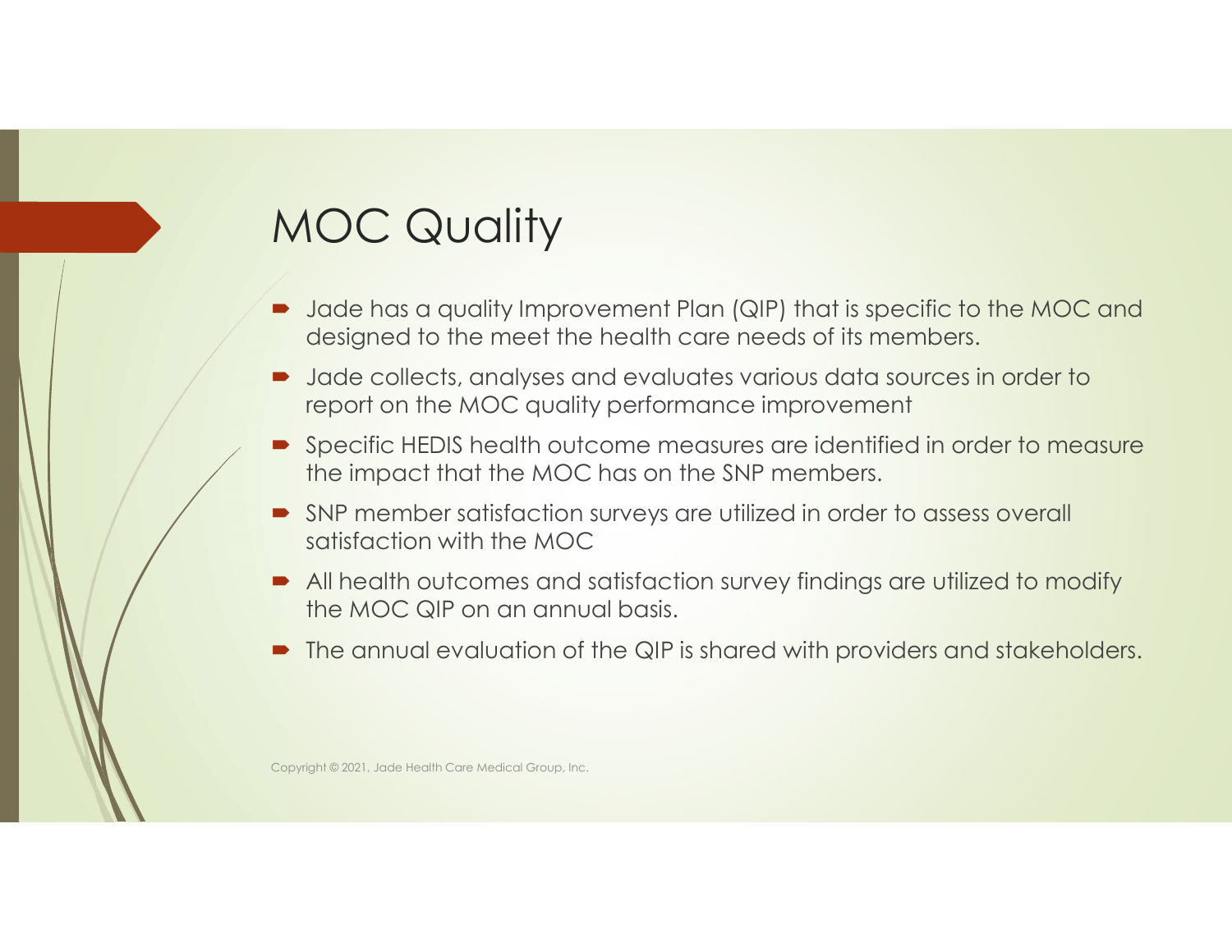# MOC Quality

- Jade has a quality Improvement Plan (QIP) that is specific to the MOC and designed to the meet the health care needs of its members.
- Jade collects, analyses and evaluates various data sources in order to report on the MOC quality performance improvement
- Specific HEDIS health outcome measures are identified in order to measure the impact that the MOC has on the SNP members.
- SNP member satisfaction surveys are utilized in order to assess overall satisfaction with the MOC
- All health outcomes and satisfaction survey findings are utilized to modify the MOC QIP on an annual basis.
- The annual evaluation of the QIP is shared with providers and stakeholders.

Copyright © 2021, Jade Health Care Medical Group, Inc.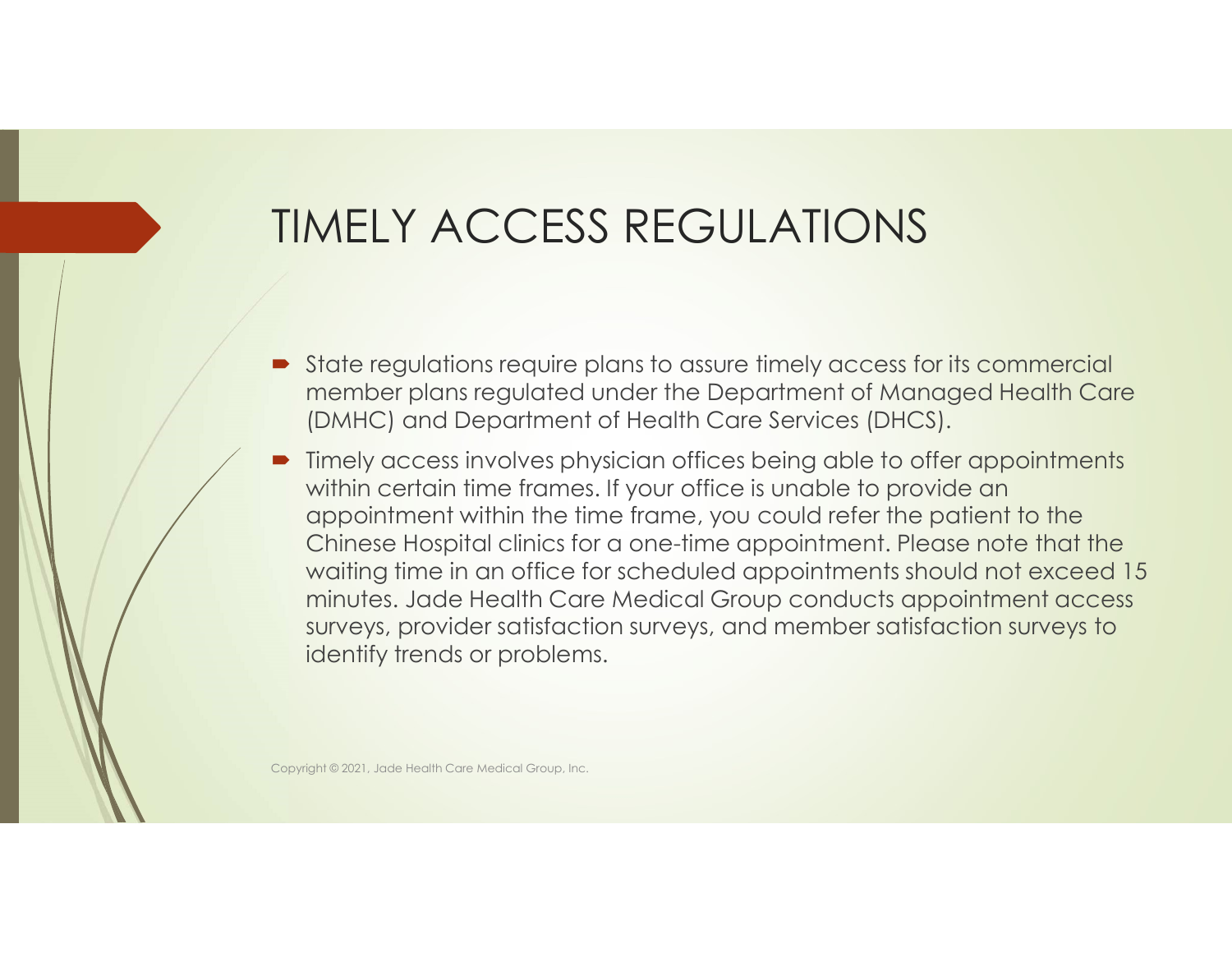# TIMELY ACCESS REGULATIONS

- State regulations require plans to assure timely access for its commercial member plans regulated under the Department of Managed Health Care (DMHC) and Department of Health Care Services (DHCS).
- Timely access involves physician offices being able to offer appointments within certain time frames. If your office is unable to provide an appointment within the time frame, you could refer the patient to the Chinese Hospital clinics for a one-time appointment. Please note that the waiting time in an office for scheduled appointments should not exceed 15 minutes. Jade Health Care Medical Group conducts appointment access surveys, provider satisfaction surveys, and member satisfaction surveys to identify trends or problems.

Copyright © 2021, Jade Health Care Medical Group, Inc.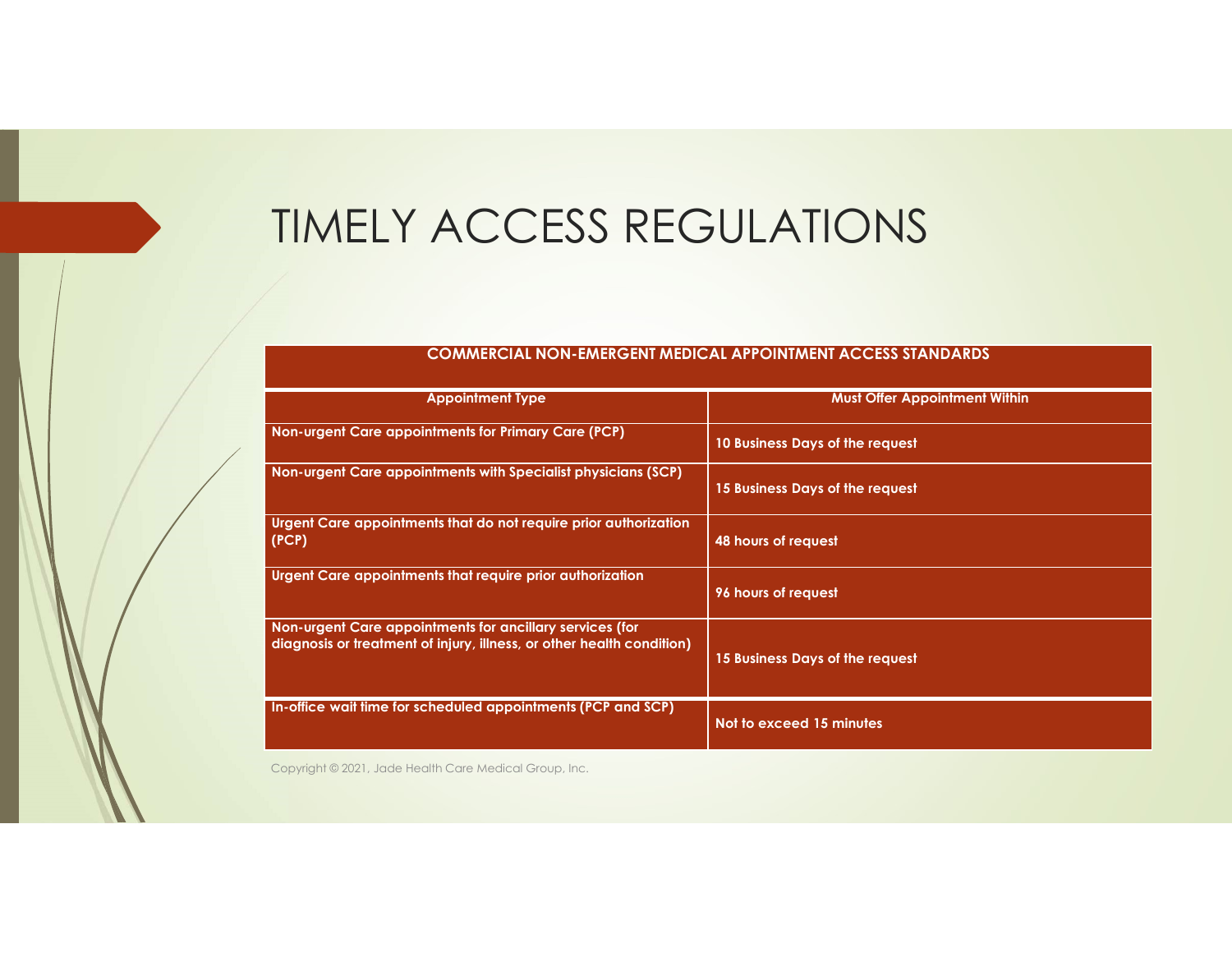# TIMELY ACCESS REGULATIONS

| COMMERCIAL NON-EMERGENT MEDICAL APPOINTMENT ACCESS STANDARDS | |
|---|---|
| **Appointment Type** | **Must Offer Appointment Within** |
| Non-urgent Care appointments for Primary Care (PCP) | 10 Business Days of the request |
| Non-urgent Care appointments with Specialist physicians (SCP) | 15 Business Days of the request |
| Urgent Care appointments that do not require prior authorization (PCP) | 48 hours of request |
| Urgent Care appointments that require prior authorization | 96 hours of request |
| Non-urgent Care appointments for ancillary services (for diagnosis or treatment of injury, illness, or other health condition) | 15 Business Days of the request |
| In-office wait time for scheduled appointments (PCP and SCP) | Not to exceed 15 minutes |

Copyright © 2021, Jade Health Care Medical Group, Inc.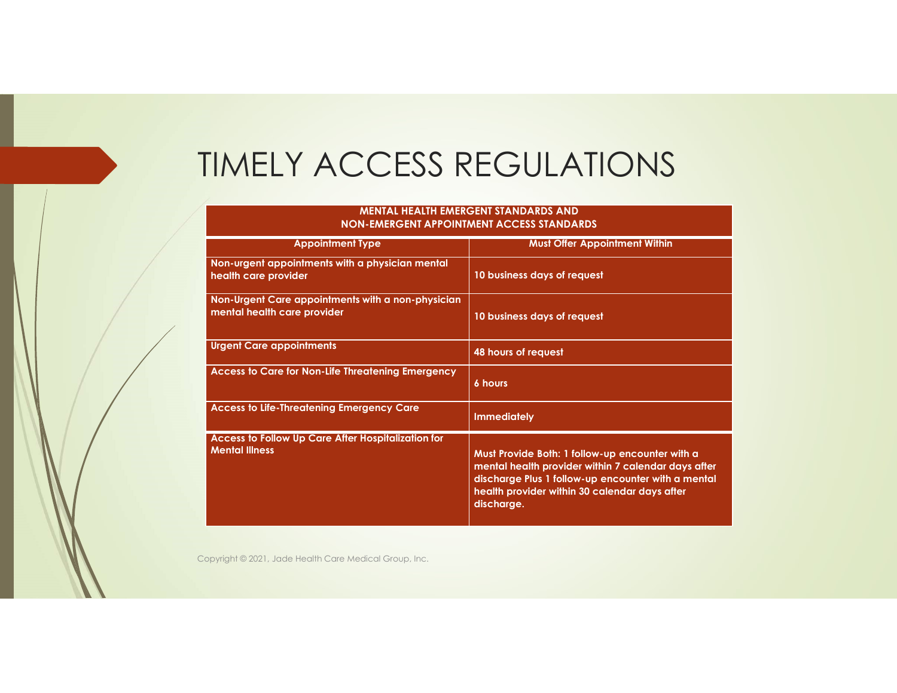# TIMELY ACCESS REGULATIONS

| MENTAL HEALTH EMERGENT STANDARDS AND NON-EMERGENT APPOINTMENT ACCESS STANDARDS | |
|---|---|
| **Appointment Type** | **Must Offer Appointment Within** |
| Non-urgent appointments with a physician mental health care provider | 10 business days of request |
| Non-Urgent Care appointments with a non-physician mental health care provider | 10 business days of request |
| Urgent Care appointments | 48 hours of request |
| Access to Care for Non-Life Threatening Emergency | 6 hours |
| Access to Life-Threatening Emergency Care | Immediately |
| Access to Follow Up Care After Hospitalization for Mental Illness | Must Provide Both: 1 follow-up encounter with a mental health provider within 7 calendar days after discharge Plus 1 follow-up encounter with a mental health provider within 30 calendar days after discharge. |

Copyright © 2021, Jade Health Care Medical Group, Inc.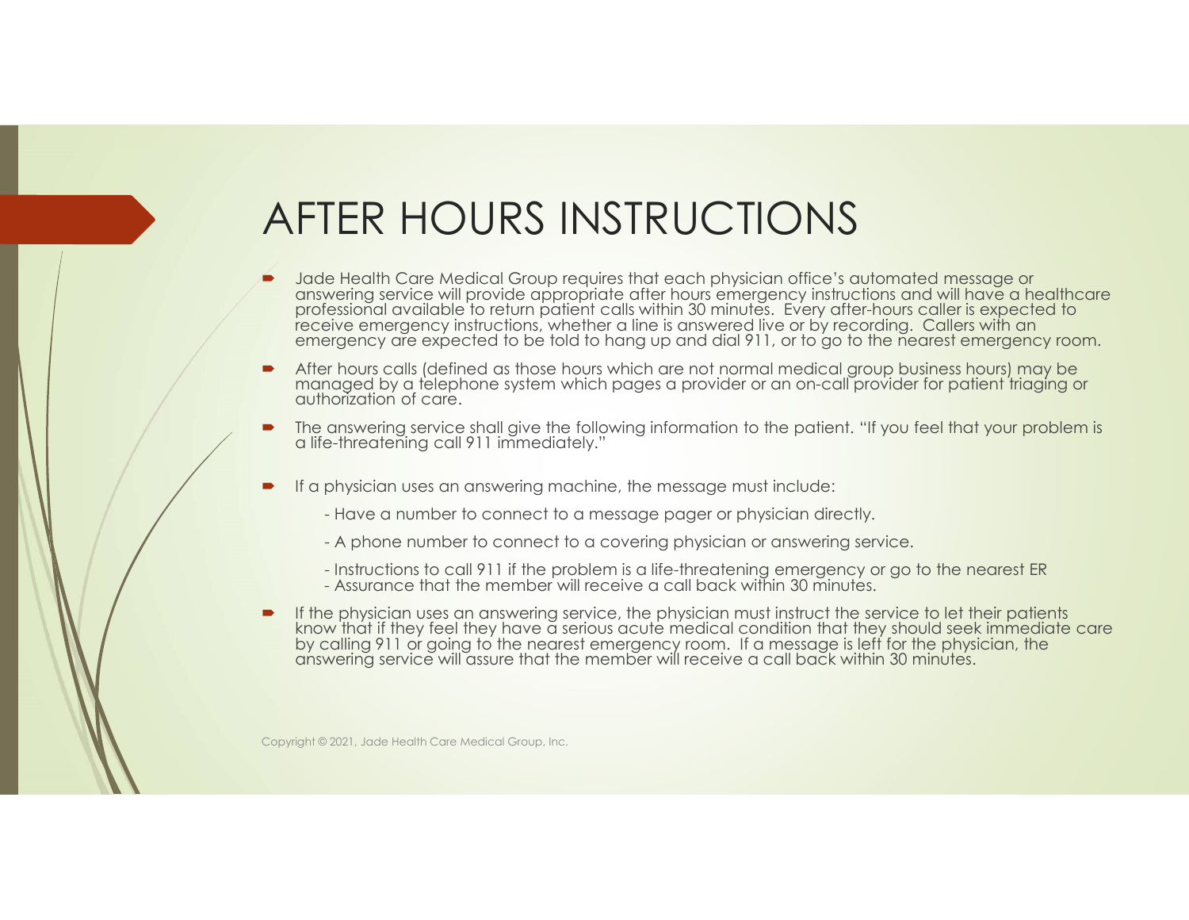# AFTER HOURS INSTRUCTIONS

- Jade Health Care Medical Group requires that each physician office's automated message or answering service will provide appropriate after hours emergency instructions and will have a healthcare professional available to return patient calls within 30 minutes. Every after-hours caller is expected to receive emergency instructions, whether a line is answered live or by recording. Callers with an emergency are expected to be told to hang up and dial 911, or to go to the nearest emergency room.
- After hours calls (defined as those hours which are not normal medical group business hours) may be managed by a telephone system which pages a provider or an on-call provider for patient triaging or authorization of care.
- The answering service shall give the following information to the patient. "If you feel that your problem is a life-threatening call 911 immediately."
- If a physician uses an answering machine, the message must include:

  - Have a number to connect to a message pager or physician directly.

  - A phone number to connect to a covering physician or answering service.

  - Instructions to call 911 if the problem is a life-threatening emergency or go to the nearest ER
  - Assurance that the member will receive a call back within 30 minutes.
- If the physician uses an answering service, the physician must instruct the service to let their patients know that if they feel they have a serious acute medical condition that they should seek immediate care by calling 911 or going to the nearest emergency room. If a message is left for the physician, the answering service will assure that the member will receive a call back within 30 minutes.

Copyright © 2021, Jade Health Care Medical Group, Inc.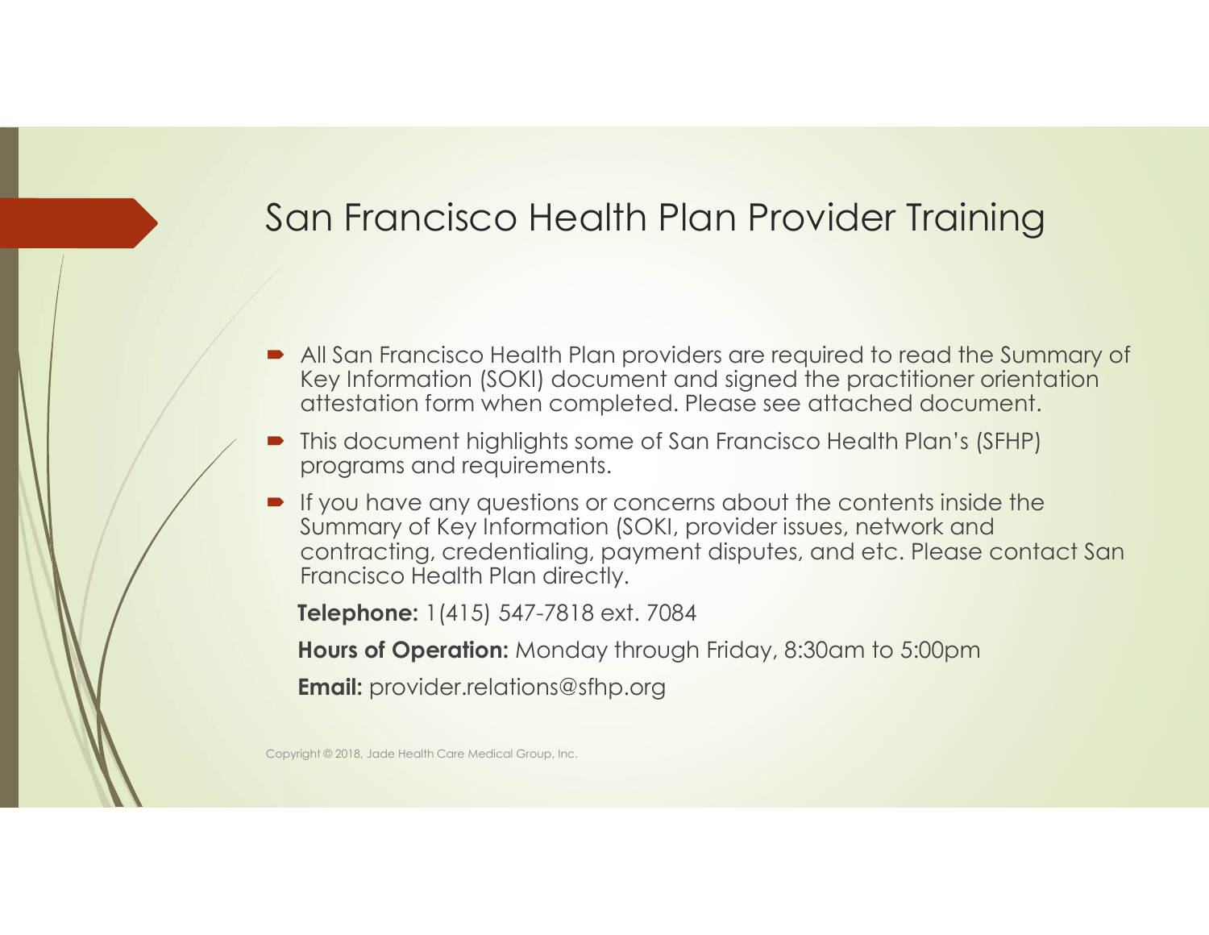# San Francisco Health Plan Provider Training

- All San Francisco Health Plan providers are required to read the Summary of Key Information (SOKI) document and signed the practitioner orientation attestation form when completed. Please see attached document.
- This document highlights some of San Francisco Health Plan's (SFHP) programs and requirements.
- If you have any questions or concerns about the contents inside the Summary of Key Information (SOKI, provider issues, network and contracting, credentialing, payment disputes, and etc. Please contact San Francisco Health Plan directly.

**Telephone:** 1(415) 547-7818 ext. 7084

**Hours of Operation:** Monday through Friday, 8:30am to 5:00pm

**Email:** provider.relations@sfhp.org

Copyright © 2018, Jade Health Care Medical Group, Inc.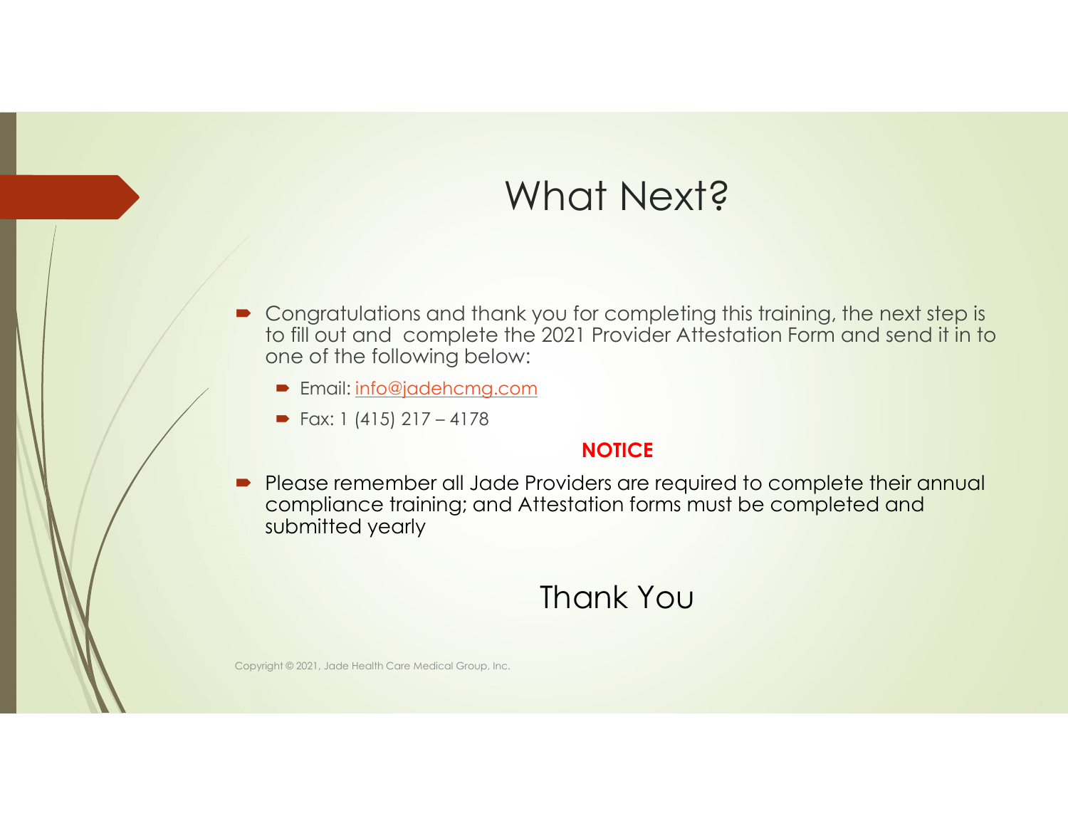# What Next?

- Congratulations and thank you for completing this training, the next step is to fill out and complete the 2021 Provider Attestation Form and send it in to one of the following below:
  - Email: info@jadehcmg.com
  - Fax: 1 (415) 217 – 4178

**NOTICE**

- Please remember all Jade Providers are required to complete their annual compliance training; and Attestation forms must be completed and submitted yearly

Thank You

Copyright © 2021, Jade Health Care Medical Group, Inc.